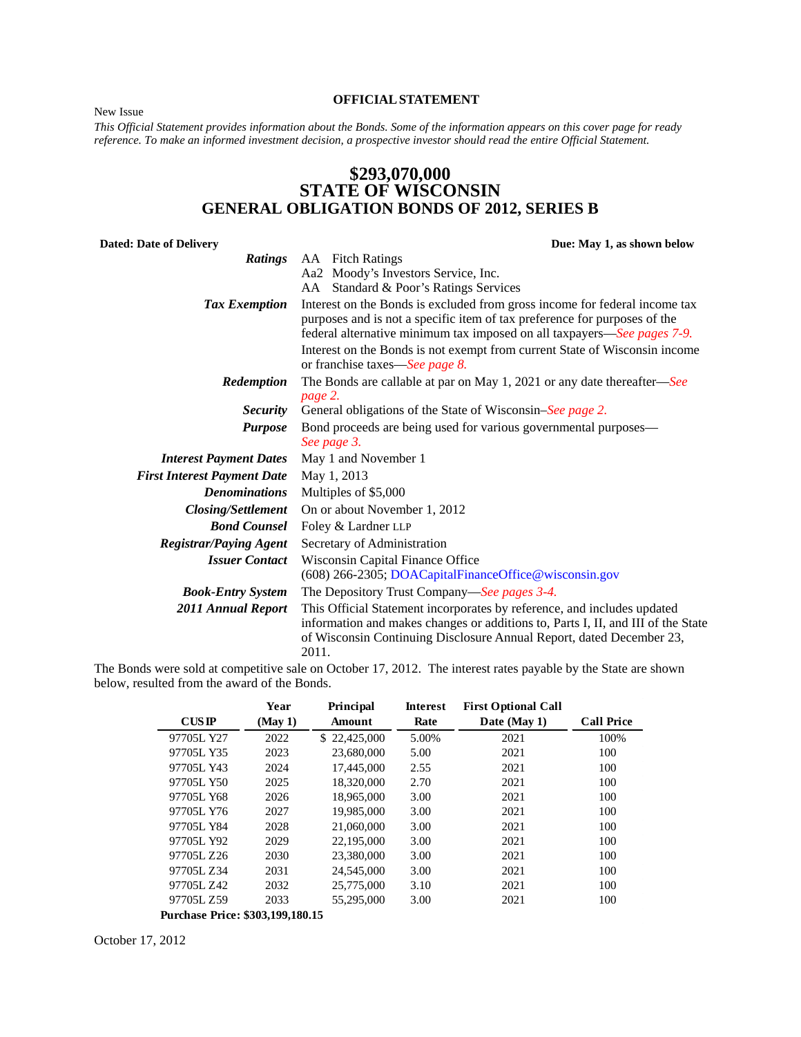**OFFICIAL STATEMENT**

New Issue

*This Official Statement provides information about the Bonds. Some of the information appears on this cover page for ready reference. To make an informed investment decision, a prospective investor should read the entire Official Statement.*

# $293,070,000
# STATE OF WISCONSIN
# GENERAL OBLIGATION BONDS OF 2012, SERIES B

**Dated: Date of Delivery** **Due: May 1, as shown below**

| | |
|---|---|
| ***Ratings*** | AA Fitch Ratings<br>Aa2 Moody's Investors Service, Inc.<br>AA Standard & Poor's Ratings Services |
| ***Tax Exemption*** | Interest on the Bonds is excluded from gross income for federal income tax purposes and is not a specific item of tax preference for purposes of the federal alternative minimum tax imposed on all taxpayers—*See pages 7-9.*<br>Interest on the Bonds is not exempt from current State of Wisconsin income or franchise taxes—*See page 8.* |
| ***Redemption*** | The Bonds are callable at par on May 1, 2021 or any date thereafter—*See page 2.* |
| ***Security*** | General obligations of the State of Wisconsin–*See page 2.* |
| ***Purpose*** | Bond proceeds are being used for various governmental purposes—*See page 3.* |
| ***Interest Payment Dates*** | May 1 and November 1 |
| ***First Interest Payment Date*** | May 1, 2013 |
| ***Denominations*** | Multiples of $5,000 |
| ***Closing/Settlement*** | On or about November 1, 2012 |
| ***Bond Counsel*** | Foley & Lardner LLP |
| ***Registrar/Paying Agent*** | Secretary of Administration |
| ***Issuer Contact*** | Wisconsin Capital Finance Office<br>(608) 266-2305; DOACapitalFinanceOffice@wisconsin.gov |
| ***Book-Entry System*** | The Depository Trust Company—*See pages 3-4.* |
| ***2011 Annual Report*** | This Official Statement incorporates by reference, and includes updated information and makes changes or additions to, Parts I, II, and III of the State of Wisconsin Continuing Disclosure Annual Report, dated December 23, 2011. |

The Bonds were sold at competitive sale on October 17, 2012. The interest rates payable by the State are shown below, resulted from the award of the Bonds.

| CUSIP | Year (May 1) | Principal Amount | Interest Rate | First Optional Call Date (May 1) | Call Price |
|---|---|---|---|---|---|
| 97705L Y27 | 2022 | $ 22,425,000 | 5.00% | 2021 | 100% |
| 97705L Y35 | 2023 | 23,680,000 | 5.00 | 2021 | 100 |
| 97705L Y43 | 2024 | 17,445,000 | 2.55 | 2021 | 100 |
| 97705L Y50 | 2025 | 18,320,000 | 2.70 | 2021 | 100 |
| 97705L Y68 | 2026 | 18,965,000 | 3.00 | 2021 | 100 |
| 97705L Y76 | 2027 | 19,985,000 | 3.00 | 2021 | 100 |
| 97705L Y84 | 2028 | 21,060,000 | 3.00 | 2021 | 100 |
| 97705L Y92 | 2029 | 22,195,000 | 3.00 | 2021 | 100 |
| 97705L Z26 | 2030 | 23,380,000 | 3.00 | 2021 | 100 |
| 97705L Z34 | 2031 | 24,545,000 | 3.00 | 2021 | 100 |
| 97705L Z42 | 2032 | 25,775,000 | 3.10 | 2021 | 100 |
| 97705L Z59 | 2033 | 55,295,000 | 3.00 | 2021 | 100 |

**Purchase Price: $303,199,180.15**

October 17, 2012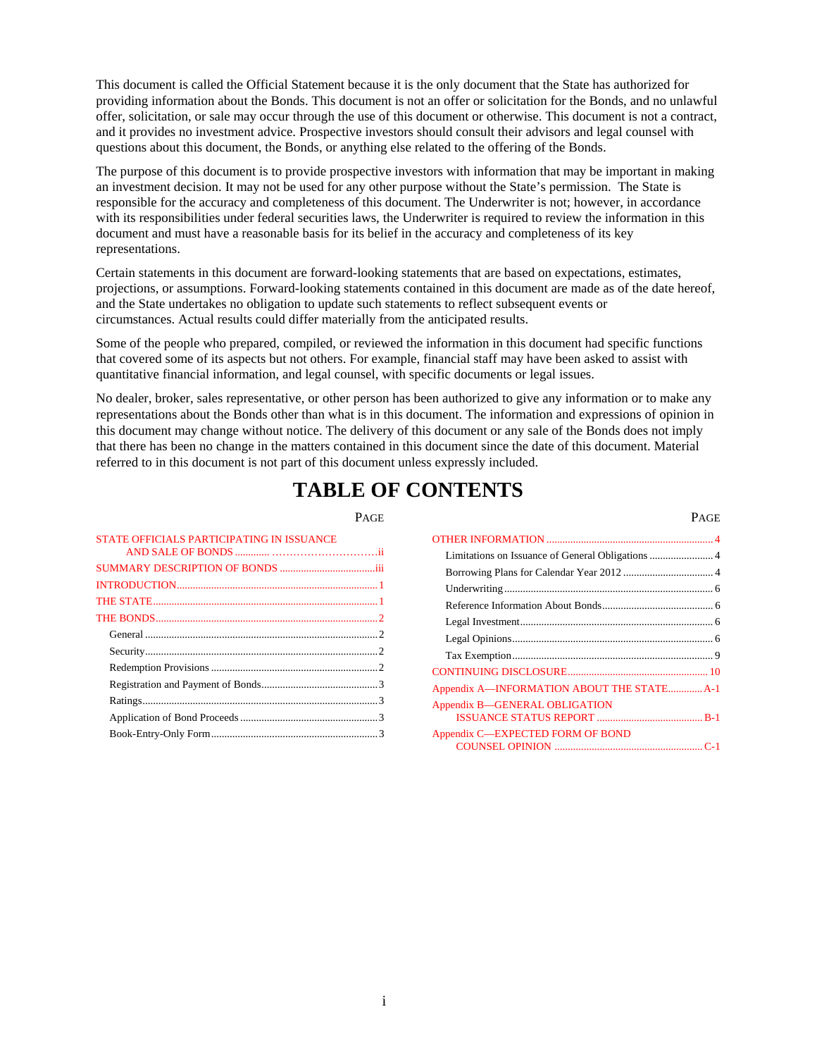This document is called the Official Statement because it is the only document that the State has authorized for providing information about the Bonds. This document is not an offer or solicitation for the Bonds, and no unlawful offer, solicitation, or sale may occur through the use of this document or otherwise. This document is not a contract, and it provides no investment advice. Prospective investors should consult their advisors and legal counsel with questions about this document, the Bonds, or anything else related to the offering of the Bonds.

The purpose of this document is to provide prospective investors with information that may be important in making an investment decision. It may not be used for any other purpose without the State's permission. The State is responsible for the accuracy and completeness of this document. The Underwriter is not; however, in accordance with its responsibilities under federal securities laws, the Underwriter is required to review the information in this document and must have a reasonable basis for its belief in the accuracy and completeness of its key representations.

Certain statements in this document are forward-looking statements that are based on expectations, estimates, projections, or assumptions. Forward-looking statements contained in this document are made as of the date hereof, and the State undertakes no obligation to update such statements to reflect subsequent events or circumstances. Actual results could differ materially from the anticipated results.

Some of the people who prepared, compiled, or reviewed the information in this document had specific functions that covered some of its aspects but not others. For example, financial staff may have been asked to assist with quantitative financial information, and legal counsel, with specific documents or legal issues.

No dealer, broker, sales representative, or other person has been authorized to give any information or to make any representations about the Bonds other than what is in this document. The information and expressions of opinion in this document may change without notice. The delivery of this document or any sale of the Bonds does not imply that there has been no change in the matters contained in this document since the date of this document. Material referred to in this document is not part of this document unless expressly included.

# TABLE OF CONTENTS

| | PAGE |
|---|---|
| STATE OFFICIALS PARTICIPATING IN ISSUANCE AND SALE OF BONDS | ii |
| SUMMARY DESCRIPTION OF BONDS | iii |
| INTRODUCTION | 1 |
| THE STATE | 1 |
| THE BONDS | 2 |
| General | 2 |
| Security | 2 |
| Redemption Provisions | 2 |
| Registration and Payment of Bonds | 3 |
| Ratings | 3 |
| Application of Bond Proceeds | 3 |
| Book-Entry-Only Form | 3 |
| OTHER INFORMATION | 4 |
| Limitations on Issuance of General Obligations | 4 |
| Borrowing Plans for Calendar Year 2012 | 4 |
| Underwriting | 6 |
| Reference Information About Bonds | 6 |
| Legal Investment | 6 |
| Legal Opinions | 6 |
| Tax Exemption | 9 |
| CONTINUING DISCLOSURE | 10 |
| Appendix A—INFORMATION ABOUT THE STATE | A-1 |
| Appendix B—GENERAL OBLIGATION ISSUANCE STATUS REPORT | B-1 |
| Appendix C—EXPECTED FORM OF BOND COUNSEL OPINION | C-1 |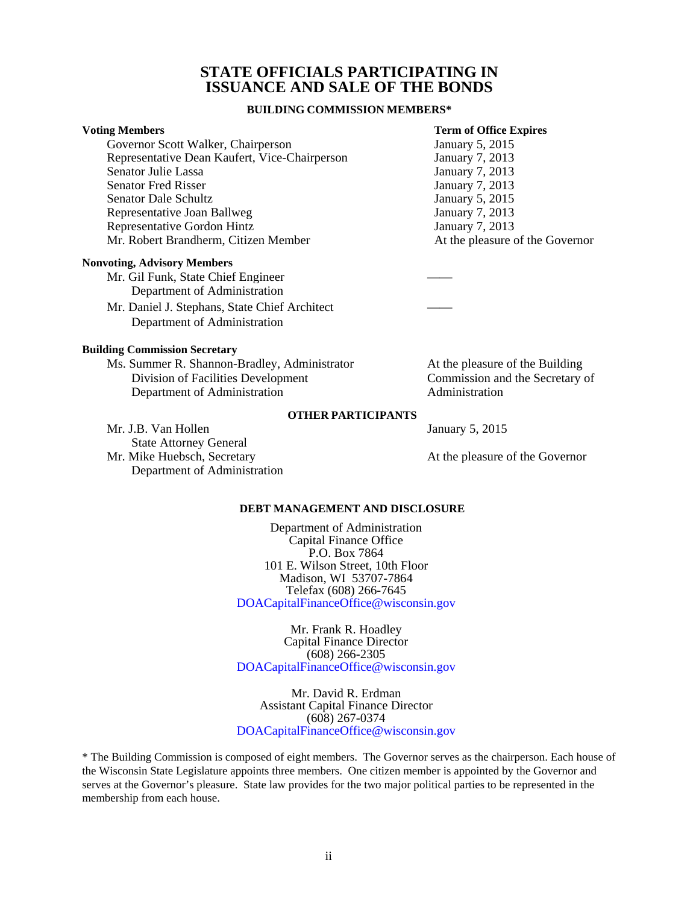# STATE OFFICIALS PARTICIPATING IN ISSUANCE AND SALE OF THE BONDS

### BUILDING COMMISSION MEMBERS*

| **Voting Members** | **Term of Office Expires** |
|---|---|
| Governor Scott Walker, Chairperson | January 5, 2015 |
| Representative Dean Kaufert, Vice-Chairperson | January 7, 2013 |
| Senator Julie Lassa | January 7, 2013 |
| Senator Fred Risser | January 7, 2013 |
| Senator Dale Schultz | January 5, 2015 |
| Representative Joan Ballweg | January 7, 2013 |
| Representative Gordon Hintz | January 7, 2013 |
| Mr. Robert Brandherm, Citizen Member | At the pleasure of the Governor |
| **Nonvoting, Advisory Members** | |
| Mr. Gil Funk, State Chief Engineer<br>Department of Administration | —— |
| Mr. Daniel J. Stephans, State Chief Architect<br>Department of Administration | —— |
| **Building Commission Secretary** | |
| Ms. Summer R. Shannon-Bradley, Administrator<br>Division of Facilities Development<br>Department of Administration | At the pleasure of the Building Commission and the Secretary of Administration |

### OTHER PARTICIPANTS

| | |
|---|---|
| Mr. J.B. Van Hollen<br>State Attorney General | January 5, 2015 |
| Mr. Mike Huebsch, Secretary<br>Department of Administration | At the pleasure of the Governor |

### DEBT MANAGEMENT AND DISCLOSURE

Department of Administration
Capital Finance Office
P.O. Box 7864
101 E. Wilson Street, 10th Floor
Madison, WI 53707-7864
Telefax (608) 266-7645
DOACapitalFinanceOffice@wisconsin.gov

Mr. Frank R. Hoadley
Capital Finance Director
(608) 266-2305
DOACapitalFinanceOffice@wisconsin.gov

Mr. David R. Erdman
Assistant Capital Finance Director
(608) 267-0374
DOACapitalFinanceOffice@wisconsin.gov

* The Building Commission is composed of eight members. The Governor serves as the chairperson. Each house of the Wisconsin State Legislature appoints three members. One citizen member is appointed by the Governor and serves at the Governor's pleasure. State law provides for the two major political parties to be represented in the membership from each house.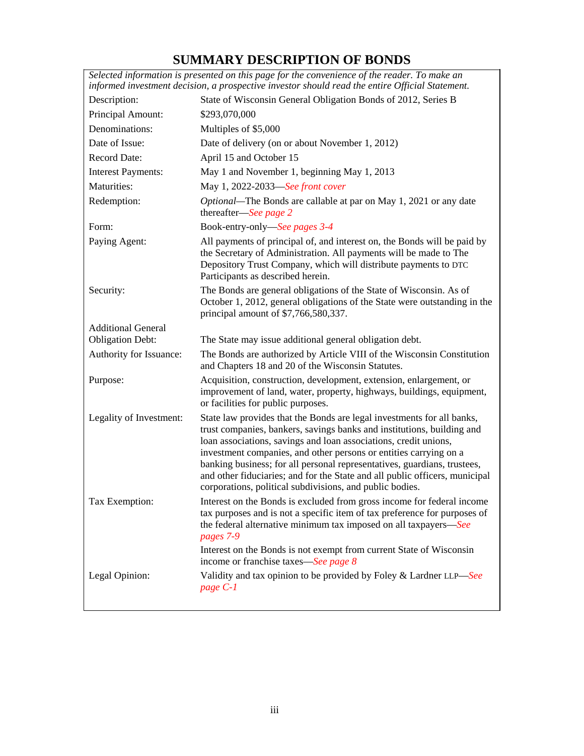# SUMMARY DESCRIPTION OF BONDS

*Selected information is presented on this page for the convenience of the reader. To make an informed investment decision, a prospective investor should read the entire Official Statement.*

| | |
|---|---|
| Description: | State of Wisconsin General Obligation Bonds of 2012, Series B |
| Principal Amount: | $293,070,000 |
| Denominations: | Multiples of $5,000 |
| Date of Issue: | Date of delivery (on or about November 1, 2012) |
| Record Date: | April 15 and October 15 |
| Interest Payments: | May 1 and November 1, beginning May 1, 2013 |
| Maturities: | May 1, 2022-2033—*See front cover* |
| Redemption: | *Optional*—The Bonds are callable at par on May 1, 2021 or any date thereafter—*See page 2* |
| Form: | Book-entry-only—*See pages 3-4* |
| Paying Agent: | All payments of principal of, and interest on, the Bonds will be paid by the Secretary of Administration. All payments will be made to The Depository Trust Company, which will distribute payments to DTC Participants as described herein. |
| Security: | The Bonds are general obligations of the State of Wisconsin. As of October 1, 2012, general obligations of the State were outstanding in the principal amount of $7,766,580,337. |
| Additional General Obligation Debt: | The State may issue additional general obligation debt. |
| Authority for Issuance: | The Bonds are authorized by Article VIII of the Wisconsin Constitution and Chapters 18 and 20 of the Wisconsin Statutes. |
| Purpose: | Acquisition, construction, development, extension, enlargement, or improvement of land, water, property, highways, buildings, equipment, or facilities for public purposes. |
| Legality of Investment: | State law provides that the Bonds are legal investments for all banks, trust companies, bankers, savings banks and institutions, building and loan associations, savings and loan associations, credit unions, investment companies, and other persons or entities carrying on a banking business; for all personal representatives, guardians, trustees, and other fiduciaries; and for the State and all public officers, municipal corporations, political subdivisions, and public bodies. |
| Tax Exemption: | Interest on the Bonds is excluded from gross income for federal income tax purposes and is not a specific item of tax preference for purposes of the federal alternative minimum tax imposed on all taxpayers—*See pages 7-9*<br><br>Interest on the Bonds is not exempt from current State of Wisconsin income or franchise taxes—*See page 8* |
| Legal Opinion: | Validity and tax opinion to be provided by Foley & Lardner LLP—*See page C-1* |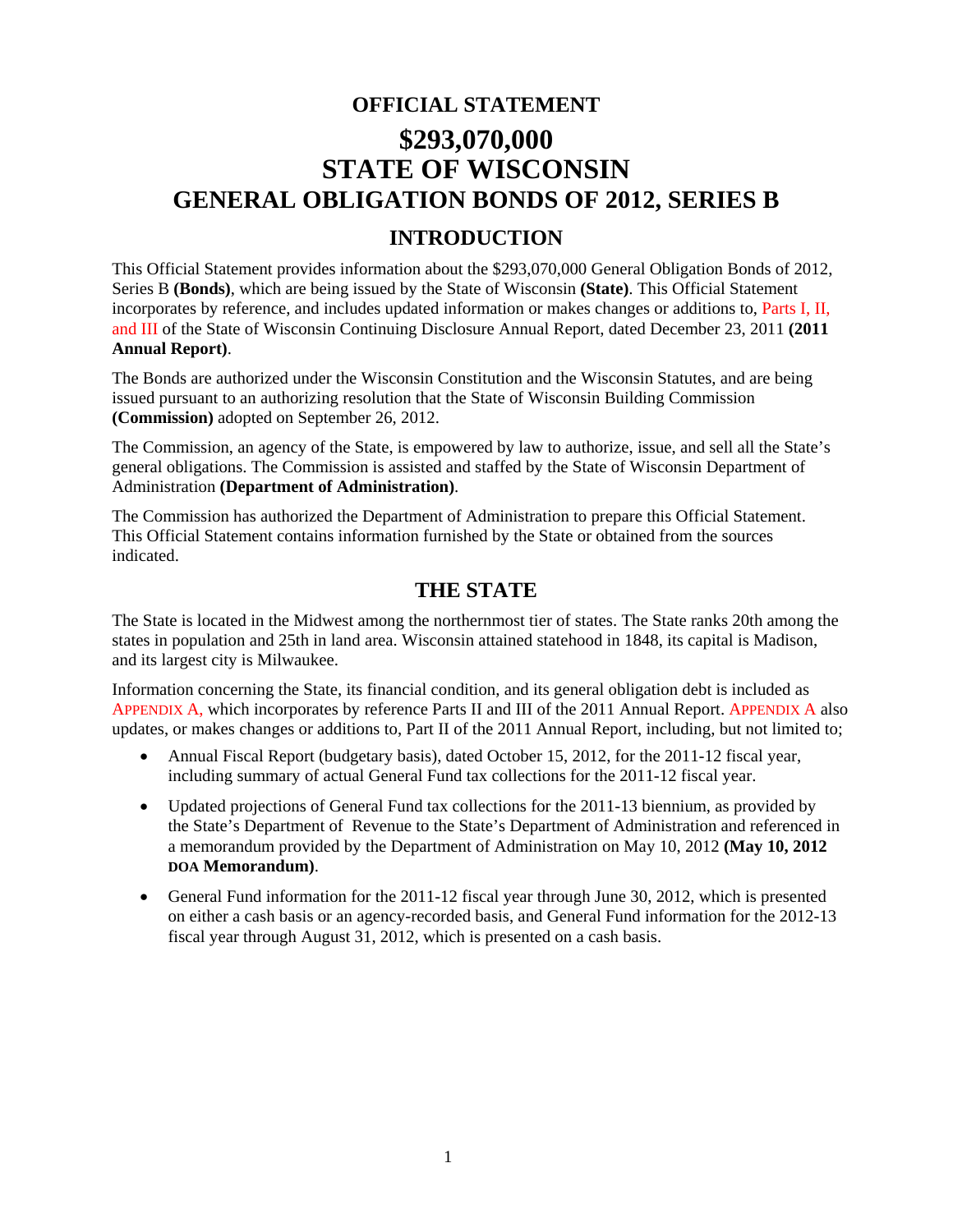# OFFICIAL STATEMENT

# $293,070,000
# STATE OF WISCONSIN
# GENERAL OBLIGATION BONDS OF 2012, SERIES B

## INTRODUCTION

This Official Statement provides information about the $293,070,000 General Obligation Bonds of 2012, Series B **(Bonds)**, which are being issued by the State of Wisconsin **(State)**. This Official Statement incorporates by reference, and includes updated information or makes changes or additions to, Parts I, II, and III of the State of Wisconsin Continuing Disclosure Annual Report, dated December 23, 2011 **(2011 Annual Report)**.

The Bonds are authorized under the Wisconsin Constitution and the Wisconsin Statutes, and are being issued pursuant to an authorizing resolution that the State of Wisconsin Building Commission **(Commission)** adopted on September 26, 2012.

The Commission, an agency of the State, is empowered by law to authorize, issue, and sell all the State's general obligations. The Commission is assisted and staffed by the State of Wisconsin Department of Administration **(Department of Administration)**.

The Commission has authorized the Department of Administration to prepare this Official Statement. This Official Statement contains information furnished by the State or obtained from the sources indicated.

## THE STATE

The State is located in the Midwest among the northernmost tier of states. The State ranks 20th among the states in population and 25th in land area. Wisconsin attained statehood in 1848, its capital is Madison, and its largest city is Milwaukee.

Information concerning the State, its financial condition, and its general obligation debt is included as APPENDIX A, which incorporates by reference Parts II and III of the 2011 Annual Report. APPENDIX A also updates, or makes changes or additions to, Part II of the 2011 Annual Report, including, but not limited to;

- Annual Fiscal Report (budgetary basis), dated October 15, 2012, for the 2011-12 fiscal year, including summary of actual General Fund tax collections for the 2011-12 fiscal year.
- Updated projections of General Fund tax collections for the 2011-13 biennium, as provided by the State's Department of Revenue to the State's Department of Administration and referenced in a memorandum provided by the Department of Administration on May 10, 2012 **(May 10, 2012 DOA Memorandum)**.
- General Fund information for the 2011-12 fiscal year through June 30, 2012, which is presented on either a cash basis or an agency-recorded basis, and General Fund information for the 2012-13 fiscal year through August 31, 2012, which is presented on a cash basis.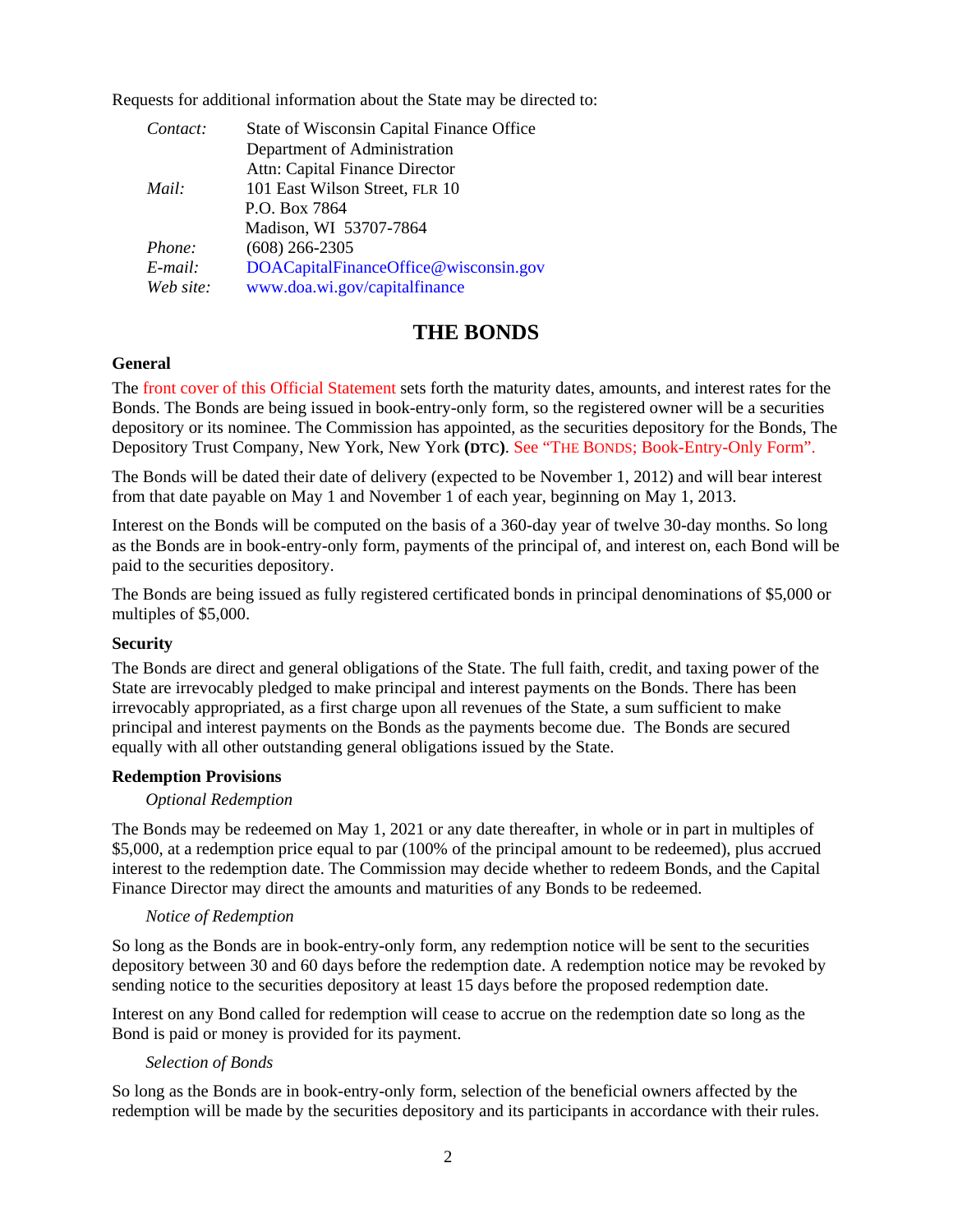Requests for additional information about the State may be directed to:

| | |
|---|---|
| *Contact:* | State of Wisconsin Capital Finance Office<br>Department of Administration<br>Attn: Capital Finance Director |
| *Mail:* | 101 East Wilson Street, FLR 10<br>P.O. Box 7864<br>Madison, WI 53707-7864 |
| *Phone:* | (608) 266-2305 |
| *E-mail:* | DOACapitalFinanceOffice@wisconsin.gov |
| *Web site:* | www.doa.wi.gov/capitalfinance |

# THE BONDS

### General

The front cover of this Official Statement sets forth the maturity dates, amounts, and interest rates for the Bonds. The Bonds are being issued in book-entry-only form, so the registered owner will be a securities depository or its nominee. The Commission has appointed, as the securities depository for the Bonds, The Depository Trust Company, New York, New York **(DTC)**. See "THE BONDS; Book-Entry-Only Form".

The Bonds will be dated their date of delivery (expected to be November 1, 2012) and will bear interest from that date payable on May 1 and November 1 of each year, beginning on May 1, 2013.

Interest on the Bonds will be computed on the basis of a 360-day year of twelve 30-day months. So long as the Bonds are in book-entry-only form, payments of the principal of, and interest on, each Bond will be paid to the securities depository.

The Bonds are being issued as fully registered certificated bonds in principal denominations of $5,000 or multiples of $5,000.

### Security

The Bonds are direct and general obligations of the State. The full faith, credit, and taxing power of the State are irrevocably pledged to make principal and interest payments on the Bonds. There has been irrevocably appropriated, as a first charge upon all revenues of the State, a sum sufficient to make principal and interest payments on the Bonds as the payments become due. The Bonds are secured equally with all other outstanding general obligations issued by the State.

### Redemption Provisions

*Optional Redemption*

The Bonds may be redeemed on May 1, 2021 or any date thereafter, in whole or in part in multiples of $5,000, at a redemption price equal to par (100% of the principal amount to be redeemed), plus accrued interest to the redemption date. The Commission may decide whether to redeem Bonds, and the Capital Finance Director may direct the amounts and maturities of any Bonds to be redeemed.

*Notice of Redemption*

So long as the Bonds are in book-entry-only form, any redemption notice will be sent to the securities depository between 30 and 60 days before the redemption date. A redemption notice may be revoked by sending notice to the securities depository at least 15 days before the proposed redemption date.

Interest on any Bond called for redemption will cease to accrue on the redemption date so long as the Bond is paid or money is provided for its payment.

*Selection of Bonds*

So long as the Bonds are in book-entry-only form, selection of the beneficial owners affected by the redemption will be made by the securities depository and its participants in accordance with their rules.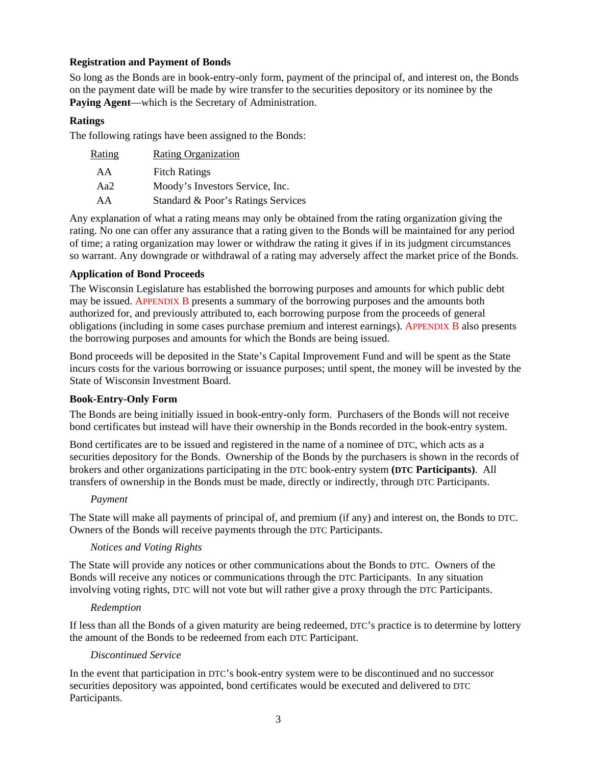**Registration and Payment of Bonds**

So long as the Bonds are in book-entry-only form, payment of the principal of, and interest on, the Bonds on the payment date will be made by wire transfer to the securities depository or its nominee by the **Paying Agent**—which is the Secretary of Administration.

**Ratings**

The following ratings have been assigned to the Bonds:

| Rating | Rating Organization |
|---|---|
| AA | Fitch Ratings |
| Aa2 | Moody's Investors Service, Inc. |
| AA | Standard & Poor's Ratings Services |

Any explanation of what a rating means may only be obtained from the rating organization giving the rating. No one can offer any assurance that a rating given to the Bonds will be maintained for any period of time; a rating organization may lower or withdraw the rating it gives if in its judgment circumstances so warrant. Any downgrade or withdrawal of a rating may adversely affect the market price of the Bonds.

**Application of Bond Proceeds**

The Wisconsin Legislature has established the borrowing purposes and amounts for which public debt may be issued. APPENDIX B presents a summary of the borrowing purposes and the amounts both authorized for, and previously attributed to, each borrowing purpose from the proceeds of general obligations (including in some cases purchase premium and interest earnings). APPENDIX B also presents the borrowing purposes and amounts for which the Bonds are being issued.

Bond proceeds will be deposited in the State's Capital Improvement Fund and will be spent as the State incurs costs for the various borrowing or issuance purposes; until spent, the money will be invested by the State of Wisconsin Investment Board.

**Book-Entry-Only Form**

The Bonds are being initially issued in book-entry-only form. Purchasers of the Bonds will not receive bond certificates but instead will have their ownership in the Bonds recorded in the book-entry system.

Bond certificates are to be issued and registered in the name of a nominee of DTC, which acts as a securities depository for the Bonds. Ownership of the Bonds by the purchasers is shown in the records of brokers and other organizations participating in the DTC book-entry system **(DTC Participants)**. All transfers of ownership in the Bonds must be made, directly or indirectly, through DTC Participants.

*Payment*

The State will make all payments of principal of, and premium (if any) and interest on, the Bonds to DTC. Owners of the Bonds will receive payments through the DTC Participants.

*Notices and Voting Rights*

The State will provide any notices or other communications about the Bonds to DTC. Owners of the Bonds will receive any notices or communications through the DTC Participants. In any situation involving voting rights, DTC will not vote but will rather give a proxy through the DTC Participants.

*Redemption*

If less than all the Bonds of a given maturity are being redeemed, DTC's practice is to determine by lottery the amount of the Bonds to be redeemed from each DTC Participant.

*Discontinued Service*

In the event that participation in DTC's book-entry system were to be discontinued and no successor securities depository was appointed, bond certificates would be executed and delivered to DTC Participants.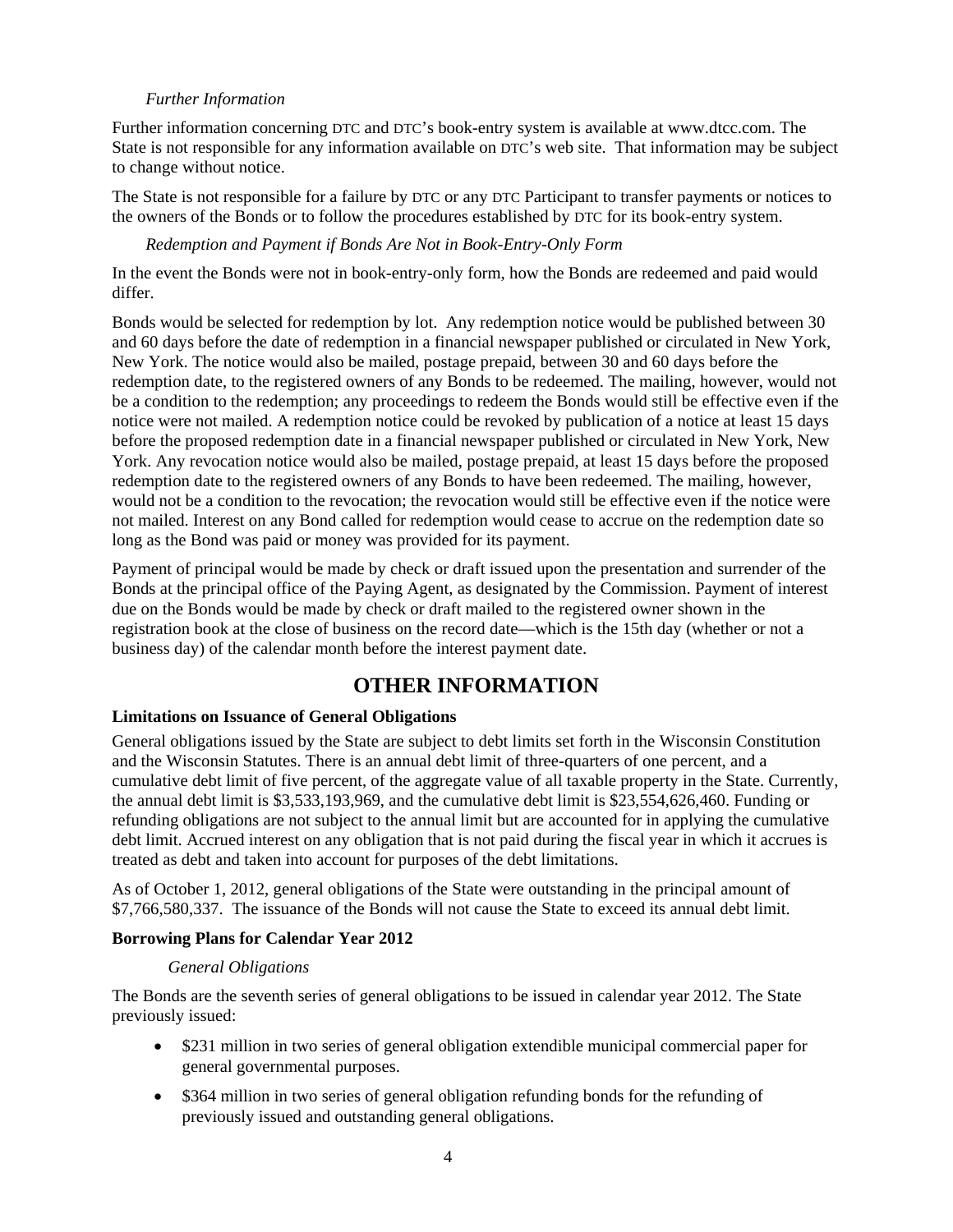*Further Information*

Further information concerning DTC and DTC's book-entry system is available at www.dtcc.com. The State is not responsible for any information available on DTC's web site. That information may be subject to change without notice.

The State is not responsible for a failure by DTC or any DTC Participant to transfer payments or notices to the owners of the Bonds or to follow the procedures established by DTC for its book-entry system.

*Redemption and Payment if Bonds Are Not in Book-Entry-Only Form*

In the event the Bonds were not in book-entry-only form, how the Bonds are redeemed and paid would differ.

Bonds would be selected for redemption by lot. Any redemption notice would be published between 30 and 60 days before the date of redemption in a financial newspaper published or circulated in New York, New York. The notice would also be mailed, postage prepaid, between 30 and 60 days before the redemption date, to the registered owners of any Bonds to be redeemed. The mailing, however, would not be a condition to the redemption; any proceedings to redeem the Bonds would still be effective even if the notice were not mailed. A redemption notice could be revoked by publication of a notice at least 15 days before the proposed redemption date in a financial newspaper published or circulated in New York, New York. Any revocation notice would also be mailed, postage prepaid, at least 15 days before the proposed redemption date to the registered owners of any Bonds to have been redeemed. The mailing, however, would not be a condition to the revocation; the revocation would still be effective even if the notice were not mailed. Interest on any Bond called for redemption would cease to accrue on the redemption date so long as the Bond was paid or money was provided for its payment.

Payment of principal would be made by check or draft issued upon the presentation and surrender of the Bonds at the principal office of the Paying Agent, as designated by the Commission. Payment of interest due on the Bonds would be made by check or draft mailed to the registered owner shown in the registration book at the close of business on the record date—which is the 15th day (whether or not a business day) of the calendar month before the interest payment date.

# OTHER INFORMATION

**Limitations on Issuance of General Obligations**

General obligations issued by the State are subject to debt limits set forth in the Wisconsin Constitution and the Wisconsin Statutes. There is an annual debt limit of three-quarters of one percent, and a cumulative debt limit of five percent, of the aggregate value of all taxable property in the State. Currently, the annual debt limit is $3,533,193,969, and the cumulative debt limit is $23,554,626,460. Funding or refunding obligations are not subject to the annual limit but are accounted for in applying the cumulative debt limit. Accrued interest on any obligation that is not paid during the fiscal year in which it accrues is treated as debt and taken into account for purposes of the debt limitations.

As of October 1, 2012, general obligations of the State were outstanding in the principal amount of $7,766,580,337. The issuance of the Bonds will not cause the State to exceed its annual debt limit.

**Borrowing Plans for Calendar Year 2012**

*General Obligations*

The Bonds are the seventh series of general obligations to be issued in calendar year 2012. The State previously issued:

- $231 million in two series of general obligation extendible municipal commercial paper for general governmental purposes.
- $364 million in two series of general obligation refunding bonds for the refunding of previously issued and outstanding general obligations.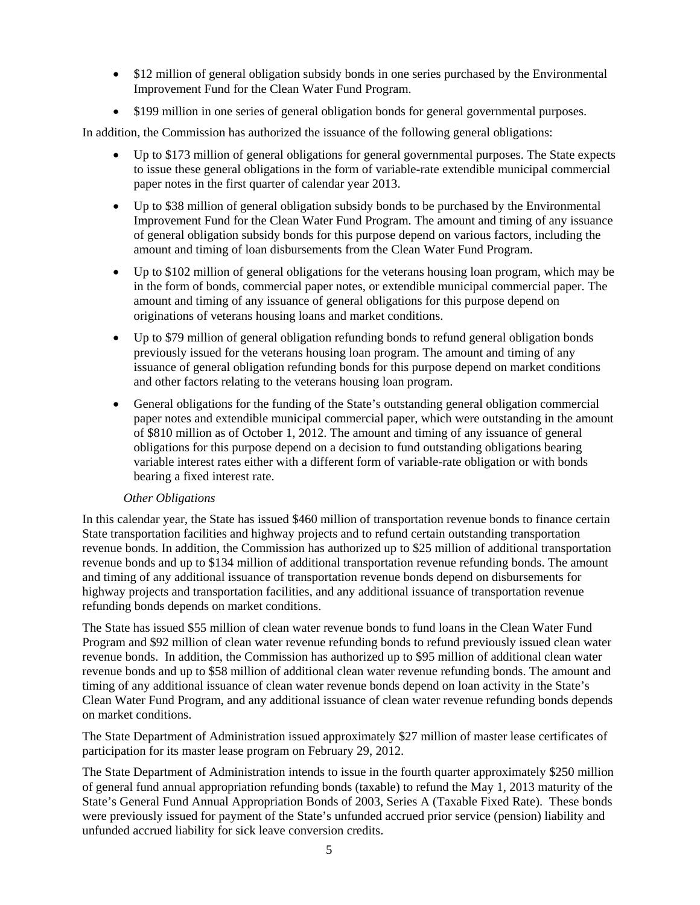- $12 million of general obligation subsidy bonds in one series purchased by the Environmental Improvement Fund for the Clean Water Fund Program.
- $199 million in one series of general obligation bonds for general governmental purposes.

In addition, the Commission has authorized the issuance of the following general obligations:

- Up to $173 million of general obligations for general governmental purposes. The State expects to issue these general obligations in the form of variable-rate extendible municipal commercial paper notes in the first quarter of calendar year 2013.
- Up to $38 million of general obligation subsidy bonds to be purchased by the Environmental Improvement Fund for the Clean Water Fund Program. The amount and timing of any issuance of general obligation subsidy bonds for this purpose depend on various factors, including the amount and timing of loan disbursements from the Clean Water Fund Program.
- Up to $102 million of general obligations for the veterans housing loan program, which may be in the form of bonds, commercial paper notes, or extendible municipal commercial paper. The amount and timing of any issuance of general obligations for this purpose depend on originations of veterans housing loans and market conditions.
- Up to $79 million of general obligation refunding bonds to refund general obligation bonds previously issued for the veterans housing loan program. The amount and timing of any issuance of general obligation refunding bonds for this purpose depend on market conditions and other factors relating to the veterans housing loan program.
- General obligations for the funding of the State's outstanding general obligation commercial paper notes and extendible municipal commercial paper, which were outstanding in the amount of $810 million as of October 1, 2012. The amount and timing of any issuance of general obligations for this purpose depend on a decision to fund outstanding obligations bearing variable interest rates either with a different form of variable-rate obligation or with bonds bearing a fixed interest rate.

*Other Obligations*

In this calendar year, the State has issued $460 million of transportation revenue bonds to finance certain State transportation facilities and highway projects and to refund certain outstanding transportation revenue bonds. In addition, the Commission has authorized up to $25 million of additional transportation revenue bonds and up to $134 million of additional transportation revenue refunding bonds. The amount and timing of any additional issuance of transportation revenue bonds depend on disbursements for highway projects and transportation facilities, and any additional issuance of transportation revenue refunding bonds depends on market conditions.

The State has issued $55 million of clean water revenue bonds to fund loans in the Clean Water Fund Program and $92 million of clean water revenue refunding bonds to refund previously issued clean water revenue bonds. In addition, the Commission has authorized up to $95 million of additional clean water revenue bonds and up to $58 million of additional clean water revenue refunding bonds. The amount and timing of any additional issuance of clean water revenue bonds depend on loan activity in the State's Clean Water Fund Program, and any additional issuance of clean water revenue refunding bonds depends on market conditions.

The State Department of Administration issued approximately $27 million of master lease certificates of participation for its master lease program on February 29, 2012.

The State Department of Administration intends to issue in the fourth quarter approximately $250 million of general fund annual appropriation refunding bonds (taxable) to refund the May 1, 2013 maturity of the State's General Fund Annual Appropriation Bonds of 2003, Series A (Taxable Fixed Rate). These bonds were previously issued for payment of the State's unfunded accrued prior service (pension) liability and unfunded accrued liability for sick leave conversion credits.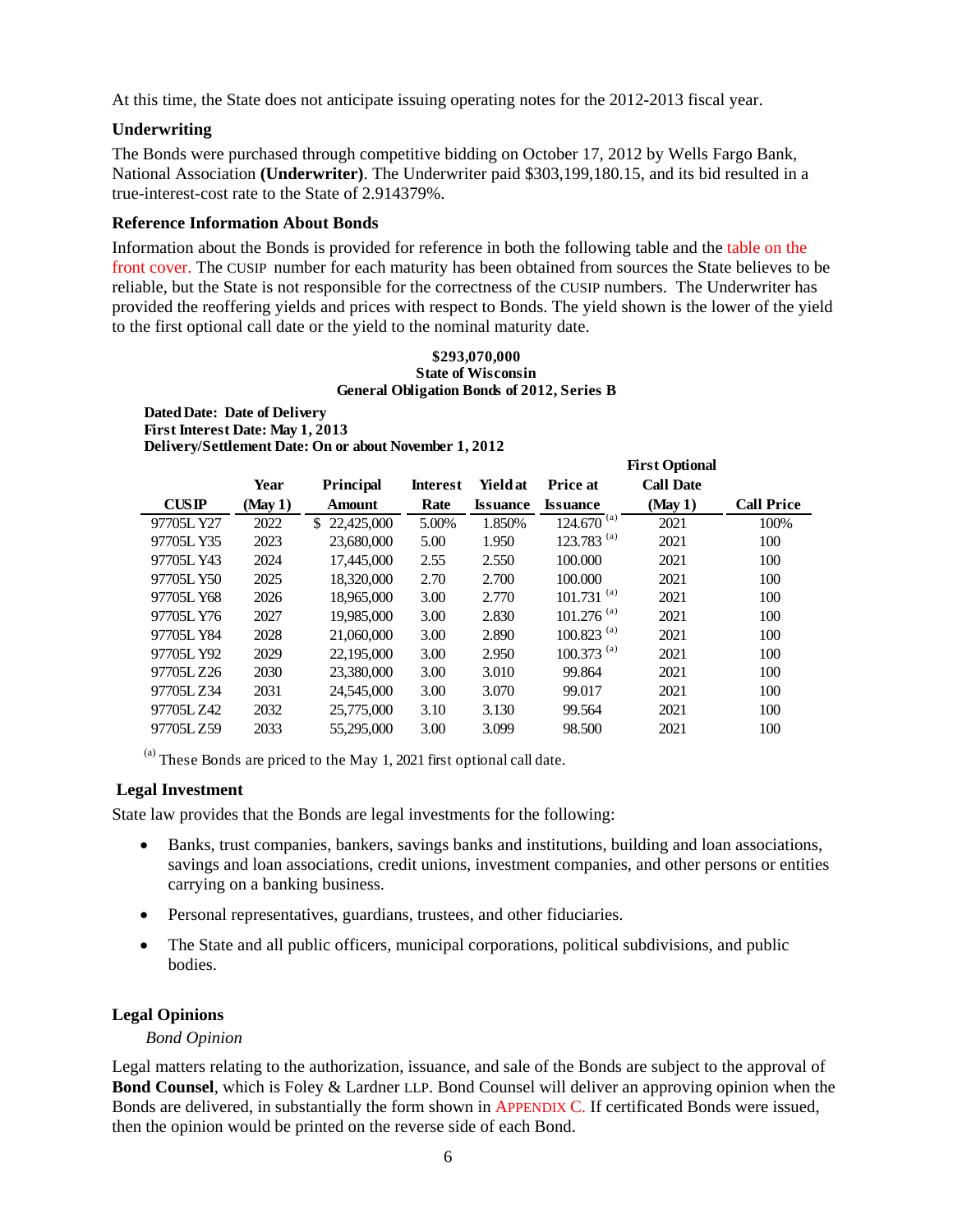At this time, the State does not anticipate issuing operating notes for the 2012-2013 fiscal year.

### Underwriting

The Bonds were purchased through competitive bidding on October 17, 2012 by Wells Fargo Bank, National Association **(Underwriter)**. The Underwriter paid $303,199,180.15, and its bid resulted in a true-interest-cost rate to the State of 2.914379%.

### Reference Information About Bonds

Information about the Bonds is provided for reference in both the following table and the table on the front cover. The CUSIP number for each maturity has been obtained from sources the State believes to be reliable, but the State is not responsible for the correctness of the CUSIP numbers. The Underwriter has provided the reoffering yields and prices with respect to Bonds. The yield shown is the lower of the yield to the first optional call date or the yield to the nominal maturity date.

**$293,070,000**
**State of Wisconsin**
**General Obligation Bonds of 2012, Series B**

**Dated Date: Date of Delivery**
**First Interest Date: May 1, 2013**
**Delivery/Settlement Date: On or about November 1, 2012**

| CUSIP | Year (May 1) | Principal Amount | Interest Rate | Yield at Issuance | Price at Issuance | First Optional Call Date (May 1) | Call Price |
|---|---|---|---|---|---|---|---|
| 97705L Y27 | 2022 | $ 22,425,000 | 5.00% | 1.850% | 124.670 [(a)] | 2021 | 100% |
| 97705L Y35 | 2023 | 23,680,000 | 5.00 | 1.950 | 123.783 [(a)] | 2021 | 100 |
| 97705L Y43 | 2024 | 17,445,000 | 2.55 | 2.550 | 100.000 | 2021 | 100 |
| 97705L Y50 | 2025 | 18,320,000 | 2.70 | 2.700 | 100.000 | 2021 | 100 |
| 97705L Y68 | 2026 | 18,965,000 | 3.00 | 2.770 | 101.731 [(a)] | 2021 | 100 |
| 97705L Y76 | 2027 | 19,985,000 | 3.00 | 2.830 | 101.276 [(a)] | 2021 | 100 |
| 97705L Y84 | 2028 | 21,060,000 | 3.00 | 2.890 | 100.823 [(a)] | 2021 | 100 |
| 97705L Y92 | 2029 | 22,195,000 | 3.00 | 2.950 | 100.373 [(a)] | 2021 | 100 |
| 97705L Z26 | 2030 | 23,380,000 | 3.00 | 3.010 | 99.864 | 2021 | 100 |
| 97705L Z34 | 2031 | 24,545,000 | 3.00 | 3.070 | 99.017 | 2021 | 100 |
| 97705L Z42 | 2032 | 25,775,000 | 3.10 | 3.130 | 99.564 | 2021 | 100 |
| 97705L Z59 | 2033 | 55,295,000 | 3.00 | 3.099 | 98.500 | 2021 | 100 |

[(a)] These Bonds are priced to the May 1, 2021 first optional call date.

### Legal Investment

State law provides that the Bonds are legal investments for the following:

- Banks, trust companies, bankers, savings banks and institutions, building and loan associations, savings and loan associations, credit unions, investment companies, and other persons or entities carrying on a banking business.
- Personal representatives, guardians, trustees, and other fiduciaries.
- The State and all public officers, municipal corporations, political subdivisions, and public bodies.

### Legal Opinions

*Bond Opinion*

Legal matters relating to the authorization, issuance, and sale of the Bonds are subject to the approval of **Bond Counsel**, which is Foley & Lardner LLP. Bond Counsel will deliver an approving opinion when the Bonds are delivered, in substantially the form shown in APPENDIX C. If certificated Bonds were issued, then the opinion would be printed on the reverse side of each Bond.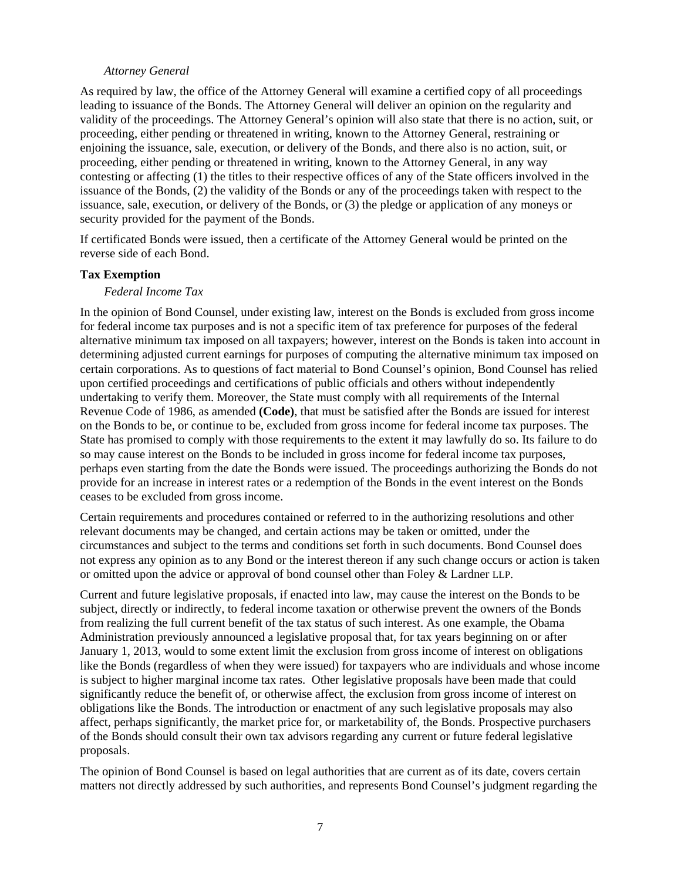*Attorney General*

As required by law, the office of the Attorney General will examine a certified copy of all proceedings leading to issuance of the Bonds. The Attorney General will deliver an opinion on the regularity and validity of the proceedings. The Attorney General's opinion will also state that there is no action, suit, or proceeding, either pending or threatened in writing, known to the Attorney General, restraining or enjoining the issuance, sale, execution, or delivery of the Bonds, and there also is no action, suit, or proceeding, either pending or threatened in writing, known to the Attorney General, in any way contesting or affecting (1) the titles to their respective offices of any of the State officers involved in the issuance of the Bonds, (2) the validity of the Bonds or any of the proceedings taken with respect to the issuance, sale, execution, or delivery of the Bonds, or (3) the pledge or application of any moneys or security provided for the payment of the Bonds.

If certificated Bonds were issued, then a certificate of the Attorney General would be printed on the reverse side of each Bond.

**Tax Exemption**

*Federal Income Tax*

In the opinion of Bond Counsel, under existing law, interest on the Bonds is excluded from gross income for federal income tax purposes and is not a specific item of tax preference for purposes of the federal alternative minimum tax imposed on all taxpayers; however, interest on the Bonds is taken into account in determining adjusted current earnings for purposes of computing the alternative minimum tax imposed on certain corporations. As to questions of fact material to Bond Counsel's opinion, Bond Counsel has relied upon certified proceedings and certifications of public officials and others without independently undertaking to verify them. Moreover, the State must comply with all requirements of the Internal Revenue Code of 1986, as amended **(Code)**, that must be satisfied after the Bonds are issued for interest on the Bonds to be, or continue to be, excluded from gross income for federal income tax purposes. The State has promised to comply with those requirements to the extent it may lawfully do so. Its failure to do so may cause interest on the Bonds to be included in gross income for federal income tax purposes, perhaps even starting from the date the Bonds were issued. The proceedings authorizing the Bonds do not provide for an increase in interest rates or a redemption of the Bonds in the event interest on the Bonds ceases to be excluded from gross income.

Certain requirements and procedures contained or referred to in the authorizing resolutions and other relevant documents may be changed, and certain actions may be taken or omitted, under the circumstances and subject to the terms and conditions set forth in such documents. Bond Counsel does not express any opinion as to any Bond or the interest thereon if any such change occurs or action is taken or omitted upon the advice or approval of bond counsel other than Foley & Lardner LLP.

Current and future legislative proposals, if enacted into law, may cause the interest on the Bonds to be subject, directly or indirectly, to federal income taxation or otherwise prevent the owners of the Bonds from realizing the full current benefit of the tax status of such interest. As one example, the Obama Administration previously announced a legislative proposal that, for tax years beginning on or after January 1, 2013, would to some extent limit the exclusion from gross income of interest on obligations like the Bonds (regardless of when they were issued) for taxpayers who are individuals and whose income is subject to higher marginal income tax rates. Other legislative proposals have been made that could significantly reduce the benefit of, or otherwise affect, the exclusion from gross income of interest on obligations like the Bonds. The introduction or enactment of any such legislative proposals may also affect, perhaps significantly, the market price for, or marketability of, the Bonds. Prospective purchasers of the Bonds should consult their own tax advisors regarding any current or future federal legislative proposals.

The opinion of Bond Counsel is based on legal authorities that are current as of its date, covers certain matters not directly addressed by such authorities, and represents Bond Counsel's judgment regarding the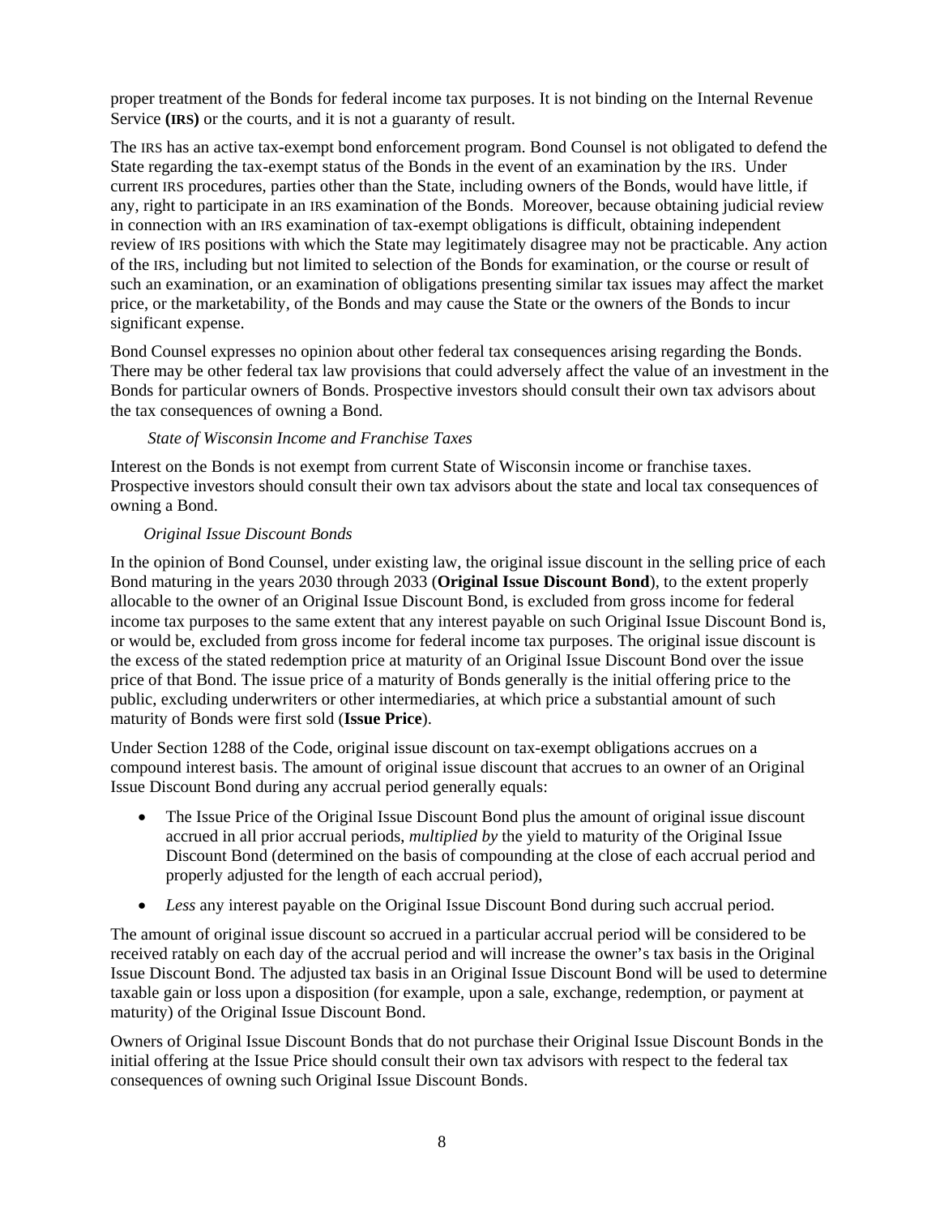proper treatment of the Bonds for federal income tax purposes. It is not binding on the Internal Revenue Service **(IRS)** or the courts, and it is not a guaranty of result.

The IRS has an active tax-exempt bond enforcement program. Bond Counsel is not obligated to defend the State regarding the tax-exempt status of the Bonds in the event of an examination by the IRS. Under current IRS procedures, parties other than the State, including owners of the Bonds, would have little, if any, right to participate in an IRS examination of the Bonds. Moreover, because obtaining judicial review in connection with an IRS examination of tax-exempt obligations is difficult, obtaining independent review of IRS positions with which the State may legitimately disagree may not be practicable. Any action of the IRS, including but not limited to selection of the Bonds for examination, or the course or result of such an examination, or an examination of obligations presenting similar tax issues may affect the market price, or the marketability, of the Bonds and may cause the State or the owners of the Bonds to incur significant expense.

Bond Counsel expresses no opinion about other federal tax consequences arising regarding the Bonds. There may be other federal tax law provisions that could adversely affect the value of an investment in the Bonds for particular owners of Bonds. Prospective investors should consult their own tax advisors about the tax consequences of owning a Bond.

*State of Wisconsin Income and Franchise Taxes*

Interest on the Bonds is not exempt from current State of Wisconsin income or franchise taxes. Prospective investors should consult their own tax advisors about the state and local tax consequences of owning a Bond.

*Original Issue Discount Bonds*

In the opinion of Bond Counsel, under existing law, the original issue discount in the selling price of each Bond maturing in the years 2030 through 2033 (**Original Issue Discount Bond**), to the extent properly allocable to the owner of an Original Issue Discount Bond, is excluded from gross income for federal income tax purposes to the same extent that any interest payable on such Original Issue Discount Bond is, or would be, excluded from gross income for federal income tax purposes. The original issue discount is the excess of the stated redemption price at maturity of an Original Issue Discount Bond over the issue price of that Bond. The issue price of a maturity of Bonds generally is the initial offering price to the public, excluding underwriters or other intermediaries, at which price a substantial amount of such maturity of Bonds were first sold (**Issue Price**).

Under Section 1288 of the Code, original issue discount on tax-exempt obligations accrues on a compound interest basis. The amount of original issue discount that accrues to an owner of an Original Issue Discount Bond during any accrual period generally equals:

- The Issue Price of the Original Issue Discount Bond plus the amount of original issue discount accrued in all prior accrual periods, *multiplied by* the yield to maturity of the Original Issue Discount Bond (determined on the basis of compounding at the close of each accrual period and properly adjusted for the length of each accrual period),
- *Less* any interest payable on the Original Issue Discount Bond during such accrual period.

The amount of original issue discount so accrued in a particular accrual period will be considered to be received ratably on each day of the accrual period and will increase the owner's tax basis in the Original Issue Discount Bond. The adjusted tax basis in an Original Issue Discount Bond will be used to determine taxable gain or loss upon a disposition (for example, upon a sale, exchange, redemption, or payment at maturity) of the Original Issue Discount Bond.

Owners of Original Issue Discount Bonds that do not purchase their Original Issue Discount Bonds in the initial offering at the Issue Price should consult their own tax advisors with respect to the federal tax consequences of owning such Original Issue Discount Bonds.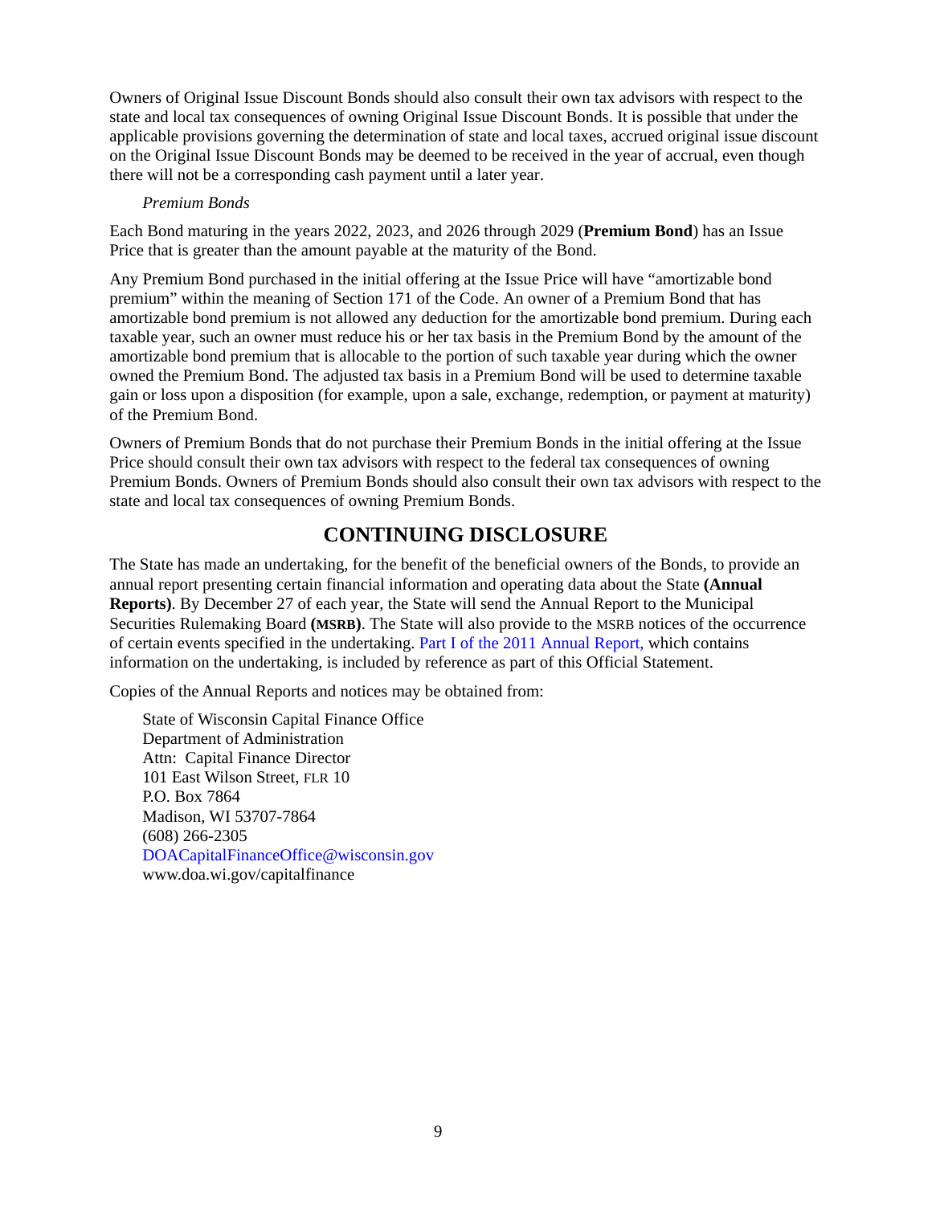Owners of Original Issue Discount Bonds should also consult their own tax advisors with respect to the state and local tax consequences of owning Original Issue Discount Bonds. It is possible that under the applicable provisions governing the determination of state and local taxes, accrued original issue discount on the Original Issue Discount Bonds may be deemed to be received in the year of accrual, even though there will not be a corresponding cash payment until a later year.

*Premium Bonds*

Each Bond maturing in the years 2022, 2023, and 2026 through 2029 (**Premium Bond**) has an Issue Price that is greater than the amount payable at the maturity of the Bond.

Any Premium Bond purchased in the initial offering at the Issue Price will have "amortizable bond premium" within the meaning of Section 171 of the Code. An owner of a Premium Bond that has amortizable bond premium is not allowed any deduction for the amortizable bond premium. During each taxable year, such an owner must reduce his or her tax basis in the Premium Bond by the amount of the amortizable bond premium that is allocable to the portion of such taxable year during which the owner owned the Premium Bond. The adjusted tax basis in a Premium Bond will be used to determine taxable gain or loss upon a disposition (for example, upon a sale, exchange, redemption, or payment at maturity) of the Premium Bond.

Owners of Premium Bonds that do not purchase their Premium Bonds in the initial offering at the Issue Price should consult their own tax advisors with respect to the federal tax consequences of owning Premium Bonds. Owners of Premium Bonds should also consult their own tax advisors with respect to the state and local tax consequences of owning Premium Bonds.

## CONTINUING DISCLOSURE

The State has made an undertaking, for the benefit of the beneficial owners of the Bonds, to provide an annual report presenting certain financial information and operating data about the State **(Annual Reports)**. By December 27 of each year, the State will send the Annual Report to the Municipal Securities Rulemaking Board **(MSRB)**. The State will also provide to the MSRB notices of the occurrence of certain events specified in the undertaking. Part I of the 2011 Annual Report, which contains information on the undertaking, is included by reference as part of this Official Statement.

Copies of the Annual Reports and notices may be obtained from:

State of Wisconsin Capital Finance Office
Department of Administration
Attn: Capital Finance Director
101 East Wilson Street, FLR 10
P.O. Box 7864
Madison, WI 53707-7864
(608) 266-2305
DOACapitalFinanceOffice@wisconsin.gov
www.doa.wi.gov/capitalfinance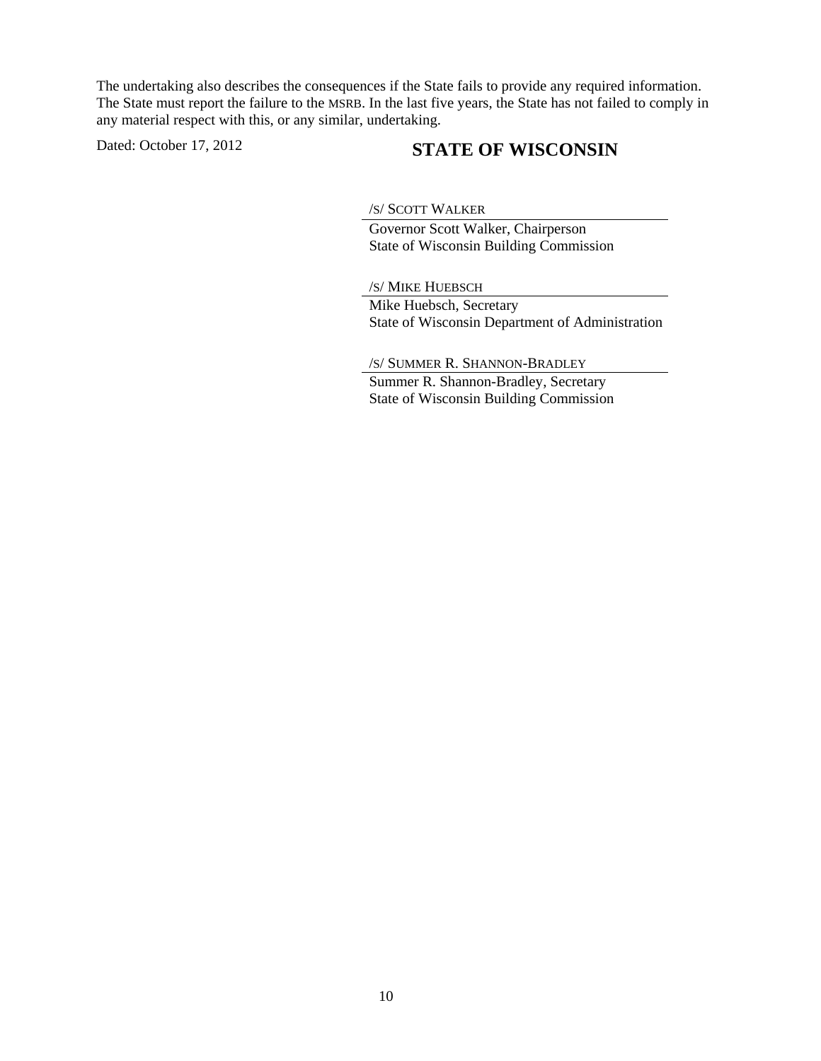The undertaking also describes the consequences if the State fails to provide any required information. The State must report the failure to the MSRB. In the last five years, the State has not failed to comply in any material respect with this, or any similar, undertaking.

Dated: October 17, 2012

**STATE OF WISCONSIN**

/S/ SCOTT WALKER

Governor Scott Walker, Chairperson
State of Wisconsin Building Commission

/S/ MIKE HUEBSCH

Mike Huebsch, Secretary
State of Wisconsin Department of Administration

/S/ SUMMER R. SHANNON-BRADLEY

Summer R. Shannon-Bradley, Secretary
State of Wisconsin Building Commission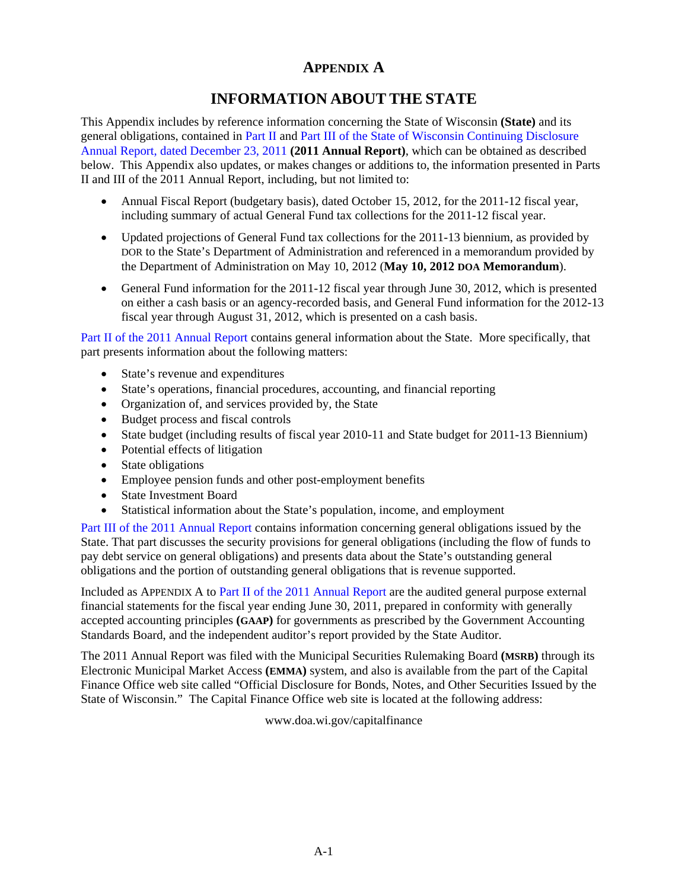# APPENDIX A

## INFORMATION ABOUT THE STATE

This Appendix includes by reference information concerning the State of Wisconsin **(State)** and its general obligations, contained in Part II and Part III of the State of Wisconsin Continuing Disclosure Annual Report, dated December 23, 2011 **(2011 Annual Report)**, which can be obtained as described below. This Appendix also updates, or makes changes or additions to, the information presented in Parts II and III of the 2011 Annual Report, including, but not limited to:

- Annual Fiscal Report (budgetary basis), dated October 15, 2012, for the 2011-12 fiscal year, including summary of actual General Fund tax collections for the 2011-12 fiscal year.
- Updated projections of General Fund tax collections for the 2011-13 biennium, as provided by DOR to the State's Department of Administration and referenced in a memorandum provided by the Department of Administration on May 10, 2012 (**May 10, 2012 DOA Memorandum**).
- General Fund information for the 2011-12 fiscal year through June 30, 2012, which is presented on either a cash basis or an agency-recorded basis, and General Fund information for the 2012-13 fiscal year through August 31, 2012, which is presented on a cash basis.

Part II of the 2011 Annual Report contains general information about the State. More specifically, that part presents information about the following matters:

- State's revenue and expenditures
- State's operations, financial procedures, accounting, and financial reporting
- Organization of, and services provided by, the State
- Budget process and fiscal controls
- State budget (including results of fiscal year 2010-11 and State budget for 2011-13 Biennium)
- Potential effects of litigation
- State obligations
- Employee pension funds and other post-employment benefits
- State Investment Board
- Statistical information about the State's population, income, and employment

Part III of the 2011 Annual Report contains information concerning general obligations issued by the State. That part discusses the security provisions for general obligations (including the flow of funds to pay debt service on general obligations) and presents data about the State's outstanding general obligations and the portion of outstanding general obligations that is revenue supported.

Included as APPENDIX A to Part II of the 2011 Annual Report are the audited general purpose external financial statements for the fiscal year ending June 30, 2011, prepared in conformity with generally accepted accounting principles **(GAAP)** for governments as prescribed by the Government Accounting Standards Board, and the independent auditor's report provided by the State Auditor.

The 2011 Annual Report was filed with the Municipal Securities Rulemaking Board **(MSRB)** through its Electronic Municipal Market Access **(EMMA)** system, and also is available from the part of the Capital Finance Office web site called "Official Disclosure for Bonds, Notes, and Other Securities Issued by the State of Wisconsin." The Capital Finance Office web site is located at the following address:

www.doa.wi.gov/capitalfinance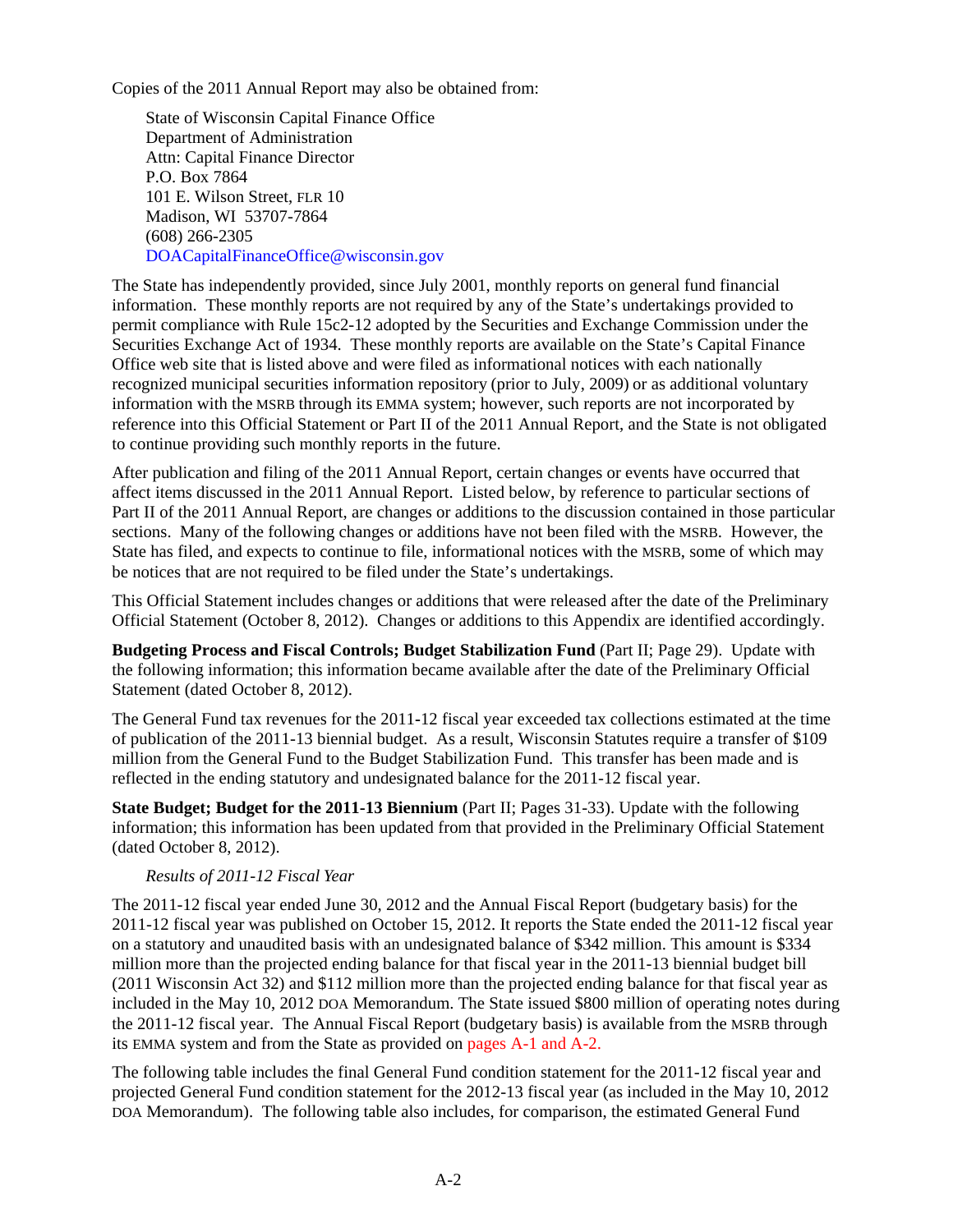Copies of the 2011 Annual Report may also be obtained from:

State of Wisconsin Capital Finance Office
Department of Administration
Attn: Capital Finance Director
P.O. Box 7864
101 E. Wilson Street, FLR 10
Madison, WI 53707-7864
(608) 266-2305
DOACapitalFinanceOffice@wisconsin.gov

The State has independently provided, since July 2001, monthly reports on general fund financial information. These monthly reports are not required by any of the State's undertakings provided to permit compliance with Rule 15c2-12 adopted by the Securities and Exchange Commission under the Securities Exchange Act of 1934. These monthly reports are available on the State's Capital Finance Office web site that is listed above and were filed as informational notices with each nationally recognized municipal securities information repository (prior to July, 2009) or as additional voluntary information with the MSRB through its EMMA system; however, such reports are not incorporated by reference into this Official Statement or Part II of the 2011 Annual Report, and the State is not obligated to continue providing such monthly reports in the future.

After publication and filing of the 2011 Annual Report, certain changes or events have occurred that affect items discussed in the 2011 Annual Report. Listed below, by reference to particular sections of Part II of the 2011 Annual Report, are changes or additions to the discussion contained in those particular sections. Many of the following changes or additions have not been filed with the MSRB. However, the State has filed, and expects to continue to file, informational notices with the MSRB, some of which may be notices that are not required to be filed under the State's undertakings.

This Official Statement includes changes or additions that were released after the date of the Preliminary Official Statement (October 8, 2012). Changes or additions to this Appendix are identified accordingly.

**Budgeting Process and Fiscal Controls; Budget Stabilization Fund** (Part II; Page 29). Update with the following information; this information became available after the date of the Preliminary Official Statement (dated October 8, 2012).

The General Fund tax revenues for the 2011-12 fiscal year exceeded tax collections estimated at the time of publication of the 2011-13 biennial budget. As a result, Wisconsin Statutes require a transfer of $109 million from the General Fund to the Budget Stabilization Fund. This transfer has been made and is reflected in the ending statutory and undesignated balance for the 2011-12 fiscal year.

**State Budget; Budget for the 2011-13 Biennium** (Part II; Pages 31-33). Update with the following information; this information has been updated from that provided in the Preliminary Official Statement (dated October 8, 2012).

*Results of 2011-12 Fiscal Year*

The 2011-12 fiscal year ended June 30, 2012 and the Annual Fiscal Report (budgetary basis) for the 2011-12 fiscal year was published on October 15, 2012. It reports the State ended the 2011-12 fiscal year on a statutory and unaudited basis with an undesignated balance of $342 million. This amount is $334 million more than the projected ending balance for that fiscal year in the 2011-13 biennial budget bill (2011 Wisconsin Act 32) and $112 million more than the projected ending balance for that fiscal year as included in the May 10, 2012 DOA Memorandum. The State issued $800 million of operating notes during the 2011-12 fiscal year. The Annual Fiscal Report (budgetary basis) is available from the MSRB through its EMMA system and from the State as provided on pages A-1 and A-2.

The following table includes the final General Fund condition statement for the 2011-12 fiscal year and projected General Fund condition statement for the 2012-13 fiscal year (as included in the May 10, 2012 DOA Memorandum). The following table also includes, for comparison, the estimated General Fund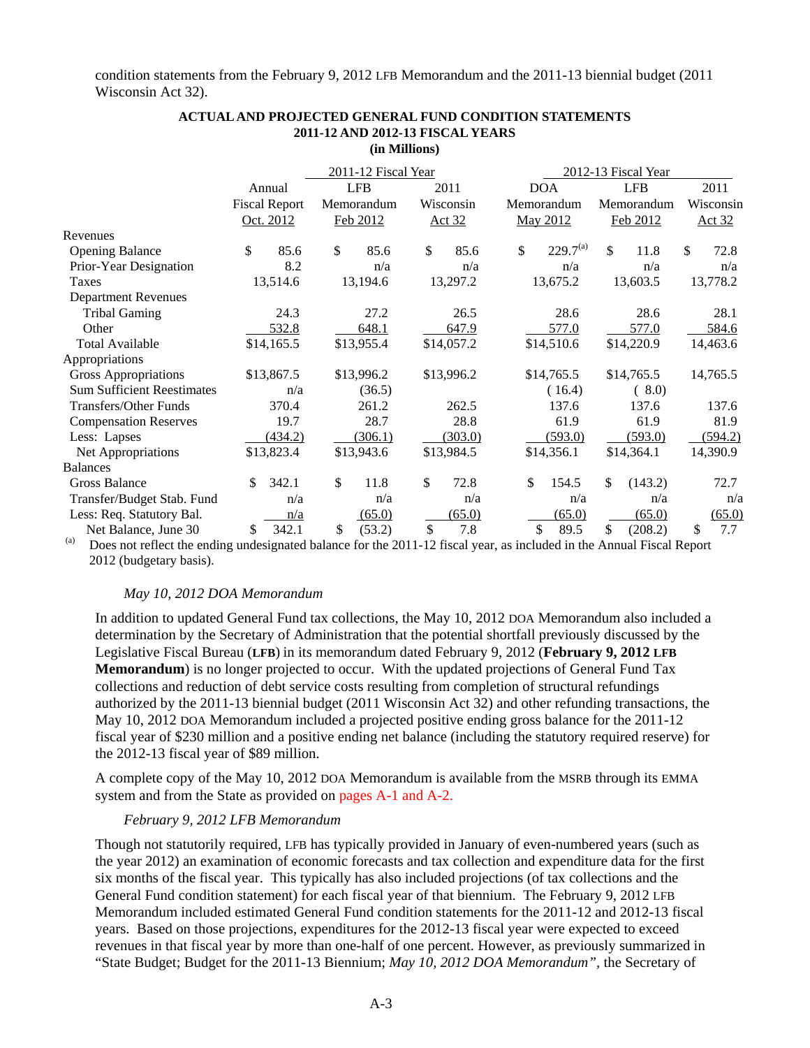condition statements from the February 9, 2012 LFB Memorandum and the 2011-13 biennial budget (2011 Wisconsin Act 32).

**ACTUAL AND PROJECTED GENERAL FUND CONDITION STATEMENTS**
**2011-12 AND 2012-13 FISCAL YEARS**
**(in Millions)**

| | 2011-12 Fiscal Year | | | 2012-13 Fiscal Year | | |
|---|---|---|---|---|---|---|
| | Annual Fiscal Report Oct. 2012 | LFB Memorandum Feb 2012 | 2011 Wisconsin Act 32 | DOA Memorandum May 2012 | LFB Memorandum Feb 2012 | 2011 Wisconsin Act 32 |
| Revenues | | | | | | |
| Opening Balance | $ 85.6 | $ 85.6 | $ 85.6 | $ 229.7[(a)] | $ 11.8 | $ 72.8 |
| Prior-Year Designation | 8.2 | n/a | n/a | n/a | n/a | n/a |
| Taxes | 13,514.6 | 13,194.6 | 13,297.2 | 13,675.2 | 13,603.5 | 13,778.2 |
| Department Revenues | | | | | | |
| Tribal Gaming | 24.3 | 27.2 | 26.5 | 28.6 | 28.6 | 28.1 |
| Other | 532.8 | 648.1 | 647.9 | 577.0 | 577.0 | 584.6 |
| Total Available | $14,165.5 | $13,955.4 | $14,057.2 | $14,510.6 | $14,220.9 | 14,463.6 |
| Appropriations | | | | | | |
| Gross Appropriations | $13,867.5 | $13,996.2 | $13,996.2 | $14,765.5 | $14,765.5 | 14,765.5 |
| Sum Sufficient Reestimates | n/a | (36.5) | | (16.4) | (8.0) | |
| Transfers/Other Funds | 370.4 | 261.2 | 262.5 | 137.6 | 137.6 | 137.6 |
| Compensation Reserves | 19.7 | 28.7 | 28.8 | 61.9 | 61.9 | 81.9 |
| Less: Lapses | (434.2) | (306.1) | (303.0) | (593.0) | (593.0) | (594.2) |
| Net Appropriations | $13,823.4 | $13,943.6 | $13,984.5 | $14,356.1 | $14,364.1 | 14,390.9 |
| Balances | | | | | | |
| Gross Balance | $ 342.1 | $ 11.8 | $ 72.8 | $ 154.5 | $ (143.2) | 72.7 |
| Transfer/Budget Stab. Fund | n/a | n/a | n/a | n/a | n/a | n/a |
| Less: Req. Statutory Bal. | n/a | (65.0) | (65.0) | (65.0) | (65.0) | (65.0) |
| Net Balance, June 30 | $ 342.1 | $ (53.2) | $ 7.8 | $ 89.5 | $ (208.2) | $ 7.7 |

[(a)] Does not reflect the ending undesignated balance for the 2011-12 fiscal year, as included in the Annual Fiscal Report 2012 (budgetary basis).

*May 10, 2012 DOA Memorandum*

In addition to updated General Fund tax collections, the May 10, 2012 DOA Memorandum also included a determination by the Secretary of Administration that the potential shortfall previously discussed by the Legislative Fiscal Bureau (**LFB**) in its memorandum dated February 9, 2012 (**February 9, 2012 LFB Memorandum**) is no longer projected to occur. With the updated projections of General Fund Tax collections and reduction of debt service costs resulting from completion of structural refundings authorized by the 2011-13 biennial budget (2011 Wisconsin Act 32) and other refunding transactions, the May 10, 2012 DOA Memorandum included a projected positive ending gross balance for the 2011-12 fiscal year of $230 million and a positive ending net balance (including the statutory required reserve) for the 2012-13 fiscal year of $89 million.

A complete copy of the May 10, 2012 DOA Memorandum is available from the MSRB through its EMMA system and from the State as provided on pages A-1 and A-2.

*February 9, 2012 LFB Memorandum*

Though not statutorily required, LFB has typically provided in January of even-numbered years (such as the year 2012) an examination of economic forecasts and tax collection and expenditure data for the first six months of the fiscal year. This typically has also included projections (of tax collections and the General Fund condition statement) for each fiscal year of that biennium. The February 9, 2012 LFB Memorandum included estimated General Fund condition statements for the 2011-12 and 2012-13 fiscal years. Based on those projections, expenditures for the 2012-13 fiscal year were expected to exceed revenues in that fiscal year by more than one-half of one percent. However, as previously summarized in "State Budget; Budget for the 2011-13 Biennium; *May 10, 2012 DOA Memorandum"*, the Secretary of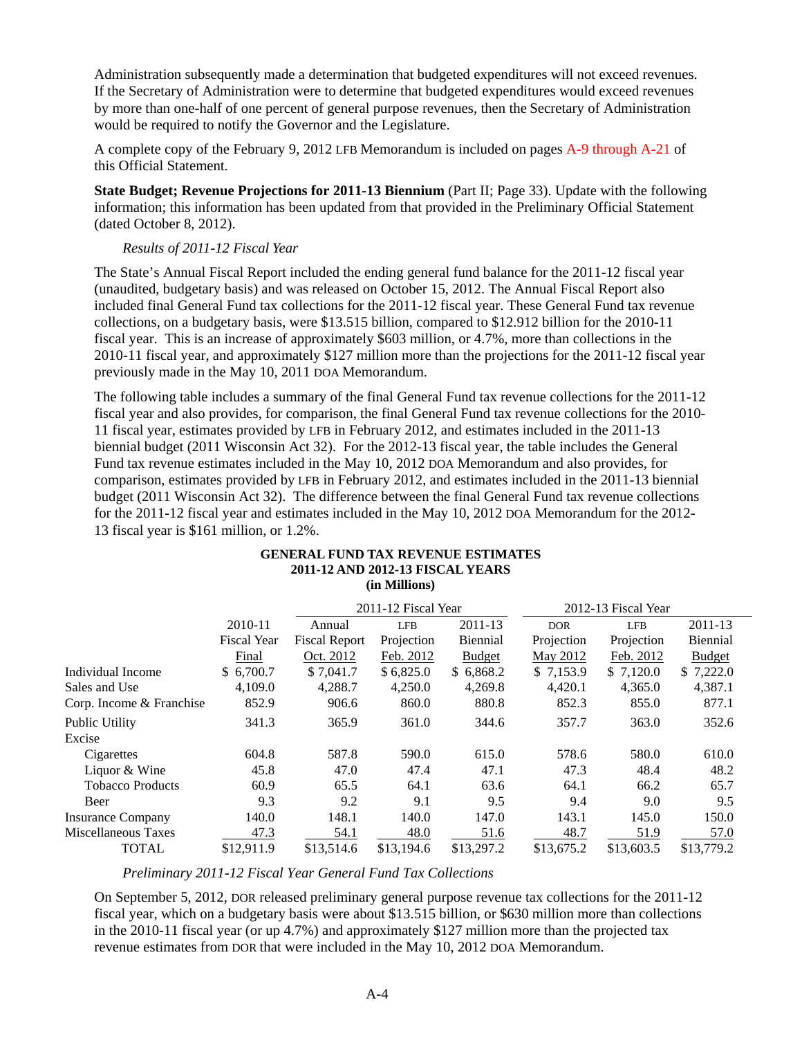Administration subsequently made a determination that budgeted expenditures will not exceed revenues. If the Secretary of Administration were to determine that budgeted expenditures would exceed revenues by more than one-half of one percent of general purpose revenues, then the Secretary of Administration would be required to notify the Governor and the Legislature.

A complete copy of the February 9, 2012 LFB Memorandum is included on pages A-9 through A-21 of this Official Statement.

**State Budget; Revenue Projections for 2011-13 Biennium** (Part II; Page 33). Update with the following information; this information has been updated from that provided in the Preliminary Official Statement (dated October 8, 2012).

*Results of 2011-12 Fiscal Year*

The State's Annual Fiscal Report included the ending general fund balance for the 2011-12 fiscal year (unaudited, budgetary basis) and was released on October 15, 2012. The Annual Fiscal Report also included final General Fund tax collections for the 2011-12 fiscal year. These General Fund tax revenue collections, on a budgetary basis, were \$13.515 billion, compared to \$12.912 billion for the 2010-11 fiscal year. This is an increase of approximately \$603 million, or 4.7%, more than collections in the 2010-11 fiscal year, and approximately \$127 million more than the projections for the 2011-12 fiscal year previously made in the May 10, 2011 DOA Memorandum.

The following table includes a summary of the final General Fund tax revenue collections for the 2011-12 fiscal year and also provides, for comparison, the final General Fund tax revenue collections for the 2010-11 fiscal year, estimates provided by LFB in February 2012, and estimates included in the 2011-13 biennial budget (2011 Wisconsin Act 32). For the 2012-13 fiscal year, the table includes the General Fund tax revenue estimates included in the May 10, 2012 DOA Memorandum and also provides, for comparison, estimates provided by LFB in February 2012, and estimates included in the 2011-13 biennial budget (2011 Wisconsin Act 32). The difference between the final General Fund tax revenue collections for the 2011-12 fiscal year and estimates included in the May 10, 2012 DOA Memorandum for the 2012-13 fiscal year is \$161 million, or 1.2%.

**GENERAL FUND TAX REVENUE ESTIMATES**
**2011-12 AND 2012-13 FISCAL YEARS**
**(in Millions)**

| | | 2011-12 Fiscal Year | | | 2012-13 Fiscal Year | | |
|---|---|---|---|---|---|---|---|
| | 2010-11 Fiscal Year Final | Annual Fiscal Report Oct. 2012 | LFB Projection Feb. 2012 | 2011-13 Biennial Budget | DOR Projection May 2012 | LFB Projection Feb. 2012 | 2011-13 Biennial Budget |
| Individual Income | \$ 6,700.7 | \$ 7,041.7 | \$ 6,825.0 | \$ 6,868.2 | \$ 7,153.9 | \$ 7,120.0 | \$ 7,222.0 |
| Sales and Use | 4,109.0 | 4,288.7 | 4,250.0 | 4,269.8 | 4,420.1 | 4,365.0 | 4,387.1 |
| Corp. Income & Franchise | 852.9 | 906.6 | 860.0 | 880.8 | 852.3 | 855.0 | 877.1 |
| Public Utility | 341.3 | 365.9 | 361.0 | 344.6 | 357.7 | 363.0 | 352.6 |
| Excise | | | | | | | |
| Cigarettes | 604.8 | 587.8 | 590.0 | 615.0 | 578.6 | 580.0 | 610.0 |
| Liquor & Wine | 45.8 | 47.0 | 47.4 | 47.1 | 47.3 | 48.4 | 48.2 |
| Tobacco Products | 60.9 | 65.5 | 64.1 | 63.6 | 64.1 | 66.2 | 65.7 |
| Beer | 9.3 | 9.2 | 9.1 | 9.5 | 9.4 | 9.0 | 9.5 |
| Insurance Company | 140.0 | 148.1 | 140.0 | 147.0 | 143.1 | 145.0 | 150.0 |
| Miscellaneous Taxes | 47.3 | 54.1 | 48.0 | 51.6 | 48.7 | 51.9 | 57.0 |
| TOTAL | \$12,911.9 | \$13,514.6 | \$13,194.6 | \$13,297.2 | \$13,675.2 | \$13,603.5 | \$13,779.2 |

*Preliminary 2011-12 Fiscal Year General Fund Tax Collections*

On September 5, 2012, DOR released preliminary general purpose revenue tax collections for the 2011-12 fiscal year, which on a budgetary basis were about \$13.515 billion, or \$630 million more than collections in the 2010-11 fiscal year (or up 4.7%) and approximately \$127 million more than the projected tax revenue estimates from DOR that were included in the May 10, 2012 DOA Memorandum.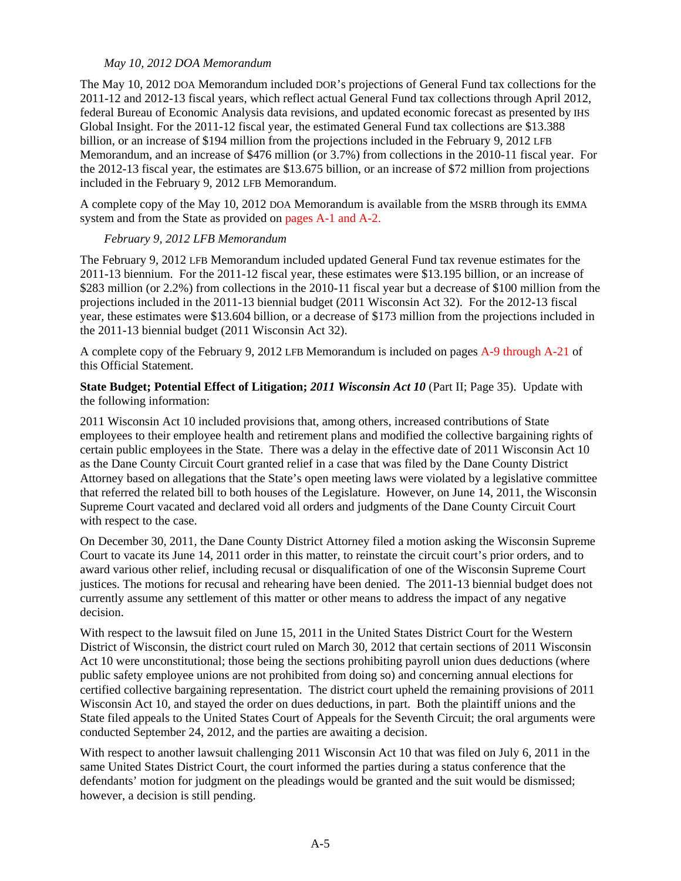*May 10, 2012 DOA Memorandum*

The May 10, 2012 DOA Memorandum included DOR's projections of General Fund tax collections for the 2011-12 and 2012-13 fiscal years, which reflect actual General Fund tax collections through April 2012, federal Bureau of Economic Analysis data revisions, and updated economic forecast as presented by IHS Global Insight. For the 2011-12 fiscal year, the estimated General Fund tax collections are $13.388 billion, or an increase of $194 million from the projections included in the February 9, 2012 LFB Memorandum, and an increase of $476 million (or 3.7%) from collections in the 2010-11 fiscal year. For the 2012-13 fiscal year, the estimates are $13.675 billion, or an increase of $72 million from projections included in the February 9, 2012 LFB Memorandum.

A complete copy of the May 10, 2012 DOA Memorandum is available from the MSRB through its EMMA system and from the State as provided on pages A-1 and A-2.

*February 9, 2012 LFB Memorandum*

The February 9, 2012 LFB Memorandum included updated General Fund tax revenue estimates for the 2011-13 biennium. For the 2011-12 fiscal year, these estimates were $13.195 billion, or an increase of $283 million (or 2.2%) from collections in the 2010-11 fiscal year but a decrease of $100 million from the projections included in the 2011-13 biennial budget (2011 Wisconsin Act 32). For the 2012-13 fiscal year, these estimates were $13.604 billion, or a decrease of $173 million from the projections included in the 2011-13 biennial budget (2011 Wisconsin Act 32).

A complete copy of the February 9, 2012 LFB Memorandum is included on pages A-9 through A-21 of this Official Statement.

**State Budget; Potential Effect of Litigation; *2011 Wisconsin Act 10*** (Part II; Page 35). Update with the following information:

2011 Wisconsin Act 10 included provisions that, among others, increased contributions of State employees to their employee health and retirement plans and modified the collective bargaining rights of certain public employees in the State. There was a delay in the effective date of 2011 Wisconsin Act 10 as the Dane County Circuit Court granted relief in a case that was filed by the Dane County District Attorney based on allegations that the State's open meeting laws were violated by a legislative committee that referred the related bill to both houses of the Legislature. However, on June 14, 2011, the Wisconsin Supreme Court vacated and declared void all orders and judgments of the Dane County Circuit Court with respect to the case.

On December 30, 2011, the Dane County District Attorney filed a motion asking the Wisconsin Supreme Court to vacate its June 14, 2011 order in this matter, to reinstate the circuit court's prior orders, and to award various other relief, including recusal or disqualification of one of the Wisconsin Supreme Court justices. The motions for recusal and rehearing have been denied. The 2011-13 biennial budget does not currently assume any settlement of this matter or other means to address the impact of any negative decision.

With respect to the lawsuit filed on June 15, 2011 in the United States District Court for the Western District of Wisconsin, the district court ruled on March 30, 2012 that certain sections of 2011 Wisconsin Act 10 were unconstitutional; those being the sections prohibiting payroll union dues deductions (where public safety employee unions are not prohibited from doing so) and concerning annual elections for certified collective bargaining representation. The district court upheld the remaining provisions of 2011 Wisconsin Act 10, and stayed the order on dues deductions, in part. Both the plaintiff unions and the State filed appeals to the United States Court of Appeals for the Seventh Circuit; the oral arguments were conducted September 24, 2012, and the parties are awaiting a decision.

With respect to another lawsuit challenging 2011 Wisconsin Act 10 that was filed on July 6, 2011 in the same United States District Court, the court informed the parties during a status conference that the defendants' motion for judgment on the pleadings would be granted and the suit would be dismissed; however, a decision is still pending.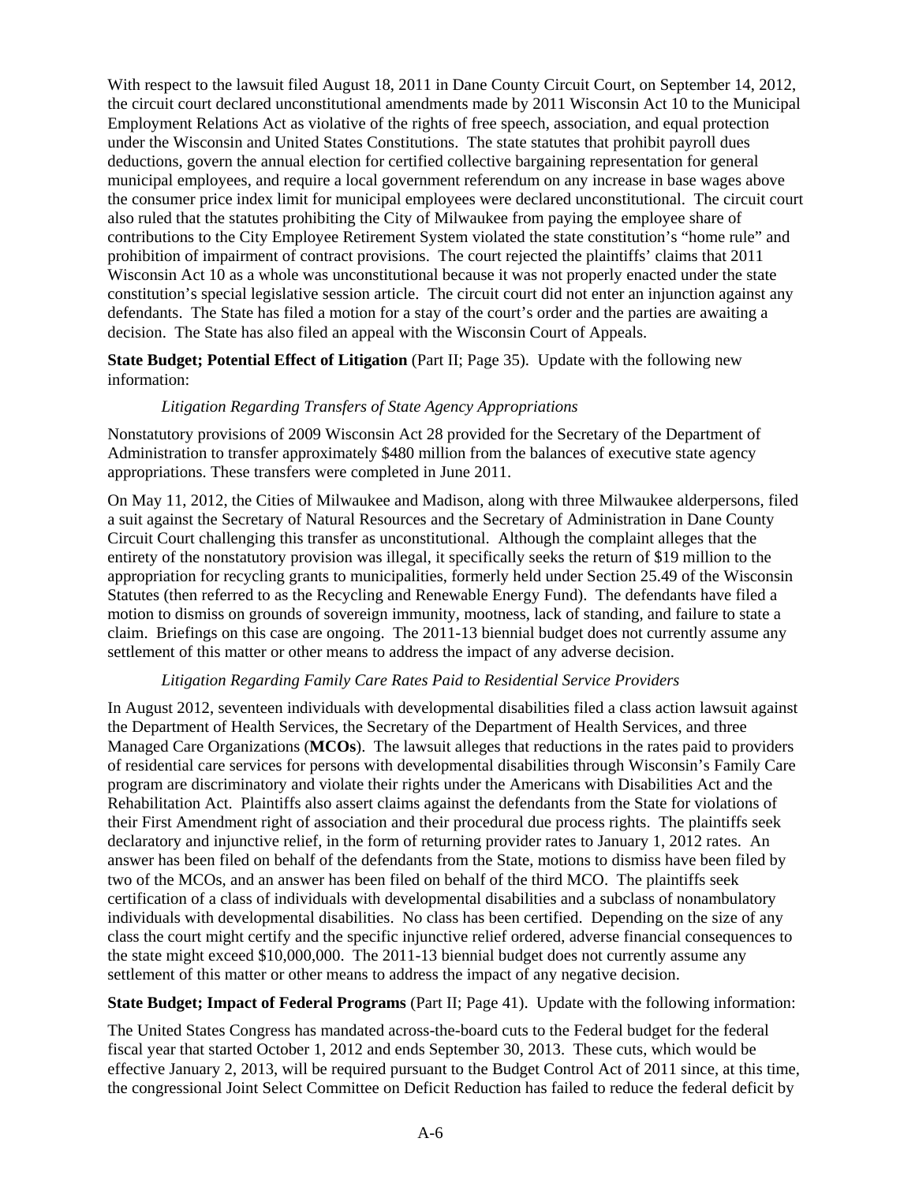With respect to the lawsuit filed August 18, 2011 in Dane County Circuit Court, on September 14, 2012, the circuit court declared unconstitutional amendments made by 2011 Wisconsin Act 10 to the Municipal Employment Relations Act as violative of the rights of free speech, association, and equal protection under the Wisconsin and United States Constitutions. The state statutes that prohibit payroll dues deductions, govern the annual election for certified collective bargaining representation for general municipal employees, and require a local government referendum on any increase in base wages above the consumer price index limit for municipal employees were declared unconstitutional. The circuit court also ruled that the statutes prohibiting the City of Milwaukee from paying the employee share of contributions to the City Employee Retirement System violated the state constitution's "home rule" and prohibition of impairment of contract provisions. The court rejected the plaintiffs' claims that 2011 Wisconsin Act 10 as a whole was unconstitutional because it was not properly enacted under the state constitution's special legislative session article. The circuit court did not enter an injunction against any defendants. The State has filed a motion for a stay of the court's order and the parties are awaiting a decision. The State has also filed an appeal with the Wisconsin Court of Appeals.

**State Budget; Potential Effect of Litigation** (Part II; Page 35). Update with the following new information:

*Litigation Regarding Transfers of State Agency Appropriations*

Nonstatutory provisions of 2009 Wisconsin Act 28 provided for the Secretary of the Department of Administration to transfer approximately $480 million from the balances of executive state agency appropriations. These transfers were completed in June 2011.

On May 11, 2012, the Cities of Milwaukee and Madison, along with three Milwaukee alderpersons, filed a suit against the Secretary of Natural Resources and the Secretary of Administration in Dane County Circuit Court challenging this transfer as unconstitutional. Although the complaint alleges that the entirety of the nonstatutory provision was illegal, it specifically seeks the return of $19 million to the appropriation for recycling grants to municipalities, formerly held under Section 25.49 of the Wisconsin Statutes (then referred to as the Recycling and Renewable Energy Fund). The defendants have filed a motion to dismiss on grounds of sovereign immunity, mootness, lack of standing, and failure to state a claim. Briefings on this case are ongoing. The 2011-13 biennial budget does not currently assume any settlement of this matter or other means to address the impact of any adverse decision.

*Litigation Regarding Family Care Rates Paid to Residential Service Providers*

In August 2012, seventeen individuals with developmental disabilities filed a class action lawsuit against the Department of Health Services, the Secretary of the Department of Health Services, and three Managed Care Organizations (**MCOs**). The lawsuit alleges that reductions in the rates paid to providers of residential care services for persons with developmental disabilities through Wisconsin's Family Care program are discriminatory and violate their rights under the Americans with Disabilities Act and the Rehabilitation Act. Plaintiffs also assert claims against the defendants from the State for violations of their First Amendment right of association and their procedural due process rights. The plaintiffs seek declaratory and injunctive relief, in the form of returning provider rates to January 1, 2012 rates. An answer has been filed on behalf of the defendants from the State, motions to dismiss have been filed by two of the MCOs, and an answer has been filed on behalf of the third MCO. The plaintiffs seek certification of a class of individuals with developmental disabilities and a subclass of nonambulatory individuals with developmental disabilities. No class has been certified. Depending on the size of any class the court might certify and the specific injunctive relief ordered, adverse financial consequences to the state might exceed $10,000,000. The 2011-13 biennial budget does not currently assume any settlement of this matter or other means to address the impact of any negative decision.

**State Budget; Impact of Federal Programs** (Part II; Page 41). Update with the following information:

The United States Congress has mandated across-the-board cuts to the Federal budget for the federal fiscal year that started October 1, 2012 and ends September 30, 2013. These cuts, which would be effective January 2, 2013, will be required pursuant to the Budget Control Act of 2011 since, at this time, the congressional Joint Select Committee on Deficit Reduction has failed to reduce the federal deficit by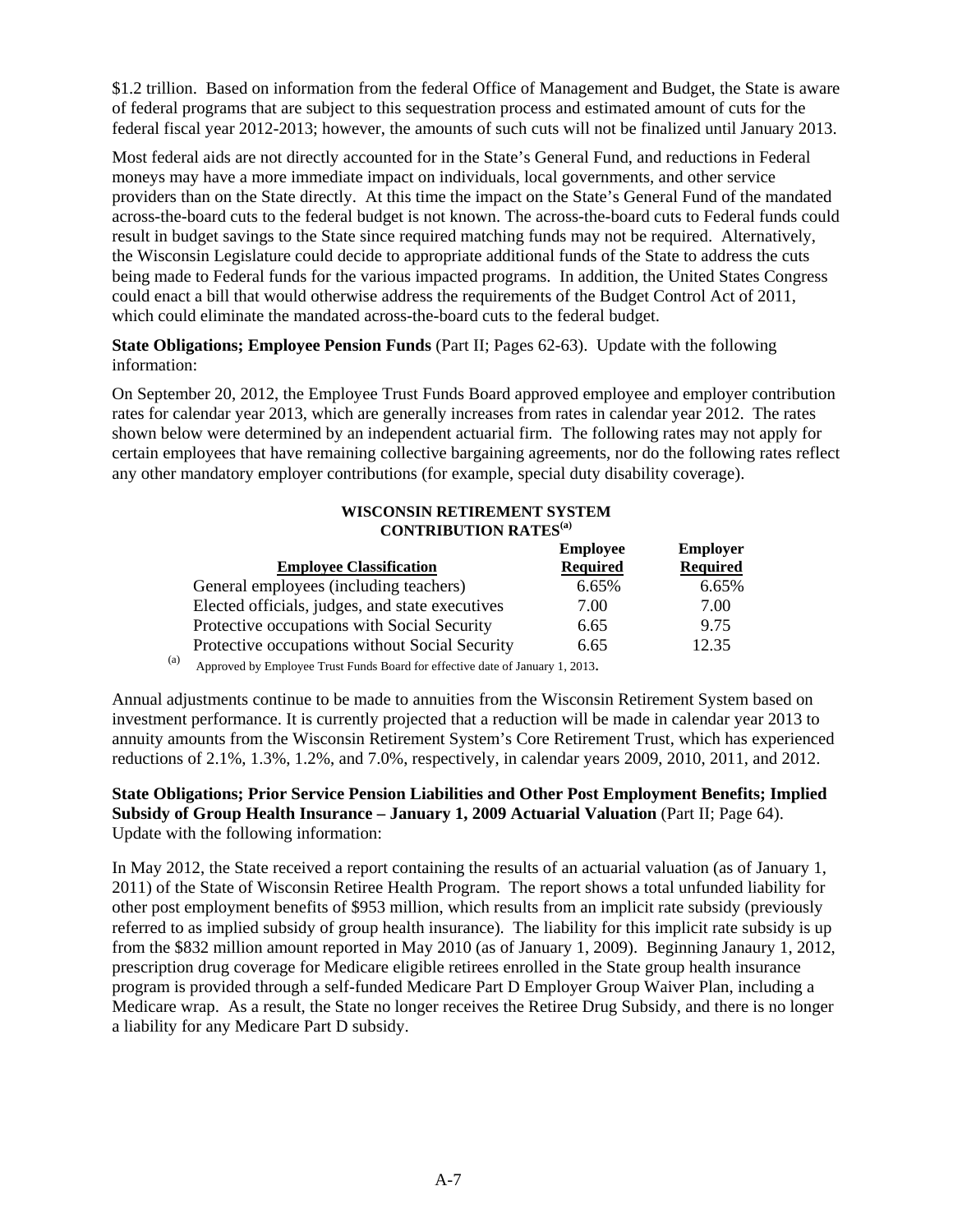$1.2 trillion. Based on information from the federal Office of Management and Budget, the State is aware of federal programs that are subject to this sequestration process and estimated amount of cuts for the federal fiscal year 2012-2013; however, the amounts of such cuts will not be finalized until January 2013.

Most federal aids are not directly accounted for in the State's General Fund, and reductions in Federal moneys may have a more immediate impact on individuals, local governments, and other service providers than on the State directly. At this time the impact on the State's General Fund of the mandated across-the-board cuts to the federal budget is not known. The across-the-board cuts to Federal funds could result in budget savings to the State since required matching funds may not be required. Alternatively, the Wisconsin Legislature could decide to appropriate additional funds of the State to address the cuts being made to Federal funds for the various impacted programs. In addition, the United States Congress could enact a bill that would otherwise address the requirements of the Budget Control Act of 2011, which could eliminate the mandated across-the-board cuts to the federal budget.

**State Obligations; Employee Pension Funds** (Part II; Pages 62-63). Update with the following information:

On September 20, 2012, the Employee Trust Funds Board approved employee and employer contribution rates for calendar year 2013, which are generally increases from rates in calendar year 2012. The rates shown below were determined by an independent actuarial firm. The following rates may not apply for certain employees that have remaining collective bargaining agreements, nor do the following rates reflect any other mandatory employer contributions (for example, special duty disability coverage).

**WISCONSIN RETIREMENT SYSTEM CONTRIBUTION RATES[(a)]**

| Employee Classification | Employee Required | Employer Required |
|---|---|---|
| General employees (including teachers) | 6.65% | 6.65% |
| Elected officials, judges, and state executives | 7.00 | 7.00 |
| Protective occupations with Social Security | 6.65 | 9.75 |
| Protective occupations without Social Security | 6.65 | 12.35 |

(a) Approved by Employee Trust Funds Board for effective date of January 1, 2013.

Annual adjustments continue to be made to annuities from the Wisconsin Retirement System based on investment performance. It is currently projected that a reduction will be made in calendar year 2013 to annuity amounts from the Wisconsin Retirement System's Core Retirement Trust, which has experienced reductions of 2.1%, 1.3%, 1.2%, and 7.0%, respectively, in calendar years 2009, 2010, 2011, and 2012.

**State Obligations; Prior Service Pension Liabilities and Other Post Employment Benefits; Implied Subsidy of Group Health Insurance – January 1, 2009 Actuarial Valuation** (Part II; Page 64). Update with the following information:

In May 2012, the State received a report containing the results of an actuarial valuation (as of January 1, 2011) of the State of Wisconsin Retiree Health Program. The report shows a total unfunded liability for other post employment benefits of $953 million, which results from an implicit rate subsidy (previously referred to as implied subsidy of group health insurance). The liability for this implicit rate subsidy is up from the $832 million amount reported in May 2010 (as of January 1, 2009). Beginning Janaury 1, 2012, prescription drug coverage for Medicare eligible retirees enrolled in the State group health insurance program is provided through a self-funded Medicare Part D Employer Group Waiver Plan, including a Medicare wrap. As a result, the State no longer receives the Retiree Drug Subsidy, and there is no longer a liability for any Medicare Part D subsidy.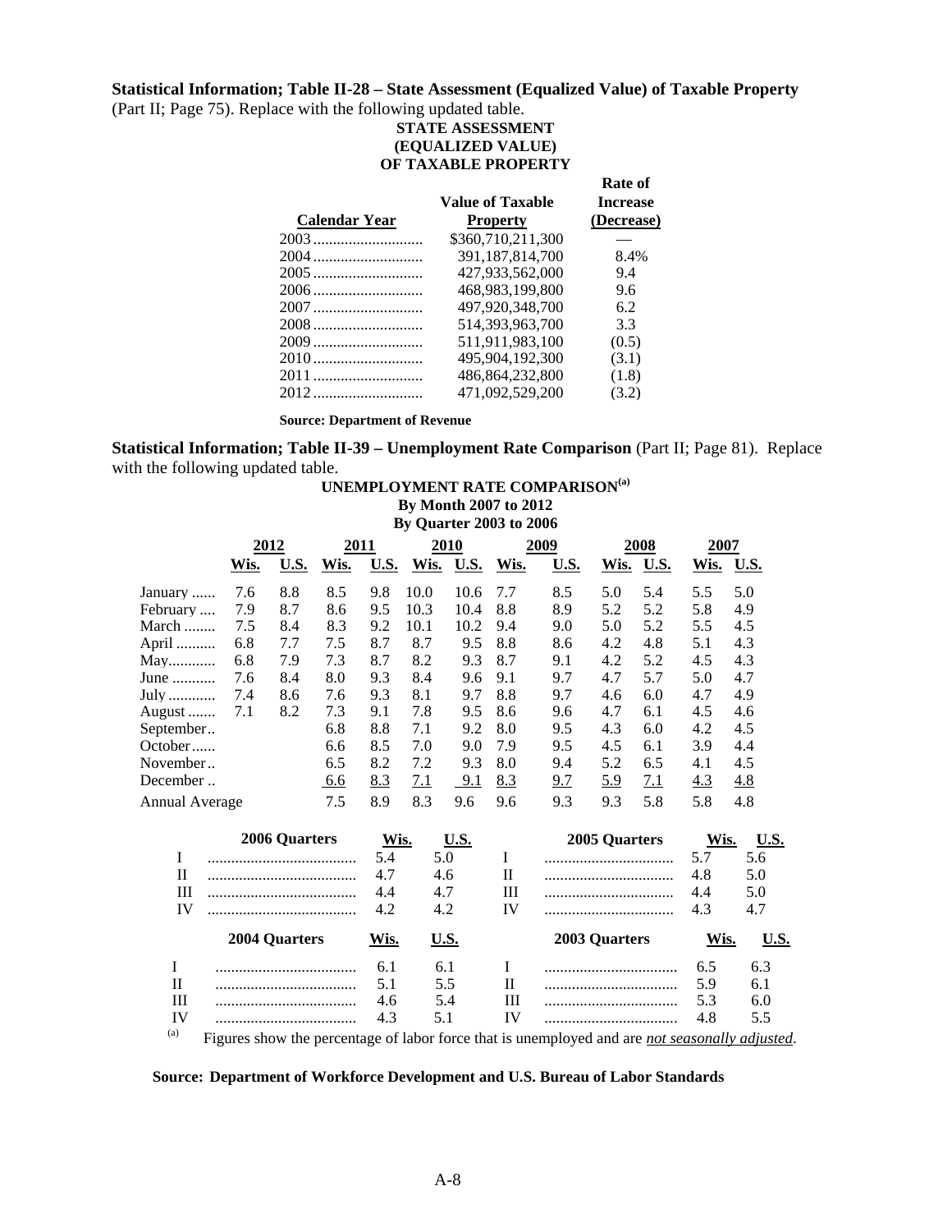**Statistical Information; Table II-28 – State Assessment (Equalized Value) of Taxable Property** (Part II; Page 75). Replace with the following updated table.

**STATE ASSESSMENT (EQUALIZED VALUE) OF TAXABLE PROPERTY**

| Calendar Year | Value of Taxable Property | Rate of Increase (Decrease) |
|---|---|---|
| 2003 | $360,710,211,300 | — |
| 2004 | 391,187,814,700 | 8.4% |
| 2005 | 427,933,562,000 | 9.4 |
| 2006 | 468,983,199,800 | 9.6 |
| 2007 | 497,920,348,700 | 6.2 |
| 2008 | 514,393,963,700 | 3.3 |
| 2009 | 511,911,983,100 | (0.5) |
| 2010 | 495,904,192,300 | (3.1) |
| 2011 | 486,864,232,800 | (1.8) |
| 2012 | 471,092,529,200 | (3.2) |

**Source: Department of Revenue**

**Statistical Information; Table II-39 – Unemployment Rate Comparison** (Part II; Page 81). Replace with the following updated table.

**UNEMPLOYMENT RATE COMPARISON[(a)]**
**By Month 2007 to 2012**
**By Quarter 2003 to 2006**

| | 2012 | | 2011 | | 2010 | | 2009 | | 2008 | | 2007 | |
|---|---|---|---|---|---|---|---|---|---|---|---|---|
| | Wis. | U.S. | Wis. | U.S. | Wis. | U.S. | Wis. | U.S. | Wis. | U.S. | Wis. | U.S. |
| January | 7.6 | 8.8 | 8.5 | 9.8 | 10.0 | 10.6 | 7.7 | 8.5 | 5.0 | 5.4 | 5.5 | 5.0 |
| February | 7.9 | 8.7 | 8.6 | 9.5 | 10.3 | 10.4 | 8.8 | 8.9 | 5.2 | 5.2 | 5.8 | 4.9 |
| March | 7.5 | 8.4 | 8.3 | 9.2 | 10.1 | 10.2 | 9.4 | 9.0 | 5.0 | 5.2 | 5.5 | 4.5 |
| April | 6.8 | 7.7 | 7.5 | 8.7 | 8.7 | 9.5 | 8.8 | 8.6 | 4.2 | 4.8 | 5.1 | 4.3 |
| May | 6.8 | 7.9 | 7.3 | 8.7 | 8.2 | 9.3 | 8.7 | 9.1 | 4.2 | 5.2 | 4.5 | 4.3 |
| June | 7.6 | 8.4 | 8.0 | 9.3 | 8.4 | 9.6 | 9.1 | 9.7 | 4.7 | 5.7 | 5.0 | 4.7 |
| July | 7.4 | 8.6 | 7.6 | 9.3 | 8.1 | 9.7 | 8.8 | 9.7 | 4.6 | 6.0 | 4.7 | 4.9 |
| August | 7.1 | 8.2 | 7.3 | 9.1 | 7.8 | 9.5 | 8.6 | 9.6 | 4.7 | 6.1 | 4.5 | 4.6 |
| September | | | 6.8 | 8.8 | 7.1 | 9.2 | 8.0 | 9.5 | 4.3 | 6.0 | 4.2 | 4.5 |
| October | | | 6.6 | 8.5 | 7.0 | 9.0 | 7.9 | 9.5 | 4.5 | 6.1 | 3.9 | 4.4 |
| November | | | 6.5 | 8.2 | 7.2 | 9.3 | 8.0 | 9.4 | 5.2 | 6.5 | 4.1 | 4.5 |
| December | | | 6.6 | 8.3 | 7.1 | 9.1 | 8.3 | 9.7 | 5.9 | 7.1 | 4.3 | 4.8 |
| Annual Average | | | 7.5 | 8.9 | 8.3 | 9.6 | 9.6 | 9.3 | 9.3 | 5.8 | 5.8 | 4.8 |

| 2006 Quarters | Wis. | U.S. | 2005 Quarters | Wis. | U.S. |
|---|---|---|---|---|---|
| I | 5.4 | 5.0 | I | 5.7 | 5.6 |
| II | 4.7 | 4.6 | II | 4.8 | 5.0 |
| III | 4.4 | 4.7 | III | 4.4 | 5.0 |
| IV | 4.2 | 4.2 | IV | 4.3 | 4.7 |

| 2004 Quarters | Wis. | U.S. | 2003 Quarters | Wis. | U.S. |
|---|---|---|---|---|---|
| I | 6.1 | 6.1 | I | 6.5 | 6.3 |
| II | 5.1 | 5.5 | II | 5.9 | 6.1 |
| III | 4.6 | 5.4 | III | 5.3 | 6.0 |
| IV | 4.3 | 5.1 | IV | 4.8 | 5.5 |

(a) Figures show the percentage of labor force that is unemployed and are *not seasonally adjusted*.

**Source: Department of Workforce Development and U.S. Bureau of Labor Standards**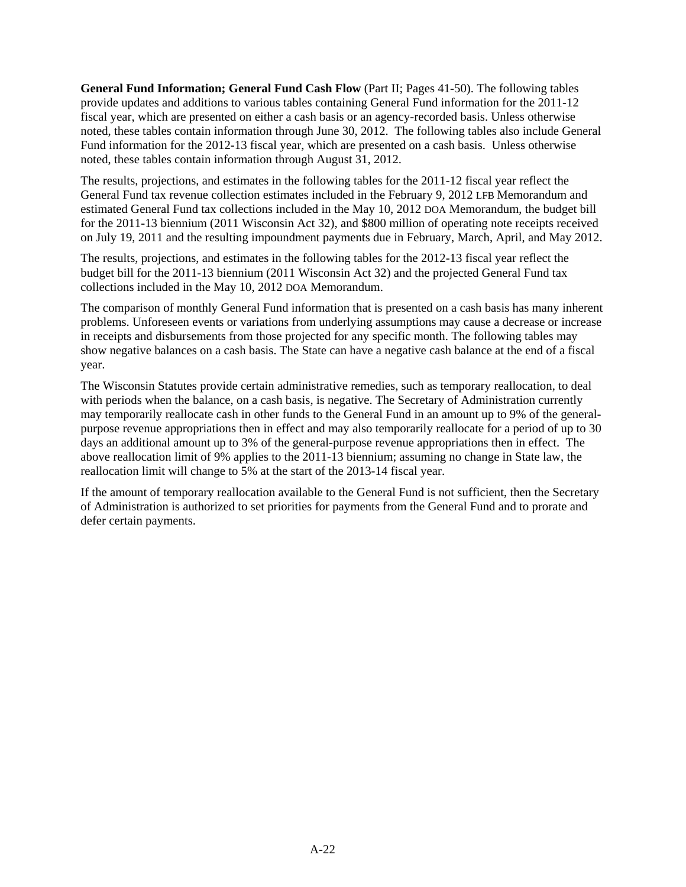**General Fund Information; General Fund Cash Flow** (Part II; Pages 41-50). The following tables provide updates and additions to various tables containing General Fund information for the 2011-12 fiscal year, which are presented on either a cash basis or an agency-recorded basis. Unless otherwise noted, these tables contain information through June 30, 2012. The following tables also include General Fund information for the 2012-13 fiscal year, which are presented on a cash basis. Unless otherwise noted, these tables contain information through August 31, 2012.

The results, projections, and estimates in the following tables for the 2011-12 fiscal year reflect the General Fund tax revenue collection estimates included in the February 9, 2012 LFB Memorandum and estimated General Fund tax collections included in the May 10, 2012 DOA Memorandum, the budget bill for the 2011-13 biennium (2011 Wisconsin Act 32), and $800 million of operating note receipts received on July 19, 2011 and the resulting impoundment payments due in February, March, April, and May 2012.

The results, projections, and estimates in the following tables for the 2012-13 fiscal year reflect the budget bill for the 2011-13 biennium (2011 Wisconsin Act 32) and the projected General Fund tax collections included in the May 10, 2012 DOA Memorandum.

The comparison of monthly General Fund information that is presented on a cash basis has many inherent problems. Unforeseen events or variations from underlying assumptions may cause a decrease or increase in receipts and disbursements from those projected for any specific month. The following tables may show negative balances on a cash basis. The State can have a negative cash balance at the end of a fiscal year.

The Wisconsin Statutes provide certain administrative remedies, such as temporary reallocation, to deal with periods when the balance, on a cash basis, is negative. The Secretary of Administration currently may temporarily reallocate cash in other funds to the General Fund in an amount up to 9% of the general-purpose revenue appropriations then in effect and may also temporarily reallocate for a period of up to 30 days an additional amount up to 3% of the general-purpose revenue appropriations then in effect. The above reallocation limit of 9% applies to the 2011-13 biennium; assuming no change in State law, the reallocation limit will change to 5% at the start of the 2013-14 fiscal year.

If the amount of temporary reallocation available to the General Fund is not sufficient, then the Secretary of Administration is authorized to set priorities for payments from the General Fund and to prorate and defer certain payments.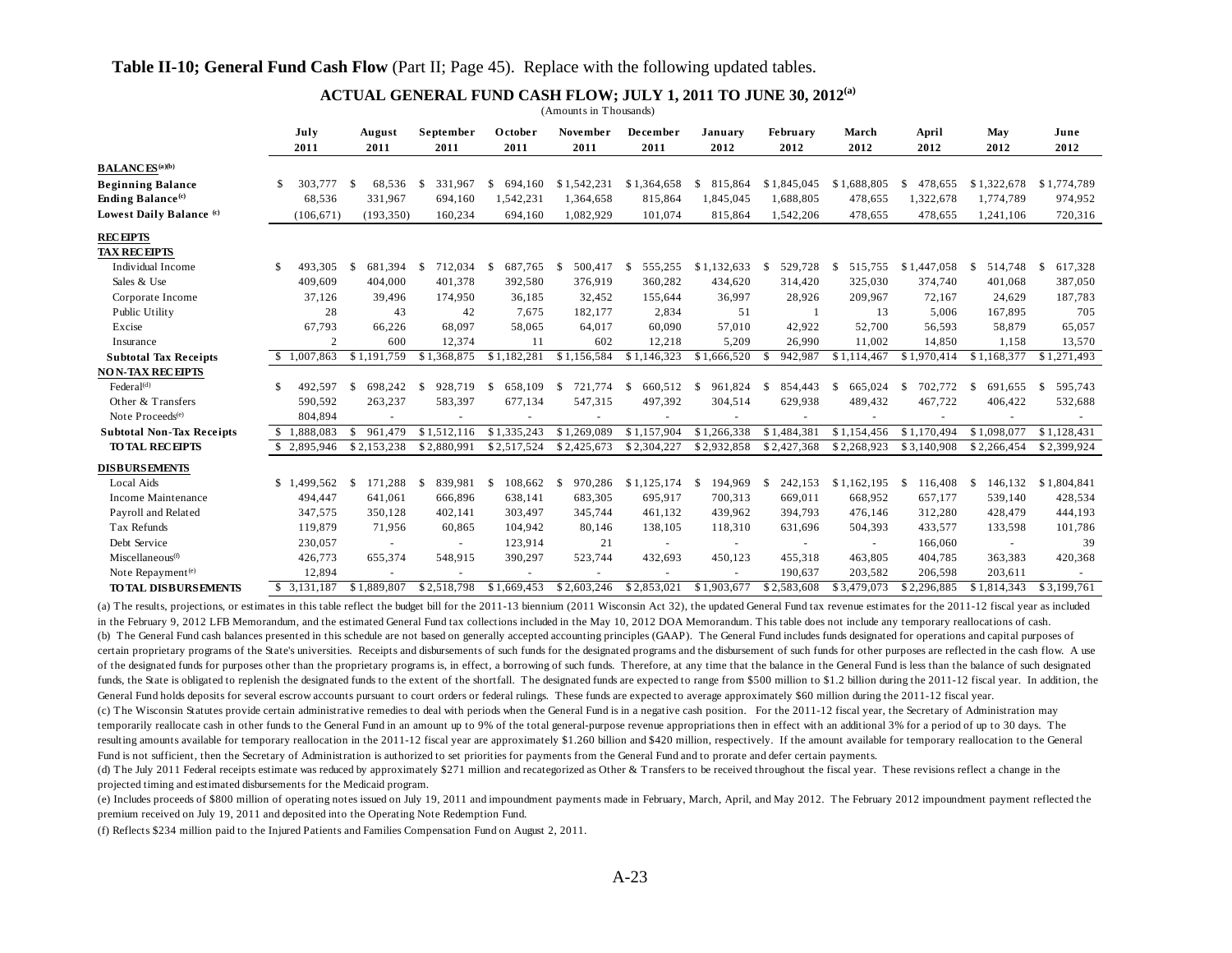**Table II-10; General Fund Cash Flow** (Part II; Page 45). Replace with the following updated tables.

## ACTUAL GENERAL FUND CASH FLOW; JULY 1, 2011 TO JUNE 30, 2012[(a)]

(Amounts in Thousands)

| | July 2011 | August 2011 | September 2011 | October 2011 | November 2011 | December 2011 | January 2012 | February 2012 | March 2012 | April 2012 | May 2012 | June 2012 |
|---|---|---|---|---|---|---|---|---|---|---|---|---|
| **BALANCES[(a)(b)]** | | | | | | | | | | | | |
| **Beginning Balance** | $ 303,777 | $ 68,536 | $ 331,967 | $ 694,160 | $ 1,542,231 | $ 1,364,658 | $ 815,864 | $ 1,845,045 | $ 1,688,805 | $ 478,655 | $ 1,322,678 | $ 1,774,789 |
| **Ending Balance[(c)]** | 68,536 | 331,967 | 694,160 | 1,542,231 | 1,364,658 | 815,864 | 1,845,045 | 1,688,805 | 478,655 | 1,322,678 | 1,774,789 | 974,952 |
| **Lowest Daily Balance [(c)]** | (106,671) | (193,350) | 160,234 | 694,160 | 1,082,929 | 101,074 | 815,864 | 1,542,206 | 478,655 | 478,655 | 1,241,106 | 720,316 |
| **RECEIPTS** | | | | | | | | | | | | |
| **TAX RECEIPTS** | | | | | | | | | | | | |
| Individual Income | $ 493,305 | $ 681,394 | $ 712,034 | $ 687,765 | $ 500,417 | $ 555,255 | $ 1,132,633 | $ 529,728 | $ 515,755 | $ 1,447,058 | $ 514,748 | $ 617,328 |
| Sales & Use | 409,609 | 404,000 | 401,378 | 392,580 | 376,919 | 360,282 | 434,620 | 314,420 | 325,030 | 374,740 | 401,068 | 387,050 |
| Corporate Income | 37,126 | 39,496 | 174,950 | 36,185 | 32,452 | 155,644 | 36,997 | 28,926 | 209,967 | 72,167 | 24,629 | 187,783 |
| Public Utility | 28 | 43 | 42 | 7,675 | 182,177 | 2,834 | 51 | 1 | 13 | 5,006 | 167,895 | 705 |
| Excise | 67,793 | 66,226 | 68,097 | 58,065 | 64,017 | 60,090 | 57,010 | 42,922 | 52,700 | 56,593 | 58,879 | 65,057 |
| Insurance | 2 | 600 | 12,374 | 11 | 602 | 12,218 | 5,209 | 26,990 | 11,002 | 14,850 | 1,158 | 13,570 |
| **Subtotal Tax Receipts** | $ 1,007,863 | $ 1,191,759 | $ 1,368,875 | $ 1,182,281 | $ 1,156,584 | $ 1,146,323 | $ 1,666,520 | $ 942,987 | $ 1,114,467 | $ 1,970,414 | $ 1,168,377 | $ 1,271,493 |
| **NON-TAX RECEIPTS** | | | | | | | | | | | | |
| Federal[(d)] | $ 492,597 | $ 698,242 | $ 928,719 | $ 658,109 | $ 721,774 | $ 660,512 | $ 961,824 | $ 854,443 | $ 665,024 | $ 702,772 | $ 691,655 | $ 595,743 |
| Other & Transfers | 590,592 | 263,237 | 583,397 | 677,134 | 547,315 | 497,392 | 304,514 | 629,938 | 489,432 | 467,722 | 406,422 | 532,688 |
| Note Proceeds[(e)] | 804,894 | - | - | - | - | - | - | - | - | - | - | - |
| **Subtotal Non-Tax Receipts** | $ 1,888,083 | $ 961,479 | $ 1,512,116 | $ 1,335,243 | $ 1,269,089 | $ 1,157,904 | $ 1,266,338 | $ 1,484,381 | $ 1,154,456 | $ 1,170,494 | $ 1,098,077 | $ 1,128,431 |
| **TOTAL RECEIPTS** | $ 2,895,946 | $ 2,153,238 | $ 2,880,991 | $ 2,517,524 | $ 2,425,673 | $ 2,304,227 | $ 2,932,858 | $ 2,427,368 | $ 2,268,923 | $ 3,140,908 | $ 2,266,454 | $ 2,399,924 |
| **DISBURSEMENTS** | | | | | | | | | | | | |
| Local Aids | $ 1,499,562 | $ 171,288 | $ 839,981 | $ 108,662 | $ 970,286 | $ 1,125,174 | $ 194,969 | $ 242,153 | $ 1,162,195 | $ 116,408 | $ 146,132 | $ 1,804,841 |
| Income Maintenance | 494,447 | 641,061 | 666,896 | 638,141 | 683,305 | 695,917 | 700,313 | 669,011 | 668,952 | 657,177 | 539,140 | 428,534 |
| Payroll and Related | 347,575 | 350,128 | 402,141 | 303,497 | 345,744 | 461,132 | 439,962 | 394,793 | 476,146 | 312,280 | 428,479 | 444,193 |
| Tax Refunds | 119,879 | 71,956 | 60,865 | 104,942 | 80,146 | 138,105 | 118,310 | 631,696 | 504,393 | 433,577 | 133,598 | 101,786 |
| Debt Service | 230,057 | - | - | 123,914 | 21 | - | - | - | - | 166,060 | - | 39 |
| Miscellaneous[(f)] | 426,773 | 655,374 | 548,915 | 390,297 | 523,744 | 432,693 | 450,123 | 455,318 | 463,805 | 404,785 | 363,383 | 420,368 |
| Note Repayment[(e)] | 12,894 | - | - | - | - | - | - | 190,637 | 203,582 | 206,598 | 203,611 | - |
| **TOTAL DISBURSEMENTS** | $ 3,131,187 | $ 1,889,807 | $ 2,518,798 | $ 1,669,453 | $ 2,603,246 | $ 2,853,021 | $ 1,903,677 | $ 2,583,608 | $ 3,479,073 | $ 2,296,885 | $ 1,814,343 | $ 3,199,761 |

(a) The results, projections, or estimates in this table reflect the budget bill for the 2011-13 biennium (2011 Wisconsin Act 32), the updated General Fund tax revenue estimates for the 2011-12 fiscal year as included in the February 9, 2012 LFB Memorandum, and the estimated General Fund tax collections included in the May 10, 2012 DOA Memorandum. This table does not include any temporary reallocations of cash.

(b) The General Fund cash balances presented in this schedule are not based on generally accepted accounting principles (GAAP). The General Fund includes funds designated for operations and capital purposes of certain proprietary programs of the State's universities. Receipts and disbursements of such funds for the designated programs and the disbursement of such funds for other purposes are reflected in the cash flow. A use of the designated funds for purposes other than the proprietary programs is, in effect, a borrowing of such funds. Therefore, at any time that the balance in the General Fund is less than the balance of such designated funds, the State is obligated to replenish the designated funds to the extent of the shortfall. The designated funds are expected to range from $500 million to $1.2 billion during the 2011-12 fiscal year. In addition, the General Fund holds deposits for several escrow accounts pursuant to court orders or federal rulings. These funds are expected to average approximately $60 million during the 2011-12 fiscal year.

(c) The Wisconsin Statutes provide certain administrative remedies to deal with periods when the General Fund is in a negative cash position. For the 2011-12 fiscal year, the Secretary of Administration may temporarily reallocate cash in other funds to the General Fund in an amount up to 9% of the total general-purpose revenue appropriations then in effect with an additional 3% for a period of up to 30 days. The resulting amounts available for temporary reallocation in the 2011-12 fiscal year are approximately $1.260 billion and $420 million, respectively. If the amount available for temporary reallocation to the General Fund is not sufficient, then the Secretary of Administration is authorized to set priorities for payments from the General Fund and to prorate and defer certain payments.

(d) The July 2011 Federal receipts estimate was reduced by approximately $271 million and recategorized as Other & Transfers to be received throughout the fiscal year. These revisions reflect a change in the projected timing and estimated disbursements for the Medicaid program.

(e) Includes proceeds of $800 million of operating notes issued on July 19, 2011 and impoundment payments made in February, March, April, and May 2012. The February 2012 impoundment payment reflected the premium received on July 19, 2011 and deposited into the Operating Note Redemption Fund.

(f) Reflects $234 million paid to the Injured Patients and Families Compensation Fund on August 2, 2011.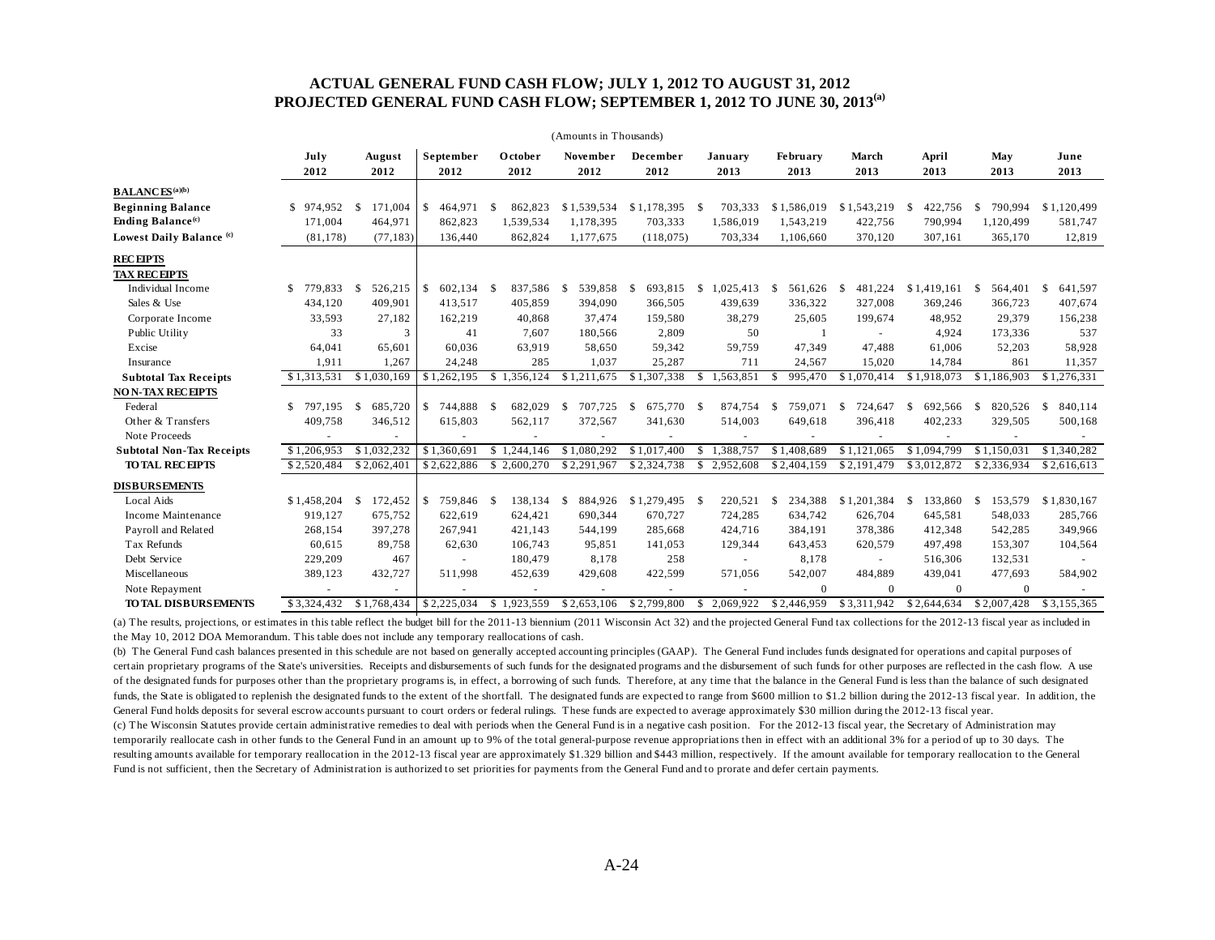# ACTUAL GENERAL FUND CASH FLOW; JULY 1, 2012 TO AUGUST 31, 2012
# PROJECTED GENERAL FUND CASH FLOW; SEPTEMBER 1, 2012 TO JUNE 30, 2013(a)

(Amounts in Thousands)

| | July 2012 | August 2012 | September 2012 | October 2012 | November 2012 | December 2012 | January 2013 | February 2013 | March 2013 | April 2013 | May 2013 | June 2013 |
|---|---|---|---|---|---|---|---|---|---|---|---|---|
| **BALANCES(a)(b)** | | | | | | | | | | | | |
| **Beginning Balance** | $ 974,952 | $ 171,004 | $ 464,971 | $ 862,823 | $1,539,534 | $1,178,395 | $ 703,333 | $1,586,019 | $1,543,219 | $ 422,756 | $ 790,994 | $1,120,499 |
| **Ending Balance(c)** | 171,004 | 464,971 | 862,823 | 1,539,534 | 1,178,395 | 703,333 | 1,586,019 | 1,543,219 | 422,756 | 790,994 | 1,120,499 | 581,747 |
| **Lowest Daily Balance (c)** | (81,178) | (77,183) | 136,440 | 862,824 | 1,177,675 | (118,075) | 703,334 | 1,106,660 | 370,120 | 307,161 | 365,170 | 12,819 |
| **RECEIPTS** | | | | | | | | | | | | |
| **TAX RECEIPTS** | | | | | | | | | | | | |
| Individual Income | $ 779,833 | $ 526,215 | $ 602,134 | $ 837,586 | $ 539,858 | $ 693,815 | $ 1,025,413 | $ 561,626 | $ 481,224 | $1,419,161 | $ 564,401 | $ 641,597 |
| Sales & Use | 434,120 | 409,901 | 413,517 | 405,859 | 394,090 | 366,505 | 439,639 | 336,322 | 327,008 | 369,246 | 366,723 | 407,674 |
| Corporate Income | 33,593 | 27,182 | 162,219 | 40,868 | 37,474 | 159,580 | 38,279 | 25,605 | 199,674 | 48,952 | 29,379 | 156,238 |
| Public Utility | 33 | 3 | 41 | 7,607 | 180,566 | 2,809 | 50 | 1 | - | 4,924 | 173,336 | 537 |
| Excise | 64,041 | 65,601 | 60,036 | 63,919 | 58,650 | 59,342 | 59,759 | 47,349 | 47,488 | 61,006 | 52,203 | 58,928 |
| Insurance | 1,911 | 1,267 | 24,248 | 285 | 1,037 | 25,287 | 711 | 24,567 | 15,020 | 14,784 | 861 | 11,357 |
| **Subtotal Tax Receipts** | $1,313,531 | $1,030,169 | $1,262,195 | $ 1,356,124 | $1,211,675 | $1,307,338 | $ 1,563,851 | $ 995,470 | $1,070,414 | $1,918,073 | $1,186,903 | $1,276,331 |
| **NON-TAX RECEIPTS** | | | | | | | | | | | | |
| Federal | $ 797,195 | $ 685,720 | $ 744,888 | $ 682,029 | $ 707,725 | $ 675,770 | $ 874,754 | $ 759,071 | $ 724,647 | $ 692,566 | $ 820,526 | $ 840,114 |
| Other & Transfers | 409,758 | 346,512 | 615,803 | 562,117 | 372,567 | 341,630 | 514,003 | 649,618 | 396,418 | 402,233 | 329,505 | 500,168 |
| Note Proceeds | - | - | - | - | - | - | - | - | - | - | - | - |
| **Subtotal Non-Tax Receipts** | $1,206,953 | $1,032,232 | $1,360,691 | $ 1,244,146 | $1,080,292 | $1,017,400 | $ 1,388,757 | $1,408,689 | $1,121,065 | $1,094,799 | $1,150,031 | $1,340,282 |
| **TOTAL RECEIPTS** | $2,520,484 | $2,062,401 | $2,622,886 | $ 2,600,270 | $2,291,967 | $2,324,738 | $ 2,952,608 | $2,404,159 | $2,191,479 | $3,012,872 | $2,336,934 | $2,616,613 |
| **DISBURSEMENTS** | | | | | | | | | | | | |
| Local Aids | $1,458,204 | $ 172,452 | $ 759,846 | $ 138,134 | $ 884,926 | $1,279,495 | $ 220,521 | $ 234,388 | $1,201,384 | $ 133,860 | $ 153,579 | $1,830,167 |
| Income Maintenance | 919,127 | 675,752 | 622,619 | 624,421 | 690,344 | 670,727 | 724,285 | 634,742 | 626,704 | 645,581 | 548,033 | 285,766 |
| Payroll and Related | 268,154 | 397,278 | 267,941 | 421,143 | 544,199 | 285,668 | 424,716 | 384,191 | 378,386 | 412,348 | 542,285 | 349,966 |
| Tax Refunds | 60,615 | 89,758 | 62,630 | 106,743 | 95,851 | 141,053 | 129,344 | 643,453 | 620,579 | 497,498 | 153,307 | 104,564 |
| Debt Service | 229,209 | 467 | - | 180,479 | 8,178 | 258 | - | 8,178 | - | 516,306 | 132,531 | - |
| Miscellaneous | 389,123 | 432,727 | 511,998 | 452,639 | 429,608 | 422,599 | 571,056 | 542,007 | 484,889 | 439,041 | 477,693 | 584,902 |
| Note Repayment | - | - | - | - | - | - | - | 0 | 0 | 0 | 0 | - |
| **TOTAL DISBURSEMENTS** | $3,324,432 | $1,768,434 | $2,225,034 | $ 1,923,559 | $2,653,106 | $2,799,800 | $ 2,069,922 | $2,446,959 | $3,311,942 | $2,644,634 | $2,007,428 | $3,155,365 |

(a) The results, projections, or estimates in this table reflect the budget bill for the 2011-13 biennium (2011 Wisconsin Act 32) and the projected General Fund tax collections for the 2012-13 fiscal year as included in the May 10, 2012 DOA Memorandum. This table does not include any temporary reallocations of cash.

(b) The General Fund cash balances presented in this schedule are not based on generally accepted accounting principles (GAAP). The General Fund includes funds designated for operations and capital purposes of certain proprietary programs of the State's universities. Receipts and disbursements of such funds for the designated programs and the disbursement of such funds for other purposes are reflected in the cash flow. A use of the designated funds for purposes other than the proprietary programs is, in effect, a borrowing of such funds. Therefore, at any time that the balance in the General Fund is less than the balance of such designated funds, the State is obligated to replenish the designated funds to the extent of the shortfall. The designated funds are expected to range from $600 million to $1.2 billion during the 2012-13 fiscal year. In addition, the General Fund holds deposits for several escrow accounts pursuant to court orders or federal rulings. These funds are expected to average approximately $30 million during the 2012-13 fiscal year.

(c) The Wisconsin Statutes provide certain administrative remedies to deal with periods when the General Fund is in a negative cash position. For the 2012-13 fiscal year, the Secretary of Administration may temporarily reallocate cash in other funds to the General Fund in an amount up to 9% of the total general-purpose revenue appropriations then in effect with an additional 3% for a period of up to 30 days. The resulting amounts available for temporary reallocation in the 2012-13 fiscal year are approximately $1.329 billion and $443 million, respectively. If the amount available for temporary reallocation to the General Fund is not sufficient, then the Secretary of Administration is authorized to set priorities for payments from the General Fund and to prorate and defer certain payments.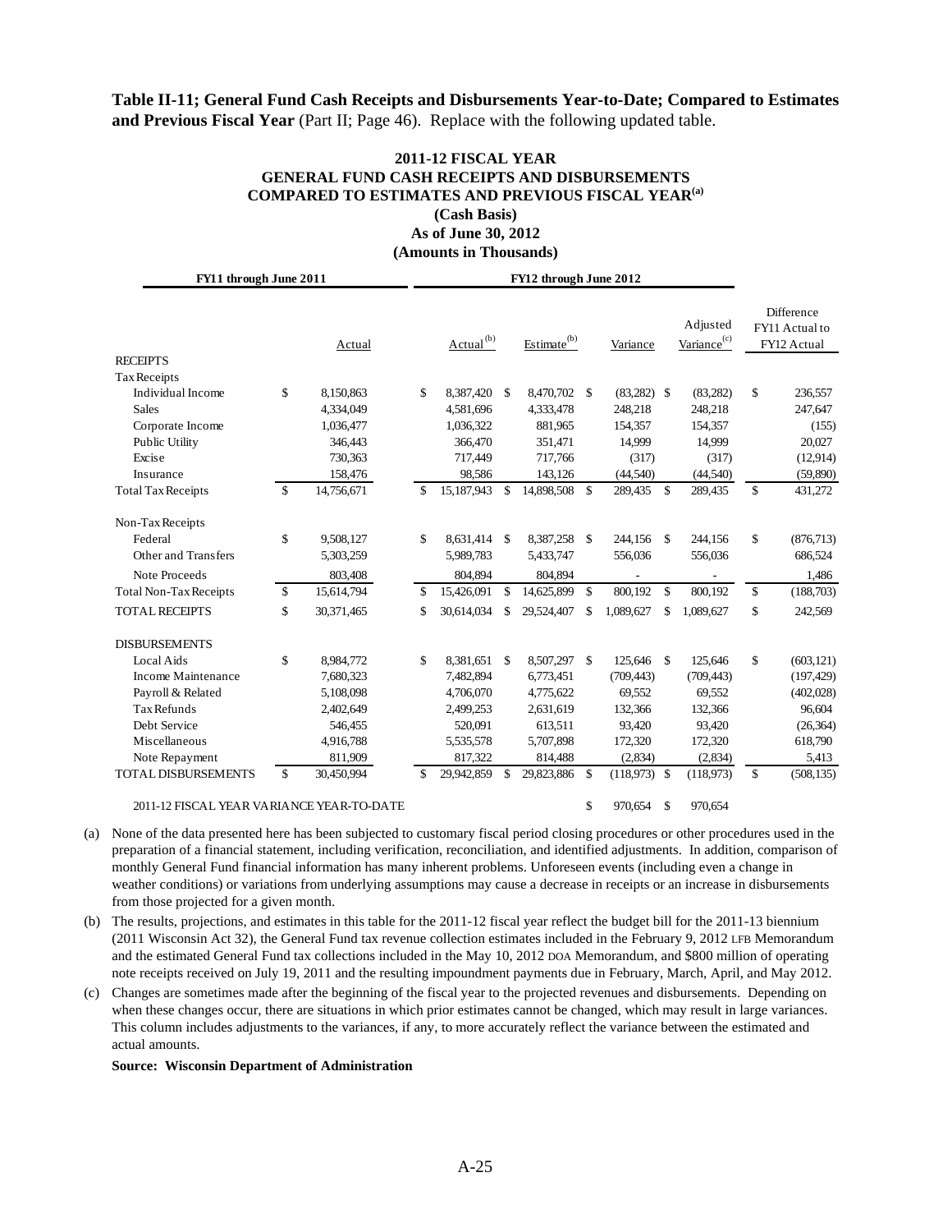**Table II-11; General Fund Cash Receipts and Disbursements Year-to-Date; Compared to Estimates and Previous Fiscal Year** (Part II; Page 46). Replace with the following updated table.

**2011-12 FISCAL YEAR**
**GENERAL FUND CASH RECEIPTS AND DISBURSEMENTS**
**COMPARED TO ESTIMATES AND PREVIOUS FISCAL YEAR[(a)]**
**(Cash Basis)**
**As of June 30, 2012**
**(Amounts in Thousands)**

| | FY11 through June 2011 | FY12 through June 2012 | | | | |
|---|---|---|---|---|---|---|
| | Actual | Actual[(b)] | Estimate[(b)] | Variance | Adjusted Variance[(c)] | Difference FY11 Actual to FY12 Actual |
| **RECEIPTS** | | | | | | |
| Tax Receipts | | | | | | |
| Individual Income | $ 8,150,863 | $ 8,387,420 | $ 8,470,702 | $ (83,282) | $ (83,282) | $ 236,557 |
| Sales | 4,334,049 | 4,581,696 | 4,333,478 | 248,218 | 248,218 | 247,647 |
| Corporate Income | 1,036,477 | 1,036,322 | 881,965 | 154,357 | 154,357 | (155) |
| Public Utility | 346,443 | 366,470 | 351,471 | 14,999 | 14,999 | 20,027 |
| Excise | 730,363 | 717,449 | 717,766 | (317) | (317) | (12,914) |
| Insurance | 158,476 | 98,586 | 143,126 | (44,540) | (44,540) | (59,890) |
| Total Tax Receipts | $ 14,756,671 | $ 15,187,943 | $ 14,898,508 | $ 289,435 | $ 289,435 | $ 431,272 |
| Non-Tax Receipts | | | | | | |
| Federal | $ 9,508,127 | $ 8,631,414 | $ 8,387,258 | $ 244,156 | $ 244,156 | $ (876,713) |
| Other and Transfers | 5,303,259 | 5,989,783 | 5,433,747 | 556,036 | 556,036 | 686,524 |
| Note Proceeds | 803,408 | 804,894 | 804,894 | - | - | 1,486 |
| Total Non-Tax Receipts | $ 15,614,794 | $ 15,426,091 | $ 14,625,899 | $ 800,192 | $ 800,192 | $ (188,703) |
| TOTAL RECEIPTS | $ 30,371,465 | $ 30,614,034 | $ 29,524,407 | $ 1,089,627 | $ 1,089,627 | $ 242,569 |
| **DISBURSEMENTS** | | | | | | |
| Local Aids | $ 8,984,772 | $ 8,381,651 | $ 8,507,297 | $ 125,646 | $ 125,646 | $ (603,121) |
| Income Maintenance | 7,680,323 | 7,482,894 | 6,773,451 | (709,443) | (709,443) | (197,429) |
| Payroll & Related | 5,108,098 | 4,706,070 | 4,775,622 | 69,552 | 69,552 | (402,028) |
| Tax Refunds | 2,402,649 | 2,499,253 | 2,631,619 | 132,366 | 132,366 | 96,604 |
| Debt Service | 546,455 | 520,091 | 613,511 | 93,420 | 93,420 | (26,364) |
| Miscellaneous | 4,916,788 | 5,535,578 | 5,707,898 | 172,320 | 172,320 | 618,790 |
| Note Repayment | 811,909 | 817,322 | 814,488 | (2,834) | (2,834) | 5,413 |
| TOTAL DISBURSEMENTS | $ 30,450,994 | $ 29,942,859 | $ 29,823,886 | $ (118,973) | $ (118,973) | $ (508,135) |
| 2011-12 FISCAL YEAR VARIANCE YEAR-TO-DATE | | | | $ 970,654 | $ 970,654 | |

(a) None of the data presented here has been subjected to customary fiscal period closing procedures or other procedures used in the preparation of a financial statement, including verification, reconciliation, and identified adjustments. In addition, comparison of monthly General Fund financial information has many inherent problems. Unforeseen events (including even a change in weather conditions) or variations from underlying assumptions may cause a decrease in receipts or an increase in disbursements from those projected for a given month.

(b) The results, projections, and estimates in this table for the 2011-12 fiscal year reflect the budget bill for the 2011-13 biennium (2011 Wisconsin Act 32), the General Fund tax revenue collection estimates included in the February 9, 2012 LFB Memorandum and the estimated General Fund tax collections included in the May 10, 2012 DOA Memorandum, and $800 million of operating note receipts received on July 19, 2011 and the resulting impoundment payments due in February, March, April, and May 2012.

(c) Changes are sometimes made after the beginning of the fiscal year to the projected revenues and disbursements. Depending on when these changes occur, there are situations in which prior estimates cannot be changed, which may result in large variances. This column includes adjustments to the variances, if any, to more accurately reflect the variance between the estimated and actual amounts.

**Source: Wisconsin Department of Administration**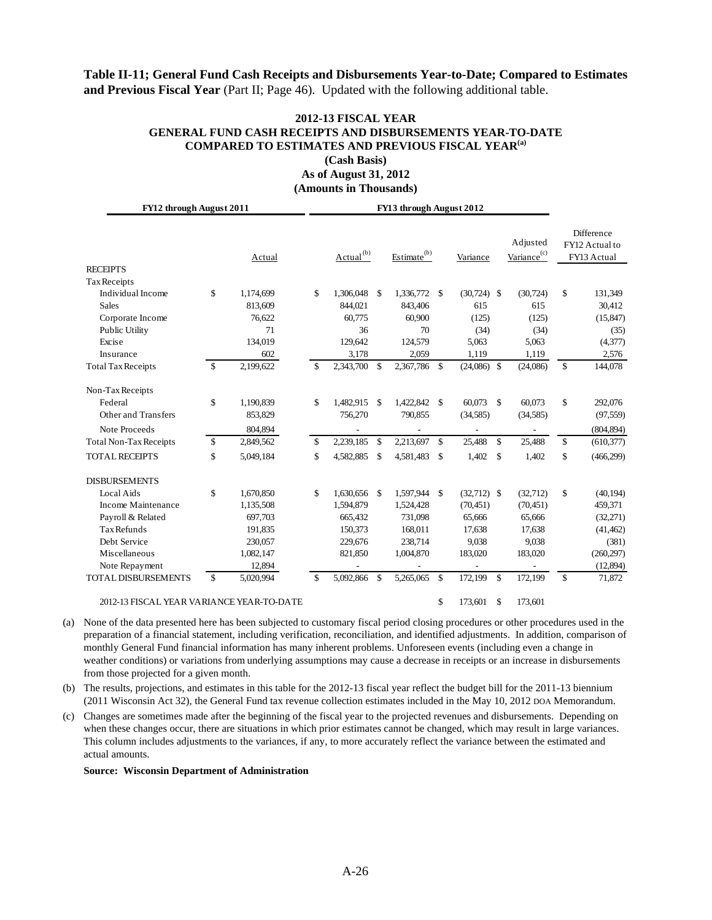**Table II-11; General Fund Cash Receipts and Disbursements Year-to-Date; Compared to Estimates and Previous Fiscal Year** (Part II; Page 46). Updated with the following additional table.

**2012-13 FISCAL YEAR**
**GENERAL FUND CASH RECEIPTS AND DISBURSEMENTS YEAR-TO-DATE**
**COMPARED TO ESTIMATES AND PREVIOUS FISCAL YEAR[(a)]**
**(Cash Basis)**
**As of August 31, 2012**
**(Amounts in Thousands)**

| | FY12 through August 2011 | FY13 through August 2012 | | | | |
|---|---|---|---|---|---|---|
| | Actual | Actual[(b)] | Estimate[(b)] | Variance | Adjusted Variance[(c)] | Difference FY12 Actual to FY13 Actual |
| **RECEIPTS** | | | | | | |
| Tax Receipts | | | | | | |
| Individual Income | $ 1,174,699 | $ 1,306,048 | $ 1,336,772 | $ (30,724) | $ (30,724) | $ 131,349 |
| Sales | 813,609 | 844,021 | 843,406 | 615 | 615 | 30,412 |
| Corporate Income | 76,622 | 60,775 | 60,900 | (125) | (125) | (15,847) |
| Public Utility | 71 | 36 | 70 | (34) | (34) | (35) |
| Excise | 134,019 | 129,642 | 124,579 | 5,063 | 5,063 | (4,377) |
| Insurance | 602 | 3,178 | 2,059 | 1,119 | 1,119 | 2,576 |
| Total Tax Receipts | $ 2,199,622 | $ 2,343,700 | $ 2,367,786 | $ (24,086) | $ (24,086) | $ 144,078 |
| Non-Tax Receipts | | | | | | |
| Federal | $ 1,190,839 | $ 1,482,915 | $ 1,422,842 | $ 60,073 | $ 60,073 | $ 292,076 |
| Other and Transfers | 853,829 | 756,270 | 790,855 | (34,585) | (34,585) | (97,559) |
| Note Proceeds | 804,894 | - | - | - | - | (804,894) |
| Total Non-Tax Receipts | $ 2,849,562 | $ 2,239,185 | $ 2,213,697 | $ 25,488 | $ 25,488 | $ (610,377) |
| TOTAL RECEIPTS | $ 5,049,184 | $ 4,582,885 | $ 4,581,483 | $ 1,402 | $ 1,402 | $ (466,299) |
| **DISBURSEMENTS** | | | | | | |
| Local Aids | $ 1,670,850 | $ 1,630,656 | $ 1,597,944 | $ (32,712) | $ (32,712) | $ (40,194) |
| Income Maintenance | 1,135,508 | 1,594,879 | 1,524,428 | (70,451) | (70,451) | 459,371 |
| Payroll & Related | 697,703 | 665,432 | 731,098 | 65,666 | 65,666 | (32,271) |
| Tax Refunds | 191,835 | 150,373 | 168,011 | 17,638 | 17,638 | (41,462) |
| Debt Service | 230,057 | 229,676 | 238,714 | 9,038 | 9,038 | (381) |
| Miscellaneous | 1,082,147 | 821,850 | 1,004,870 | 183,020 | 183,020 | (260,297) |
| Note Repayment | 12,894 | - | - | - | - | (12,894) |
| TOTAL DISBURSEMENTS | $ 5,020,994 | $ 5,092,866 | $ 5,265,065 | $ 172,199 | $ 172,199 | $ 71,872 |
| 2012-13 FISCAL YEAR VARIANCE YEAR-TO-DATE | | | | $ 173,601 | $ 173,601 | |

(a) None of the data presented here has been subjected to customary fiscal period closing procedures or other procedures used in the preparation of a financial statement, including verification, reconciliation, and identified adjustments. In addition, comparison of monthly General Fund financial information has many inherent problems. Unforeseen events (including even a change in weather conditions) or variations from underlying assumptions may cause a decrease in receipts or an increase in disbursements from those projected for a given month.

(b) The results, projections, and estimates in this table for the 2012-13 fiscal year reflect the budget bill for the 2011-13 biennium (2011 Wisconsin Act 32), the General Fund tax revenue collection estimates included in the May 10, 2012 DOA Memorandum.

(c) Changes are sometimes made after the beginning of the fiscal year to the projected revenues and disbursements. Depending on when these changes occur, there are situations in which prior estimates cannot be changed, which may result in large variances. This column includes adjustments to the variances, if any, to more accurately reflect the variance between the estimated and actual amounts.

**Source: Wisconsin Department of Administration**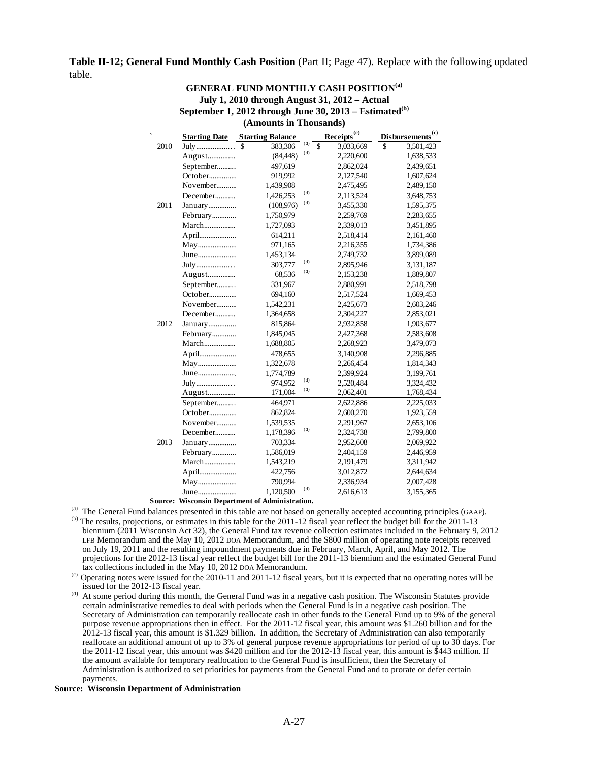**Table II-12; General Fund Monthly Cash Position** (Part II; Page 47). Replace with the following updated table.

**GENERAL FUND MONTHLY CASH POSITION[(a)]**
**July 1, 2010 through August 31, 2012 – Actual**
**September 1, 2012 through June 30, 2013 – Estimated[(b)]**
**(Amounts in Thousands)**

| | Starting Date | Starting Balance | | Receipts[(c)] | Disbursements[(c)] |
|---|---|---|---|---|---|
| 2010 | July | $ 383,306 | (d) | $ 3,033,669 | $ 3,501,423 |
| | August | (84,448) | (d) | 2,220,600 | 1,638,533 |
| | September | 497,619 | | 2,862,024 | 2,439,651 |
| | October | 919,992 | | 2,127,540 | 1,607,624 |
| | November | 1,439,908 | | 2,475,495 | 2,489,150 |
| | December | 1,426,253 | (d) | 2,113,524 | 3,648,753 |
| 2011 | January | (108,976) | (d) | 3,455,330 | 1,595,375 |
| | February | 1,750,979 | | 2,259,769 | 2,283,655 |
| | March | 1,727,093 | | 2,339,013 | 3,451,895 |
| | April | 614,211 | | 2,518,414 | 2,161,460 |
| | May | 971,165 | | 2,216,355 | 1,734,386 |
| | June | 1,453,134 | | 2,749,732 | 3,899,089 |
| | July | 303,777 | (d) | 2,895,946 | 3,131,187 |
| | August | 68,536 | (d) | 2,153,238 | 1,889,807 |
| | September | 331,967 | | 2,880,991 | 2,518,798 |
| | October | 694,160 | | 2,517,524 | 1,669,453 |
| | November | 1,542,231 | | 2,425,673 | 2,603,246 |
| | December | 1,364,658 | | 2,304,227 | 2,853,021 |
| 2012 | January | 815,864 | | 2,932,858 | 1,903,677 |
| | February | 1,845,045 | | 2,427,368 | 2,583,608 |
| | March | 1,688,805 | | 2,268,923 | 3,479,073 |
| | April | 478,655 | | 3,140,908 | 2,296,885 |
| | May | 1,322,678 | | 2,266,454 | 1,814,343 |
| | June | 1,774,789 | | 2,399,924 | 3,199,761 |
| | July | 974,952 | (d) | 2,520,484 | 3,324,432 |
| | August | 171,004 | (d) | 2,062,401 | 1,768,434 |
| | September | 464,971 | | 2,622,886 | 2,225,033 |
| | October | 862,824 | | 2,600,270 | 1,923,559 |
| | November | 1,539,535 | | 2,291,967 | 2,653,106 |
| | December | 1,178,396 | (d) | 2,324,738 | 2,799,800 |
| 2013 | January | 703,334 | | 2,952,608 | 2,069,922 |
| | February | 1,586,019 | | 2,404,159 | 2,446,959 |
| | March | 1,543,219 | | 2,191,479 | 3,311,942 |
| | April | 422,756 | | 3,012,872 | 2,644,634 |
| | May | 790,994 | | 2,336,934 | 2,007,428 |
| | June | 1,120,500 | (d) | 2,616,613 | 3,155,365 |

**Source: Wisconsin Department of Administration.**

(a) The General Fund balances presented in this table are not based on generally accepted accounting principles (GAAP).

(b) The results, projections, or estimates in this table for the 2011-12 fiscal year reflect the budget bill for the 2011-13 biennium (2011 Wisconsin Act 32), the General Fund tax revenue collection estimates included in the February 9, 2012 LFB Memorandum and the May 10, 2012 DOA Memorandum, and the $800 million of operating note receipts received on July 19, 2011 and the resulting impoundment payments due in February, March, April, and May 2012. The projections for the 2012-13 fiscal year reflect the budget bill for the 2011-13 biennium and the estimated General Fund tax collections included in the May 10, 2012 DOA Memorandum.

(c) Operating notes were issued for the 2010-11 and 2011-12 fiscal years, but it is expected that no operating notes will be issued for the 2012-13 fiscal year.

(d) At some period during this month, the General Fund was in a negative cash position. The Wisconsin Statutes provide certain administrative remedies to deal with periods when the General Fund is in a negative cash position. The Secretary of Administration can temporarily reallocate cash in other funds to the General Fund up to 9% of the general purpose revenue appropriations then in effect. For the 2011-12 fiscal year, this amount was $1.260 billion and for the 2012-13 fiscal year, this amount is $1.329 billion. In addition, the Secretary of Administration can also temporarily reallocate an additional amount of up to 3% of general purpose revenue appropriations for period of up to 30 days. For the 2011-12 fiscal year, this amount was $420 million and for the 2012-13 fiscal year, this amount is $443 million. If the amount available for temporary reallocation to the General Fund is insufficient, then the Secretary of Administration is authorized to set priorities for payments from the General Fund and to prorate or defer certain payments.

**Source: Wisconsin Department of Administration**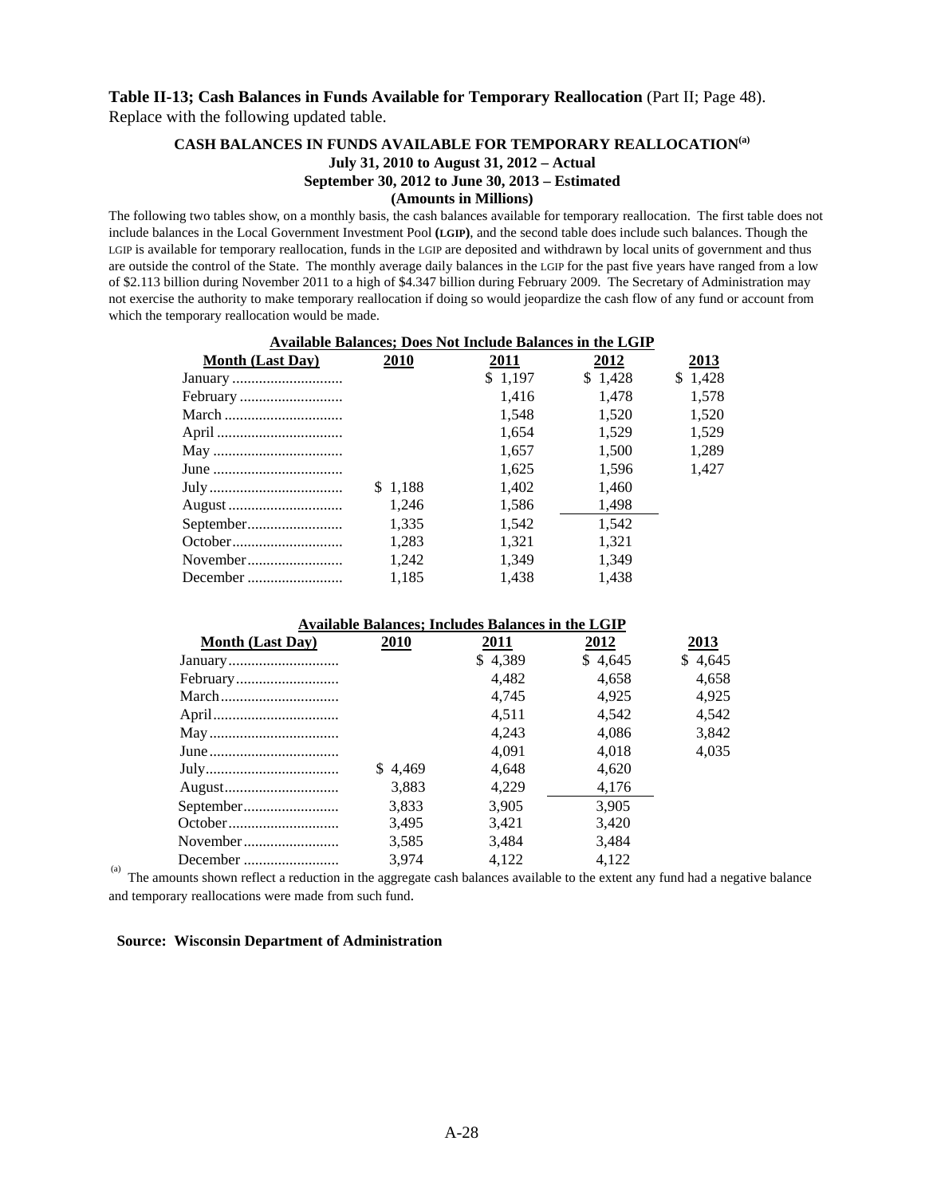**Table II-13; Cash Balances in Funds Available for Temporary Reallocation** (Part II; Page 48). Replace with the following updated table.

### CASH BALANCES IN FUNDS AVAILABLE FOR TEMPORARY REALLOCATION[(a)]
### July 31, 2010 to August 31, 2012 – Actual
### September 30, 2012 to June 30, 2013 – Estimated
### (Amounts in Millions)

The following two tables show, on a monthly basis, the cash balances available for temporary reallocation. The first table does not include balances in the Local Government Investment Pool **(LGIP)**, and the second table does include such balances. Though the LGIP is available for temporary reallocation, funds in the LGIP are deposited and withdrawn by local units of government and thus are outside the control of the State. The monthly average daily balances in the LGIP for the past five years have ranged from a low of $2.113 billion during November 2011 to a high of $4.347 billion during February 2009. The Secretary of Administration may not exercise the authority to make temporary reallocation if doing so would jeopardize the cash flow of any fund or account from which the temporary reallocation would be made.

**Available Balances; Does Not Include Balances in the LGIP**

| Month (Last Day) | 2010 | 2011 | 2012 | 2013 |
|---|---|---|---|---|
| January | | $ 1,197 | $ 1,428 | $ 1,428 |
| February | | 1,416 | 1,478 | 1,578 |
| March | | 1,548 | 1,520 | 1,520 |
| April | | 1,654 | 1,529 | 1,529 |
| May | | 1,657 | 1,500 | 1,289 |
| June | | 1,625 | 1,596 | 1,427 |
| July | $ 1,188 | 1,402 | 1,460 | |
| August | 1,246 | 1,586 | 1,498 | |
| September | 1,335 | 1,542 | 1,542 | |
| October | 1,283 | 1,321 | 1,321 | |
| November | 1,242 | 1,349 | 1,349 | |
| December | 1,185 | 1,438 | 1,438 | |

**Available Balances; Includes Balances in the LGIP**

| Month (Last Day) | 2010 | 2011 | 2012 | 2013 |
|---|---|---|---|---|
| January | | $ 4,389 | $ 4,645 | $ 4,645 |
| February | | 4,482 | 4,658 | 4,658 |
| March | | 4,745 | 4,925 | 4,925 |
| April | | 4,511 | 4,542 | 4,542 |
| May | | 4,243 | 4,086 | 3,842 |
| June | | 4,091 | 4,018 | 4,035 |
| July | $ 4,469 | 4,648 | 4,620 | |
| August | 3,883 | 4,229 | 4,176 | |
| September | 3,833 | 3,905 | 3,905 | |
| October | 3,495 | 3,421 | 3,420 | |
| November | 3,585 | 3,484 | 3,484 | |
| December | 3,974 | 4,122 | 4,122 | |

[(a)] The amounts shown reflect a reduction in the aggregate cash balances available to the extent any fund had a negative balance and temporary reallocations were made from such fund.

**Source: Wisconsin Department of Administration**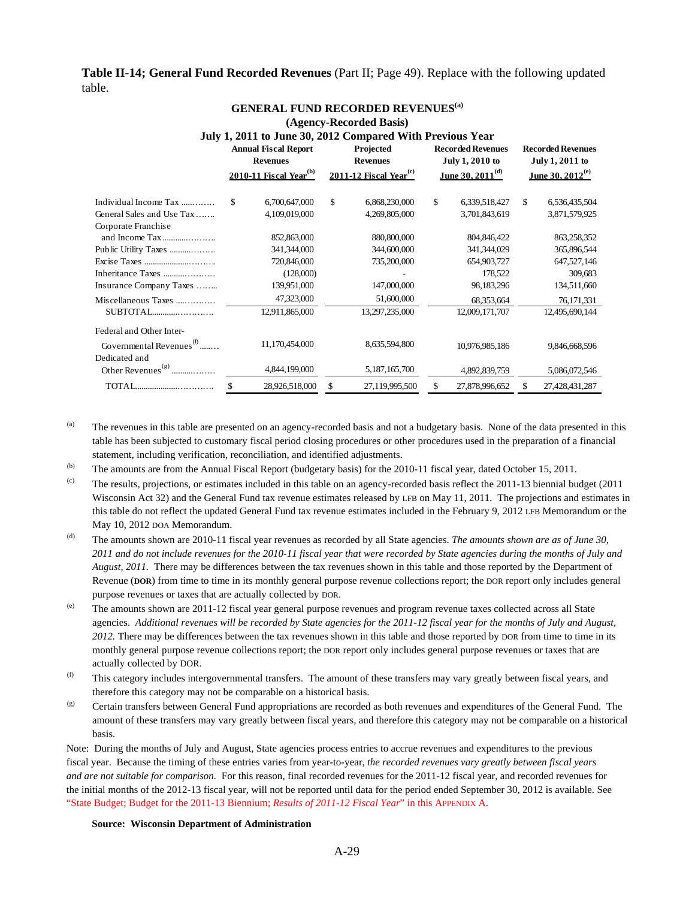**Table II-14; General Fund Recorded Revenues** (Part II; Page 49). Replace with the following updated table.

**GENERAL FUND RECORDED REVENUES[(a)]**
**(Agency-Recorded Basis)**
**July 1, 2011 to June 30, 2012 Compared With Previous Year**

| | Annual Fiscal Report Revenues 2010-11 Fiscal Year[(b)] | Projected Revenues 2011-12 Fiscal Year[(c)] | Recorded Revenues July 1, 2010 to June 30, 2011[(d)] | Recorded Revenues July 1, 2011 to June 30, 2012[(e)] |
|---|---|---|---|---|
| Individual Income Tax | $ 6,700,647,000 | $ 6,868,230,000 | $ 6,339,518,427 | $ 6,536,435,504 |
| General Sales and Use Tax | 4,109,019,000 | 4,269,805,000 | 3,701,843,619 | 3,871,579,925 |
| Corporate Franchise and Income Tax | 852,863,000 | 880,800,000 | 804,846,422 | 863,258,352 |
| Public Utility Taxes | 341,344,000 | 344,600,000 | 341,344,029 | 365,896,544 |
| Excise Taxes | 720,846,000 | 735,200,000 | 654,903,727 | 647,527,146 |
| Inheritance Taxes | (128,000) | - | 178,522 | 309,683 |
| Insurance Company Taxes | 139,951,000 | 147,000,000 | 98,183,296 | 134,511,660 |
| Miscellaneous Taxes | 47,323,000 | 51,600,000 | 68,353,664 | 76,171,331 |
| SUBTOTAL | 12,911,865,000 | 13,297,235,000 | 12,009,171,707 | 12,495,690,144 |
| Federal and Other Inter-Governmental Revenues[(f)] | 11,170,454,000 | 8,635,594,800 | 10,976,985,186 | 9,846,668,596 |
| Dedicated and Other Revenues[(g)] | 4,844,199,000 | 5,187,165,700 | 4,892,839,759 | 5,086,072,546 |
| TOTAL | $ 28,926,518,000 | $ 27,119,995,500 | $ 27,878,996,652 | $ 27,428,431,287 |

(a) The revenues in this table are presented on an agency-recorded basis and not a budgetary basis. None of the data presented in this table has been subjected to customary fiscal period closing procedures or other procedures used in the preparation of a financial statement, including verification, reconciliation, and identified adjustments.

(b) The amounts are from the Annual Fiscal Report (budgetary basis) for the 2010-11 fiscal year, dated October 15, 2011.

(c) The results, projections, or estimates included in this table on an agency-recorded basis reflect the 2011-13 biennial budget (2011 Wisconsin Act 32) and the General Fund tax revenue estimates released by LFB on May 11, 2011. The projections and estimates in this table do not reflect the updated General Fund tax revenue estimates included in the February 9, 2012 LFB Memorandum or the May 10, 2012 DOA Memorandum.

(d) The amounts shown are 2010-11 fiscal year revenues as recorded by all State agencies. *The amounts shown are as of June 30, 2011 and do not include revenues for the 2010-11 fiscal year that were recorded by State agencies during the months of July and August, 2011.* There may be differences between the tax revenues shown in this table and those reported by the Department of Revenue (**DOR**) from time to time in its monthly general purpose revenue collections report; the DOR report only includes general purpose revenues or taxes that are actually collected by DOR.

(e) The amounts shown are 2011-12 fiscal year general purpose revenues and program revenue taxes collected across all State agencies. *Additional revenues will be recorded by State agencies for the 2011-12 fiscal year for the months of July and August, 2012.* There may be differences between the tax revenues shown in this table and those reported by DOR from time to time in its monthly general purpose revenue collections report; the DOR report only includes general purpose revenues or taxes that are actually collected by DOR.

(f) This category includes intergovernmental transfers. The amount of these transfers may vary greatly between fiscal years, and therefore this category may not be comparable on a historical basis.

(g) Certain transfers between General Fund appropriations are recorded as both revenues and expenditures of the General Fund. The amount of these transfers may vary greatly between fiscal years, and therefore this category may not be comparable on a historical basis.

Note: During the months of July and August, State agencies process entries to accrue revenues and expenditures to the previous fiscal year. Because the timing of these entries varies from year-to-year, *the recorded revenues vary greatly between fiscal years and are not suitable for comparison.* For this reason, final recorded revenues for the 2011-12 fiscal year, and recorded revenues for the initial months of the 2012-13 fiscal year, will not be reported until data for the period ended September 30, 2012 is available. See "State Budget; Budget for the 2011-13 Biennium; *Results of 2011-12 Fiscal Year*" in this APPENDIX A.

**Source: Wisconsin Department of Administration**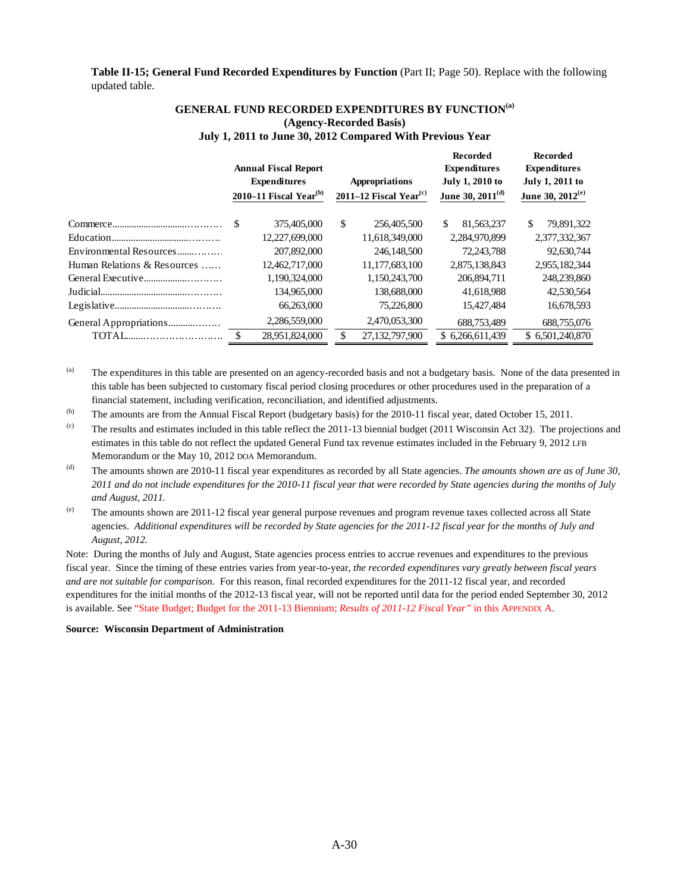**Table II-15; General Fund Recorded Expenditures by Function** (Part II; Page 50). Replace with the following updated table.

**GENERAL FUND RECORDED EXPENDITURES BY FUNCTION[a]**
**(Agency-Recorded Basis)**
**July 1, 2011 to June 30, 2012 Compared With Previous Year**

| | Annual Fiscal Report Expenditures 2010–11 Fiscal Year[b] | Appropriations 2011–12 Fiscal Year[c] | Recorded Expenditures July 1, 2010 to June 30, 2011[d] | Recorded Expenditures July 1, 2011 to June 30, 2012[e] |
|---|---|---|---|---|
| Commerce | $ 375,405,000 | $ 256,405,500 | $ 81,563,237 | $ 79,891,322 |
| Education | 12,227,699,000 | 11,618,349,000 | 2,284,970,899 | 2,377,332,367 |
| Environmental Resources | 207,892,000 | 246,148,500 | 72,243,788 | 92,630,744 |
| Human Relations & Resources | 12,462,717,000 | 11,177,683,100 | 2,875,138,843 | 2,955,182,344 |
| General Executive | 1,190,324,000 | 1,150,243,700 | 206,894,711 | 248,239,860 |
| Judicial | 134,965,000 | 138,688,000 | 41,618,988 | 42,530,564 |
| Legislative | 66,263,000 | 75,226,800 | 15,427,484 | 16,678,593 |
| General Appropriations | 2,286,559,000 | 2,470,053,300 | 688,753,489 | 688,755,076 |
| TOTAL | $ 28,951,824,000 | $ 27,132,797,900 | $ 6,266,611,439 | $ 6,501,240,870 |

[a] The expenditures in this table are presented on an agency-recorded basis and not a budgetary basis. None of the data presented in this table has been subjected to customary fiscal period closing procedures or other procedures used in the preparation of a financial statement, including verification, reconciliation, and identified adjustments.

[b] The amounts are from the Annual Fiscal Report (budgetary basis) for the 2010-11 fiscal year, dated October 15, 2011.

[c] The results and estimates included in this table reflect the 2011-13 biennial budget (2011 Wisconsin Act 32). The projections and estimates in this table do not reflect the updated General Fund tax revenue estimates included in the February 9, 2012 LFB Memorandum or the May 10, 2012 DOA Memorandum.

[d] The amounts shown are 2010-11 fiscal year expenditures as recorded by all State agencies. *The amounts shown are as of June 30, 2011 and do not include expenditures for the 2010-11 fiscal year that were recorded by State agencies during the months of July and August, 2011.*

[e] The amounts shown are 2011-12 fiscal year general purpose revenues and program revenue taxes collected across all State agencies. *Additional expenditures will be recorded by State agencies for the 2011-12 fiscal year for the months of July and August, 2012.*

Note: During the months of July and August, State agencies process entries to accrue revenues and expenditures to the previous fiscal year. Since the timing of these entries varies from year-to-year, *the recorded expenditures vary greatly between fiscal years and are not suitable for comparison.* For this reason, final recorded expenditures for the 2011-12 fiscal year, and recorded expenditures for the initial months of the 2012-13 fiscal year, will not be reported until data for the period ended September 30, 2012 is available. See "State Budget; Budget for the 2011-13 Biennium; *Results of 2011-12 Fiscal Year"* in this APPENDIX A.

**Source: Wisconsin Department of Administration**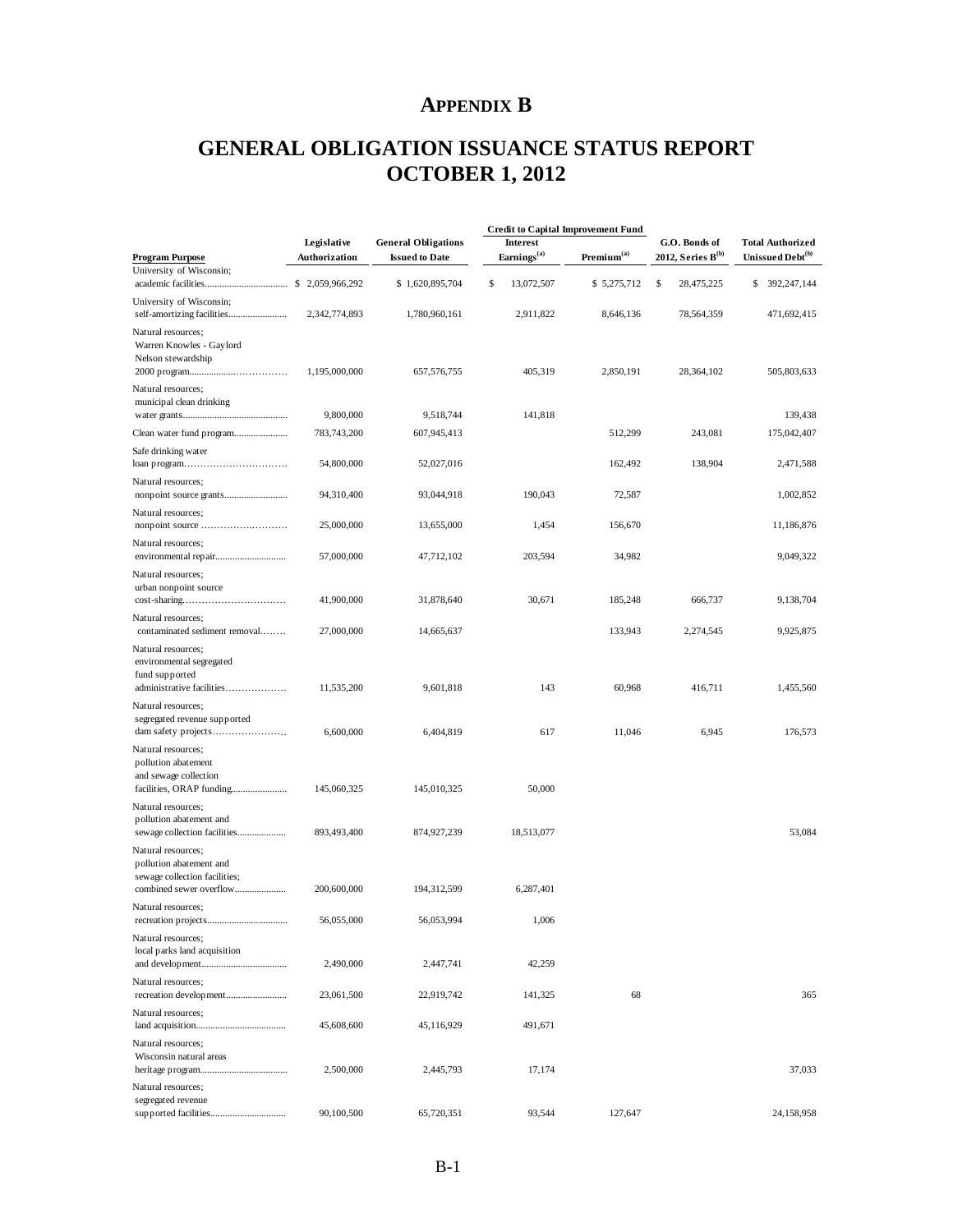# APPENDIX B

# GENERAL OBLIGATION ISSUANCE STATUS REPORT OCTOBER 1, 2012

| Program Purpose | Legislative Authorization | General Obligations Issued to Date | Credit to Capital Improvement Fund Interest Earnings[(a)] | Premium[(a)] | G.O. Bonds of 2012, Series B[(b)] | Total Authorized Unissued Debt[(b)] |
|---|---|---|---|---|---|---|
| University of Wisconsin; academic facilities | $ 2,059,966,292 | $ 1,620,895,704 | $ 13,072,507 | $ 5,275,712 | $ 28,475,225 | $ 392,247,144 |
| University of Wisconsin; self-amortizing facilities | 2,342,774,893 | 1,780,960,161 | 2,911,822 | 8,646,136 | 78,564,359 | 471,692,415 |
| Natural resources; Warren Knowles - Gaylord Nelson stewardship 2000 program | 1,195,000,000 | 657,576,755 | 405,319 | 2,850,191 | 28,364,102 | 505,803,633 |
| Natural resources; municipal clean drinking water grants | 9,800,000 | 9,518,744 | 141,818 | | | 139,438 |
| Clean water fund program | 783,743,200 | 607,945,413 | | 512,299 | 243,081 | 175,042,407 |
| Safe drinking water loan program | 54,800,000 | 52,027,016 | | 162,492 | 138,904 | 2,471,588 |
| Natural resources; nonpoint source grants | 94,310,400 | 93,044,918 | 190,043 | 72,587 | | 1,002,852 |
| Natural resources; nonpoint source | 25,000,000 | 13,655,000 | 1,454 | 156,670 | | 11,186,876 |
| Natural resources; environmental repair | 57,000,000 | 47,712,102 | 203,594 | 34,982 | | 9,049,322 |
| Natural resources; urban nonpoint source cost-sharing | 41,900,000 | 31,878,640 | 30,671 | 185,248 | 666,737 | 9,138,704 |
| Natural resources; contaminated sediment removal | 27,000,000 | 14,665,637 | | 133,943 | 2,274,545 | 9,925,875 |
| Natural resources; environmental segregated fund supported administrative facilities | 11,535,200 | 9,601,818 | 143 | 60,968 | 416,711 | 1,455,560 |
| Natural resources; segregated revenue supported dam safety projects | 6,600,000 | 6,404,819 | 617 | 11,046 | 6,945 | 176,573 |
| Natural resources; pollution abatement and sewage collection facilities, ORAP funding | 145,060,325 | 145,010,325 | 50,000 | | | |
| Natural resources; pollution abatement and sewage collection facilities | 893,493,400 | 874,927,239 | 18,513,077 | | | 53,084 |
| Natural resources; pollution abatement and sewage collection facilities; combined sewer overflow | 200,600,000 | 194,312,599 | 6,287,401 | | | |
| Natural resources; recreation projects | 56,055,000 | 56,053,994 | 1,006 | | | |
| Natural resources; local parks land acquisition and development | 2,490,000 | 2,447,741 | 42,259 | | | |
| Natural resources; recreation development | 23,061,500 | 22,919,742 | 141,325 | 68 | | 365 |
| Natural resources; land acquisition | 45,608,600 | 45,116,929 | 491,671 | | | |
| Natural resources; Wisconsin natural areas heritage program | 2,500,000 | 2,445,793 | 17,174 | | | 37,033 |
| Natural resources; segregated revenue supported facilities | 90,100,500 | 65,720,351 | 93,544 | 127,647 | | 24,158,958 |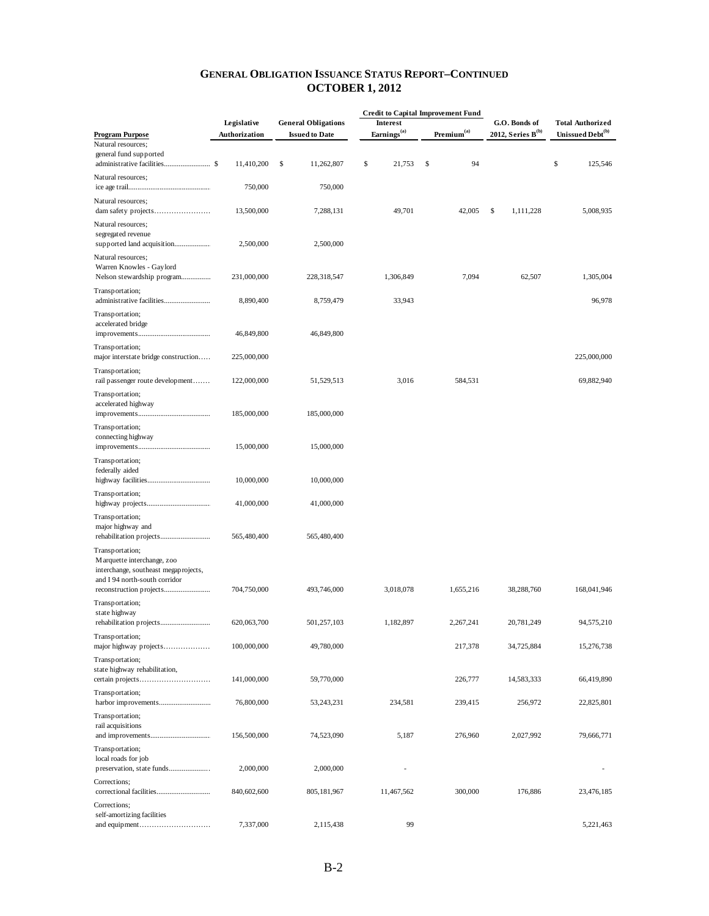## GENERAL OBLIGATION ISSUANCE STATUS REPORT–CONTINUED
## OCTOBER 1, 2012

| Program Purpose | Legislative Authorization | General Obligations Issued to Date | Credit to Capital Improvement Fund: Interest Earnings[(a)] | Credit to Capital Improvement Fund: Premium[(a)] | G.O. Bonds of 2012, Series B[(b)] | Total Authorized Unissued Debt[(b)] |
|---|---|---|---|---|---|---|
| Natural resources; general fund supported administrative facilities | $ 11,410,200 | $ 11,262,807 | $ 21,753 | $ 94 | | $ 125,546 |
| Natural resources; ice age trail | 750,000 | 750,000 | | | | |
| Natural resources; dam safety projects | 13,500,000 | 7,288,131 | 49,701 | 42,005 | $ 1,111,228 | 5,008,935 |
| Natural resources; segregated revenue supported land acquisition | 2,500,000 | 2,500,000 | | | | |
| Natural resources; Warren Knowles - Gaylord Nelson stewardship program | 231,000,000 | 228,318,547 | 1,306,849 | 7,094 | 62,507 | 1,305,004 |
| Transportation; administrative facilities | 8,890,400 | 8,759,479 | 33,943 | | | 96,978 |
| Transportation; accelerated bridge improvements | 46,849,800 | 46,849,800 | | | | |
| Transportation; major interstate bridge construction | 225,000,000 | | | | | 225,000,000 |
| Transportation; rail passenger route development | 122,000,000 | 51,529,513 | 3,016 | 584,531 | | 69,882,940 |
| Transportation; accelerated highway improvements | 185,000,000 | 185,000,000 | | | | |
| Transportation; connecting highway improvements | 15,000,000 | 15,000,000 | | | | |
| Transportation; federally aided highway facilities | 10,000,000 | 10,000,000 | | | | |
| Transportation; highway projects | 41,000,000 | 41,000,000 | | | | |
| Transportation; major highway and rehabilitation projects | 565,480,400 | 565,480,400 | | | | |
| Transportation; Marquette interchange, zoo interchange, southeast megaprojects, and I 94 north-south corridor reconstruction projects | 704,750,000 | 493,746,000 | 3,018,078 | 1,655,216 | 38,288,760 | 168,041,946 |
| Transportation; state highway rehabilitation projects | 620,063,700 | 501,257,103 | 1,182,897 | 2,267,241 | 20,781,249 | 94,575,210 |
| Transportation; major highway projects | 100,000,000 | 49,780,000 | | 217,378 | 34,725,884 | 15,276,738 |
| Transportation; state highway rehabilitation, certain projects | 141,000,000 | 59,770,000 | | 226,777 | 14,583,333 | 66,419,890 |
| Transportation; harbor improvements | 76,800,000 | 53,243,231 | 234,581 | 239,415 | 256,972 | 22,825,801 |
| Transportation; rail acquisitions and improvements | 156,500,000 | 74,523,090 | 5,187 | 276,960 | 2,027,992 | 79,666,771 |
| Transportation; local roads for job preservation, state funds | 2,000,000 | 2,000,000 | - | | | - |
| Corrections; correctional facilities | 840,602,600 | 805,181,967 | 11,467,562 | 300,000 | 176,886 | 23,476,185 |
| Corrections; self-amortizing facilities and equipment | 7,337,000 | 2,115,438 | 99 | | | 5,221,463 |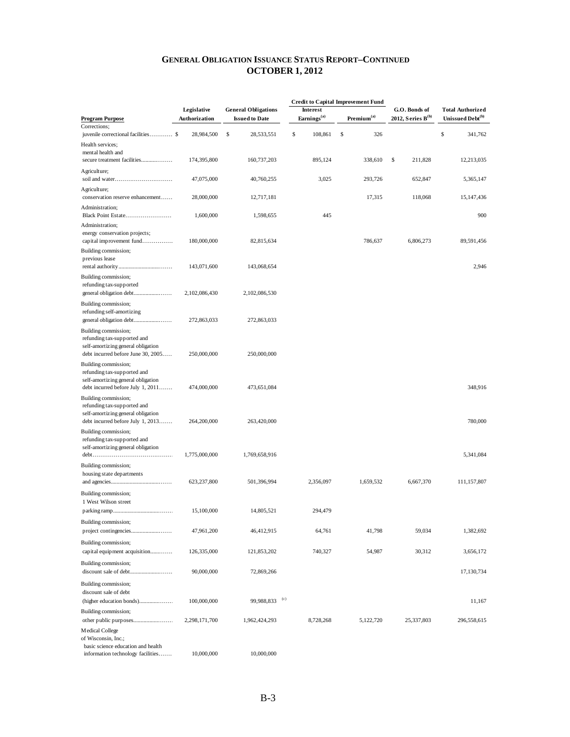## GENERAL OBLIGATION ISSUANCE STATUS REPORT–CONTINUED
## OCTOBER 1, 2012

| Program Purpose | Legislative Authorization | General Obligations Issued to Date | Credit to Capital Improvement Fund Interest Earnings[(a)] | Credit to Capital Improvement Fund Premium[(a)] | G.O. Bonds of 2012, Series B[(b)] | Total Authorized Unissued Debt[(b)] |
|---|---|---|---|---|---|---|
| Corrections; juvenile correctional facilities………… | $ 28,984,500 | $ 28,533,551 | $ 108,861 | $ 326 | | $ 341,762 |
| Health services; mental health and secure treatment facilities……… | 174,395,800 | 160,737,203 | 895,124 | 338,610 | $ 211,828 | 12,213,035 |
| Agriculture; soil and water………………………… | 47,075,000 | 40,760,255 | 3,025 | 293,726 | 652,847 | 5,365,147 |
| Agriculture; conservation reserve enhancement…… | 28,000,000 | 12,717,181 | | 17,315 | 118,068 | 15,147,436 |
| Administration; Black Point Estate…………………… | 1,600,000 | 1,598,655 | 445 | | | 900 |
| Administration; energy conservation projects; capital improvement fund…………… | 180,000,000 | 82,815,634 | | 786,637 | 6,806,273 | 89,591,456 |
| Building commission; previous lease rental authority………………………… | 143,071,600 | 143,068,654 | | | | 2,946 |
| Building commission; refunding tax-supported general obligation debt………………… | 2,102,086,430 | 2,102,086,530 | | | | |
| Building commission; refunding self-amortizing general obligation debt………………… | 272,863,033 | 272,863,033 | | | | |
| Building commission; refunding tax-supported and self-amortizing general obligation debt incurred before June 30, 2005….. | 250,000,000 | 250,000,000 | | | | |
| Building commission; refunding tax-supported and self-amortizing general obligation debt incurred before July 1, 2011……. | 474,000,000 | 473,651,084 | | | | 348,916 |
| Building commission; refunding tax-supported and self-amortizing general obligation debt incurred before July 1, 2013……. | 264,200,000 | 263,420,000 | | | | 780,000 |
| Building commission; refunding tax-supported and self-amortizing general obligation debt…………………………………… | 1,775,000,000 | 1,769,658,916 | | | | 5,341,084 |
| Building commission; housing state departments and agencies………………………… | 623,237,800 | 501,396,994 | 2,356,097 | 1,659,532 | 6,667,370 | 111,157,807 |
| Building commission; 1 West Wilson street parking ramp………………………… | 15,100,000 | 14,805,521 | 294,479 | | | |
| Building commission; project contingencies……………… | 47,961,200 | 46,412,915 | 64,761 | 41,798 | 59,034 | 1,382,692 |
| Building commission; capital equipment acquisition………… | 126,335,000 | 121,853,202 | 740,327 | 54,987 | 30,312 | 3,656,172 |
| Building commission; discount sale of debt………………… | 90,000,000 | 72,869,266 | | | | 17,130,734 |
| Building commission; discount sale of debt (higher education bonds)……………… | 100,000,000 | 99,988,833 [(c)] | | | | 11,167 |
| Building commission; other public purposes………………… | 2,298,171,700 | 1,962,424,293 | 8,728,268 | 5,122,720 | 25,337,803 | 296,558,615 |
| Medical College of Wisconsin, Inc.; basic science education and health information technology facilities……. | 10,000,000 | 10,000,000 | | | | |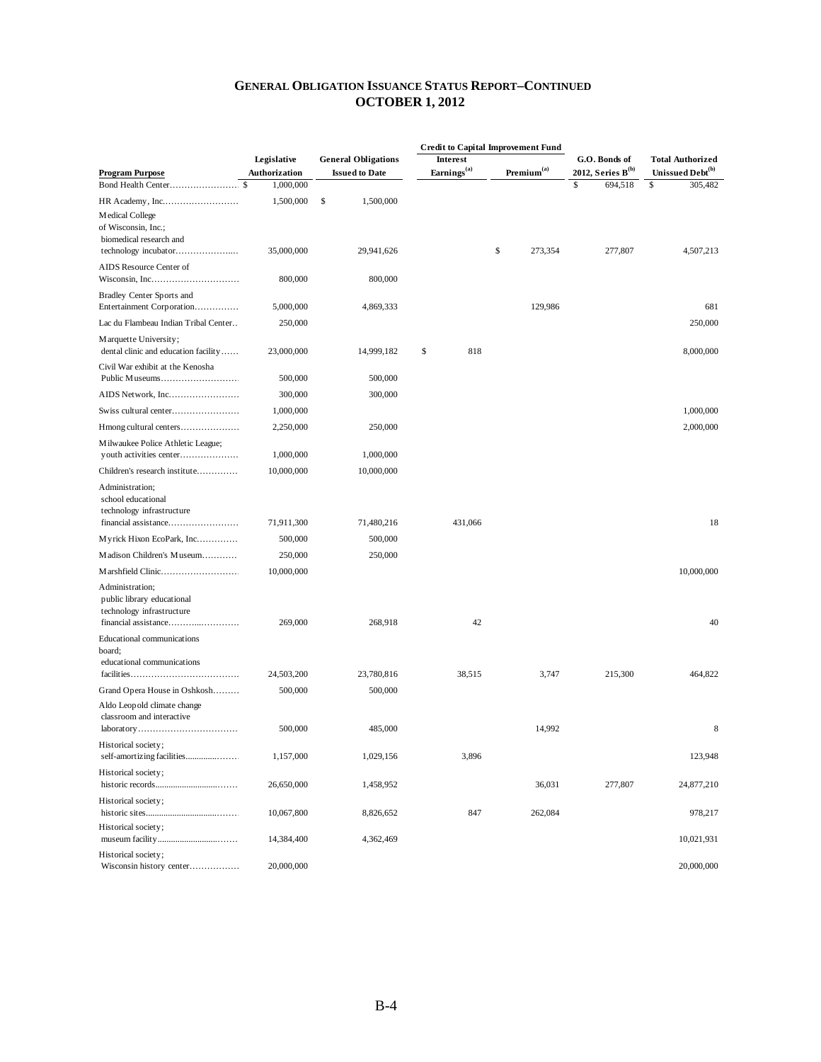# GENERAL OBLIGATION ISSUANCE STATUS REPORT–CONTINUED
## OCTOBER 1, 2012

| Program Purpose | Legislative Authorization | General Obligations Issued to Date | Credit to Capital Improvement Fund Interest Earnings[a] | Premium[a] | G.O. Bonds of 2012, Series B[b] | Total Authorized Unissued Debt[b] |
|---|---|---|---|---|---|---|
| Bond Health Center…………………… | $ 1,000,000 | | | | $ 694,518 | $ 305,482 |
| HR Academy, Inc……………………… | 1,500,000 | $ 1,500,000 | | | | |
| Medical College of Wisconsin, Inc.; biomedical research and technology incubator……………….. | 35,000,000 | 29,941,626 | | $ 273,354 | 277,807 | 4,507,213 |
| AIDS Resource Center of Wisconsin, Inc………………………… | 800,000 | 800,000 | | | | |
| Bradley Center Sports and Entertainment Corporation…………… | 5,000,000 | 4,869,333 | | 129,986 | | 681 |
| Lac du Flambeau Indian Tribal Center.. | 250,000 | | | | | 250,000 |
| Marquette University; dental clinic and education facility…… | 23,000,000 | 14,999,182 | $ 818 | | | 8,000,000 |
| Civil War exhibit at the Kenosha Public Museums……………………… | 500,000 | 500,000 | | | | |
| AIDS Network, Inc…………………… | 300,000 | 300,000 | | | | |
| Swiss cultural center………………… | 1,000,000 | | | | | 1,000,000 |
| Hmong cultural centers………………. | 2,250,000 | 250,000 | | | | 2,000,000 |
| Milwaukee Police Athletic League; youth activities center………………. | 1,000,000 | 1,000,000 | | | | |
| Children's research institute…………. | 10,000,000 | 10,000,000 | | | | |
| Administration; school educational technology infrastructure financial assistance…………………… | 71,911,300 | 71,480,216 | 431,066 | | | 18 |
| Myrick Hixon EcoPark, Inc…………. | 500,000 | 500,000 | | | | |
| Madison Children's Museum………… | 250,000 | 250,000 | | | | |
| Marshfield Clinic……………………… | 10,000,000 | | | | | 10,000,000 |
| Administration; public library educational technology infrastructure financial assistance……….………… | 269,000 | 268,918 | 42 | | | 40 |
| Educational communications board; educational communications facilities……………………………… | 24,503,200 | 23,780,816 | 38,515 | 3,747 | 215,300 | 464,822 |
| Grand Opera House in Oshkosh……… | 500,000 | 500,000 | | | | |
| Aldo Leopold climate change classroom and interactive laboratory…………………………… | 500,000 | 485,000 | | 14,992 | | 8 |
| Historical society; self-amortizing facilities………………. | 1,157,000 | 1,029,156 | 3,896 | | | 123,948 |
| Historical society; historic records…………………………. | 26,650,000 | 1,458,952 | | 36,031 | 277,807 | 24,877,210 |
| Historical society; historic sites……………………………… | 10,067,800 | 8,826,652 | 847 | 262,084 | | 978,217 |
| Historical society; museum facility…………………………. | 14,384,400 | 4,362,469 | | | | 10,021,931 |
| Historical society; Wisconsin history center……………… | 20,000,000 | | | | | 20,000,000 |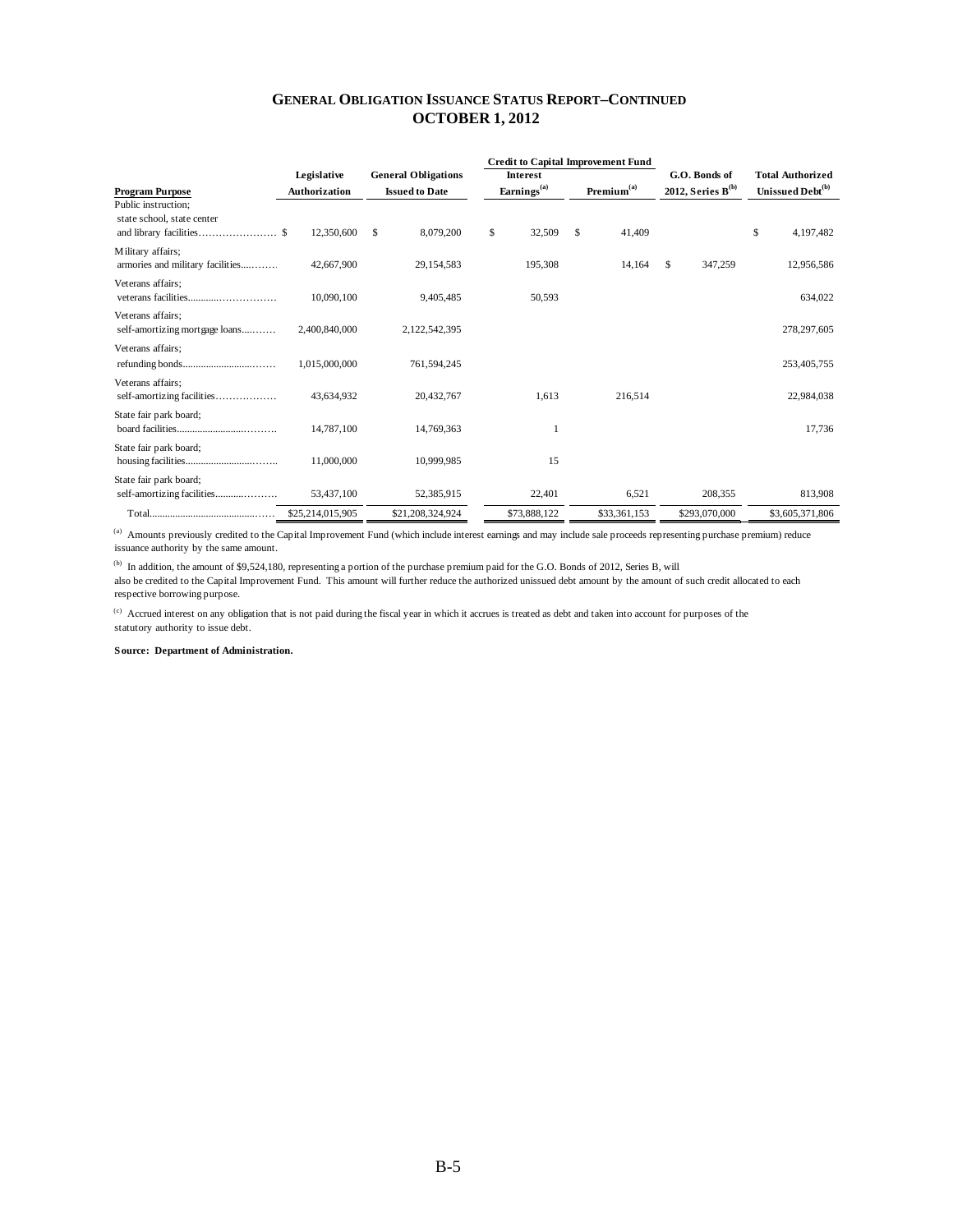## GENERAL OBLIGATION ISSUANCE STATUS REPORT–CONTINUED
## OCTOBER 1, 2012

| Program Purpose | Legislative Authorization | General Obligations Issued to Date | Credit to Capital Improvement Fund: Interest Earnings[(a)] | Credit to Capital Improvement Fund: Premium[(a)] | G.O. Bonds of 2012, Series B[(b)] | Total Authorized Unissued Debt[(b)] |
|---|---|---|---|---|---|---|
| Public instruction; state school, state center and library facilities | $ 12,350,600 | $ 8,079,200 | $ 32,509 | $ 41,409 | | $ 4,197,482 |
| Military affairs; armories and military facilities | 42,667,900 | 29,154,583 | 195,308 | 14,164 | $ 347,259 | 12,956,586 |
| Veterans affairs; veterans facilities | 10,090,100 | 9,405,485 | 50,593 | | | 634,022 |
| Veterans affairs; self-amortizing mortgage loans | 2,400,840,000 | 2,122,542,395 | | | | 278,297,605 |
| Veterans affairs; refunding bonds | 1,015,000,000 | 761,594,245 | | | | 253,405,755 |
| Veterans affairs; self-amortizing facilities | 43,634,932 | 20,432,767 | 1,613 | 216,514 | | 22,984,038 |
| State fair park board; board facilities | 14,787,100 | 14,769,363 | 1 | | | 17,736 |
| State fair park board; housing facilities | 11,000,000 | 10,999,985 | 15 | | | |
| State fair park board; self-amortizing facilities | 53,437,100 | 52,385,915 | 22,401 | 6,521 | 208,355 | 813,908 |
| Total | $25,214,015,905 | $21,208,324,924 | $73,888,122 | $33,361,153 | $293,070,000 | $3,605,371,806 |

[(a)] Amounts previously credited to the Capital Improvement Fund (which include interest earnings and may include sale proceeds representing purchase premium) reduce issuance authority by the same amount.

[(b)] In addition, the amount of $9,524,180, representing a portion of the purchase premium paid for the G.O. Bonds of 2012, Series B, will also be credited to the Capital Improvement Fund. This amount will further reduce the authorized unissued debt amount by the amount of such credit allocated to each respective borrowing purpose.

[(c)] Accrued interest on any obligation that is not paid during the fiscal year in which it accrues is treated as debt and taken into account for purposes of the statutory authority to issue debt.

**Source: Department of Administration.**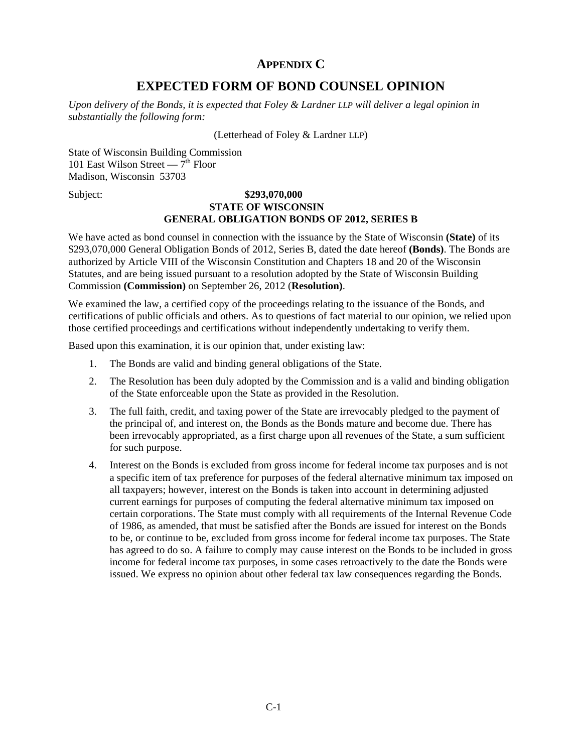# APPENDIX C

# EXPECTED FORM OF BOND COUNSEL OPINION

*Upon delivery of the Bonds, it is expected that Foley & Lardner LLP will deliver a legal opinion in substantially the following form:*

(Letterhead of Foley & Lardner LLP)

State of Wisconsin Building Commission
101 East Wilson Street — 7th Floor
Madison, Wisconsin 53703

Subject: **$293,070,000**
**STATE OF WISCONSIN**
**GENERAL OBLIGATION BONDS OF 2012, SERIES B**

We have acted as bond counsel in connection with the issuance by the State of Wisconsin **(State)** of its $293,070,000 General Obligation Bonds of 2012, Series B, dated the date hereof **(Bonds)**. The Bonds are authorized by Article VIII of the Wisconsin Constitution and Chapters 18 and 20 of the Wisconsin Statutes, and are being issued pursuant to a resolution adopted by the State of Wisconsin Building Commission **(Commission)** on September 26, 2012 (**Resolution)**.

We examined the law, a certified copy of the proceedings relating to the issuance of the Bonds, and certifications of public officials and others. As to questions of fact material to our opinion, we relied upon those certified proceedings and certifications without independently undertaking to verify them.

Based upon this examination, it is our opinion that, under existing law:

1. The Bonds are valid and binding general obligations of the State.

2. The Resolution has been duly adopted by the Commission and is a valid and binding obligation of the State enforceable upon the State as provided in the Resolution.

3. The full faith, credit, and taxing power of the State are irrevocably pledged to the payment of the principal of, and interest on, the Bonds as the Bonds mature and become due. There has been irrevocably appropriated, as a first charge upon all revenues of the State, a sum sufficient for such purpose.

4. Interest on the Bonds is excluded from gross income for federal income tax purposes and is not a specific item of tax preference for purposes of the federal alternative minimum tax imposed on all taxpayers; however, interest on the Bonds is taken into account in determining adjusted current earnings for purposes of computing the federal alternative minimum tax imposed on certain corporations. The State must comply with all requirements of the Internal Revenue Code of 1986, as amended, that must be satisfied after the Bonds are issued for interest on the Bonds to be, or continue to be, excluded from gross income for federal income tax purposes. The State has agreed to do so. A failure to comply may cause interest on the Bonds to be included in gross income for federal income tax purposes, in some cases retroactively to the date the Bonds were issued. We express no opinion about other federal tax law consequences regarding the Bonds.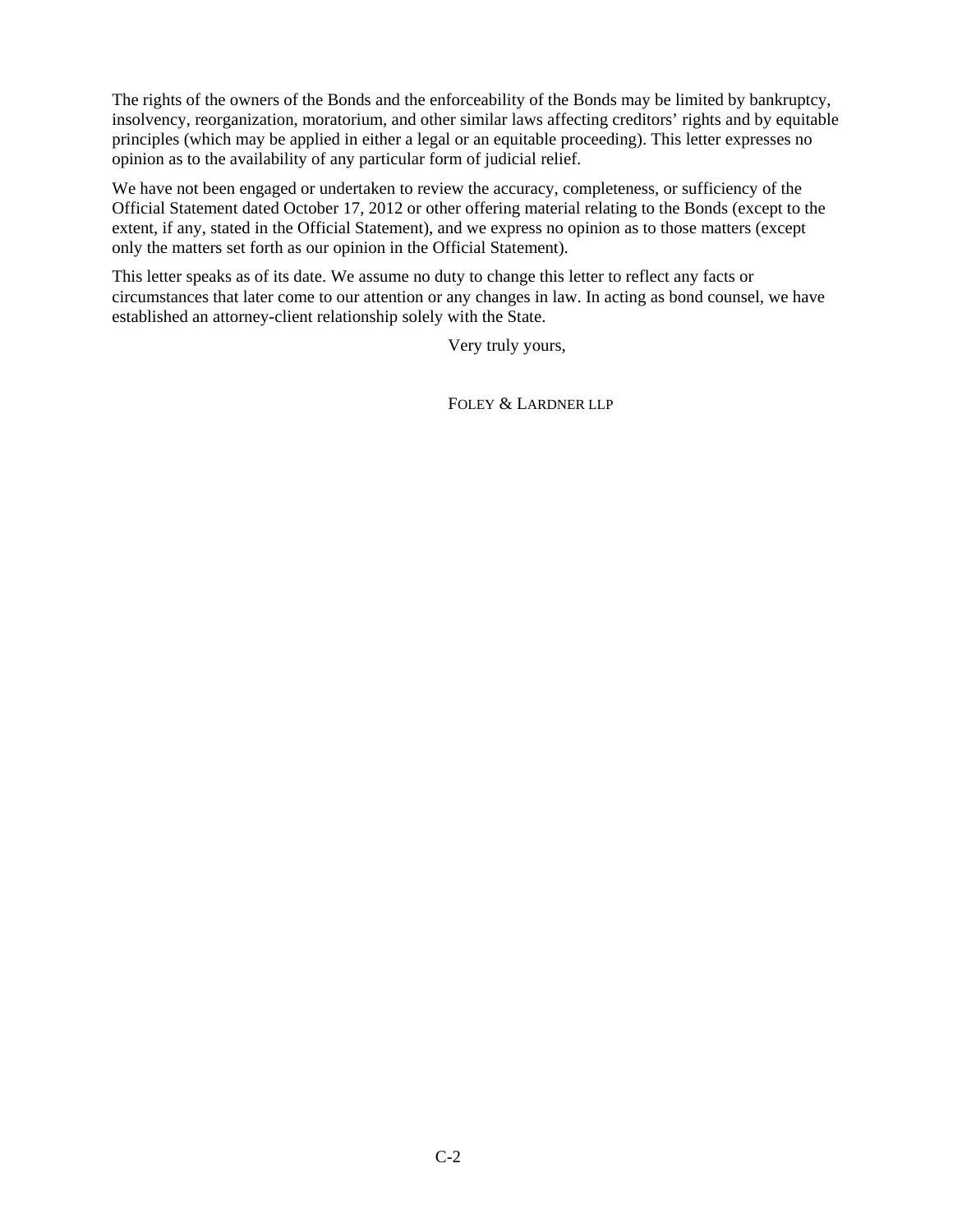The rights of the owners of the Bonds and the enforceability of the Bonds may be limited by bankruptcy, insolvency, reorganization, moratorium, and other similar laws affecting creditors' rights and by equitable principles (which may be applied in either a legal or an equitable proceeding). This letter expresses no opinion as to the availability of any particular form of judicial relief.

We have not been engaged or undertaken to review the accuracy, completeness, or sufficiency of the Official Statement dated October 17, 2012 or other offering material relating to the Bonds (except to the extent, if any, stated in the Official Statement), and we express no opinion as to those matters (except only the matters set forth as our opinion in the Official Statement).

This letter speaks as of its date. We assume no duty to change this letter to reflect any facts or circumstances that later come to our attention or any changes in law. In acting as bond counsel, we have established an attorney-client relationship solely with the State.

Very truly yours,

FOLEY & LARDNER LLP